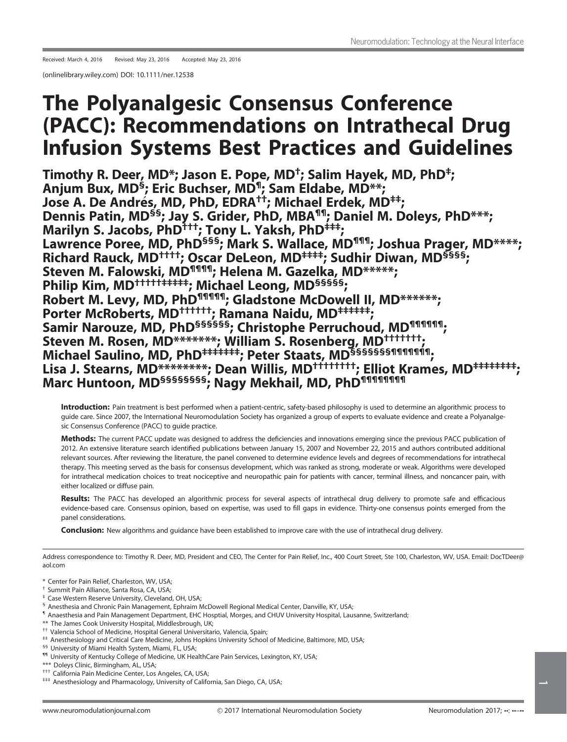Received: March 4, 2016 Revised: May 23, 2016 Accepted: May 23, 2016

(onlinelibrary.wiley.com) DOI: 10.1111/ner.12538

# The Polyanalgesic Consensus Conference (PACC): Recommendations on Intrathecal Drug Infusion Systems Best Practices and Guidelines

**Timothy R. Deer, MD[*]; Jason E. Pope, MD[†]; Salim Hayek, MD, PhD[‡]; Anjum Bux, MD[§]; Eric Buchser, MD[¶]; Sam Eldabe, MD[**]; Jose A. De Andrés, MD, PhD, EDRA[††]; Michael Erdek, MD[‡‡]; Dennis Patin, MD[§§]; Jay S. Grider, PhD, MBA[¶¶]; Daniel M. Doleys, PhD[***]; Marilyn S. Jacobs, PhD[†††]; Tony L. Yaksh, PhD[‡‡‡]; Lawrence Poree, MD, PhD[§§§]; Mark S. Wallace, MD[¶¶¶]; Joshua Prager, MD[****]; Richard Rauck, MD[††††]; Oscar DeLeon, MD[‡‡‡‡]; Sudhir Diwan, MD[§§§§]; Steven M. Falowski, MD[¶¶¶¶]; Helena M. Gazelka, MD[*****]; Philip Kim, MD[†††††‡‡‡‡‡]; Michael Leong, MD[§§§§§]; Robert M. Levy, MD, PhD[¶¶¶¶¶]; Gladstone McDowell II, MD[******]; Porter McRoberts, MD[††††††]; Ramana Naidu, MD[‡‡‡‡‡‡]; Samir Narouze, MD, PhD[§§§§§§]; Christophe Perruchoud, MD[¶¶¶¶¶¶]; Steven M. Rosen, MD[*******]; William S. Rosenberg, MD[†††††††]; Michael Saulino, MD, PhD[‡‡‡‡‡‡‡]; Peter Staats, MD[§§§§§§§¶¶¶¶¶¶¶]; Lisa J. Stearns, MD[********]; Dean Willis, MD[††††††††]; Elliot Krames, MD[‡‡‡‡‡‡‡‡]; Marc Huntoon, MD[§§§§§§§§]; Nagy Mekhail, MD, PhD[¶¶¶¶¶¶¶¶]**

**Introduction:** Pain treatment is best performed when a patient-centric, safety-based philosophy is used to determine an algorithmic process to guide care. Since 2007, the International Neuromodulation Society has organized a group of experts to evaluate evidence and create a Polyanalgesic Consensus Conference (PACC) to guide practice.

**Methods:** The current PACC update was designed to address the deficiencies and innovations emerging since the previous PACC publication of 2012. An extensive literature search identified publications between January 15, 2007 and November 22, 2015 and authors contributed additional relevant sources. After reviewing the literature, the panel convened to determine evidence levels and degrees of recommendations for intrathecal therapy. This meeting served as the basis for consensus development, which was ranked as strong, moderate or weak. Algorithms were developed for intrathecal medication choices to treat nociceptive and neuropathic pain for patients with cancer, terminal illness, and noncancer pain, with either localized or diffuse pain.

**Results:** The PACC has developed an algorithmic process for several aspects of intrathecal drug delivery to promote safe and efficacious evidence-based care. Consensus opinion, based on expertise, was used to fill gaps in evidence. Thirty-one consensus points emerged from the panel considerations.

**Conclusion:** New algorithms and guidance have been established to improve care with the use of intrathecal drug delivery.

Address correspondence to: Timothy R. Deer, MD, President and CEO, The Center for Pain Relief, Inc., 400 Court Street, Ste 100, Charleston, WV, USA. Email: DocTDeer@aol.com

\* Center for Pain Relief, Charleston, WV, USA;
† Summit Pain Alliance, Santa Rosa, CA, USA;
‡ Case Western Reserve University, Cleveland, OH, USA;
§ Anesthesia and Chronic Pain Management, Ephraim McDowell Regional Medical Center, Danville, KY, USA;
¶ Anaesthesia and Pain Management Department, EHC Hosptial, Morges, and CHUV University Hospital, Lausanne, Switzerland;
** The James Cook University Hospital, Middlesbrough, UK;
†† Valencia School of Medicine, Hospital General Universitario, Valencia, Spain;
‡‡ Anesthesiology and Critical Care Medicine, Johns Hopkins University School of Medicine, Baltimore, MD, USA;
§§ University of Miami Health System, Miami, FL, USA;
¶¶ University of Kentucky College of Medicine, UK HealthCare Pain Services, Lexington, KY, USA;
*** Doleys Clinic, Birmingham, AL, USA;
††† California Pain Medicine Center, Los Angeles, CA, USA;
‡‡‡ Anesthesiology and Pharmacology, University of California, San Diego, CA, USA;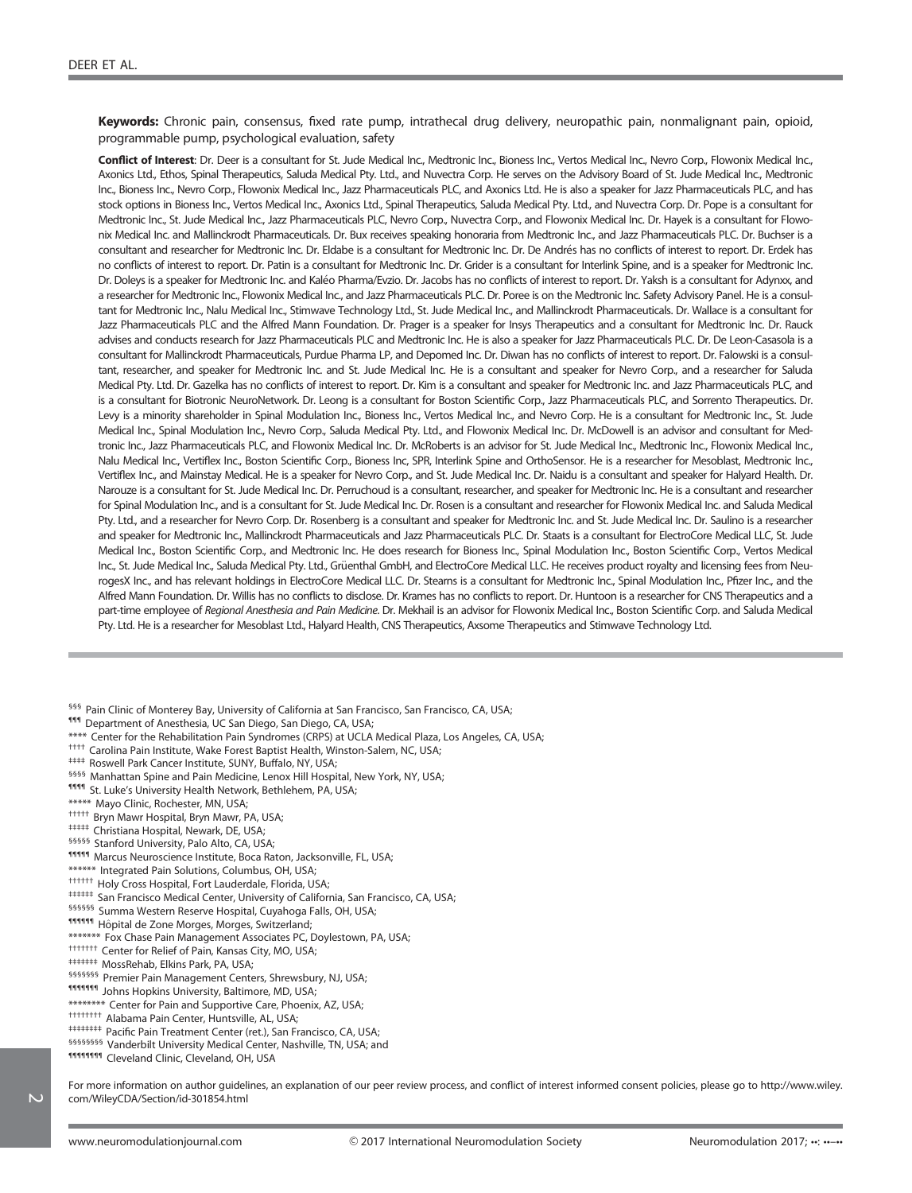**Keywords:** Chronic pain, consensus, fixed rate pump, intrathecal drug delivery, neuropathic pain, nonmalignant pain, opioid, programmable pump, psychological evaluation, safety

**Conflict of Interest**: Dr. Deer is a consultant for St. Jude Medical Inc., Medtronic Inc., Bioness Inc., Vertos Medical Inc., Nevro Corp., Flowonix Medical Inc., Axonics Ltd., Ethos, Spinal Therapeutics, Saluda Medical Pty. Ltd., and Nuvectra Corp. He serves on the Advisory Board of St. Jude Medical Inc., Medtronic Inc., Bioness Inc., Nevro Corp., Flowonix Medical Inc., Jazz Pharmaceuticals PLC, and Axonics Ltd. He is also a speaker for Jazz Pharmaceuticals PLC, and has stock options in Bioness Inc., Vertos Medical Inc., Axonics Ltd., Spinal Therapeutics, Saluda Medical Pty. Ltd., and Nuvectra Corp. Dr. Pope is a consultant for Medtronic Inc., St. Jude Medical Inc., Jazz Pharmaceuticals PLC, Nevro Corp., Nuvectra Corp., and Flowonix Medical Inc. Dr. Hayek is a consultant for Flowonix Medical Inc. and Mallinckrodt Pharmaceuticals. Dr. Bux receives speaking honoraria from Medtronic Inc., and Jazz Pharmaceuticals PLC. Dr. Buchser is a consultant and researcher for Medtronic Inc. Dr. Eldabe is a consultant for Medtronic Inc. Dr. De Andrés has no conflicts of interest to report. Dr. Erdek has no conflicts of interest to report. Dr. Patin is a consultant for Medtronic Inc. Dr. Grider is a consultant for Interlink Spine, and is a speaker for Medtronic Inc. Dr. Doleys is a speaker for Medtronic Inc. and Kaléo Pharma/Evzio. Dr. Jacobs has no conflicts of interest to report. Dr. Yaksh is a consultant for Adynxx, and a researcher for Medtronic Inc., Flowonix Medical Inc., and Jazz Pharmaceuticals PLC. Dr. Poree is on the Medtronic Inc. Safety Advisory Panel. He is a consultant for Medtronic Inc., Nalu Medical Inc., Stimwave Technology Ltd., St. Jude Medical Inc., and Mallinckrodt Pharmaceuticals. Dr. Wallace is a consultant for Jazz Pharmaceuticals PLC and the Alfred Mann Foundation. Dr. Prager is a speaker for Insys Therapeutics and a consultant for Medtronic Inc. Dr. Rauck advises and conducts research for Jazz Pharmaceuticals PLC and Medtronic Inc. He is also a speaker for Jazz Pharmaceuticals PLC. Dr. De Leon-Casasola is a consultant for Mallinckrodt Pharmaceuticals, Purdue Pharma LP, and Depomed Inc. Dr. Diwan has no conflicts of interest to report. Dr. Falowski is a consultant, researcher, and speaker for Medtronic Inc. and St. Jude Medical Inc. He is a consultant and speaker for Nevro Corp., and a researcher for Saluda Medical Pty. Ltd. Dr. Gazelka has no conflicts of interest to report. Dr. Kim is a consultant and speaker for Medtronic Inc. and Jazz Pharmaceuticals PLC, and is a consultant for Biotronic NeuroNetwork. Dr. Leong is a consultant for Boston Scientific Corp., Jazz Pharmaceuticals PLC, and Sorrento Therapeutics. Dr. Levy is a minority shareholder in Spinal Modulation Inc., Bioness Inc., Vertos Medical Inc., and Nevro Corp. He is a consultant for Medtronic Inc., St. Jude Medical Inc., Spinal Modulation Inc., Nevro Corp., Saluda Medical Pty. Ltd., and Flowonix Medical Inc. Dr. McDowell is an advisor and consultant for Medtronic Inc., Jazz Pharmaceuticals PLC, and Flowonix Medical Inc. Dr. McRoberts is an advisor for St. Jude Medical Inc., Medtronic Inc., Flowonix Medical Inc., Nalu Medical Inc., Vertiflex Inc., Boston Scientific Corp., Bioness Inc, SPR, Interlink Spine and OrthoSensor. He is a researcher for Mesoblast, Medtronic Inc., Vertiflex Inc., and Mainstay Medical. He is a speaker for Nevro Corp., and St. Jude Medical Inc. Dr. Naidu is a consultant and speaker for Halyard Health. Dr. Narouze is a consultant for St. Jude Medical Inc. Dr. Perruchoud is a consultant, researcher, and speaker for Medtronic Inc. He is a consultant and researcher for Spinal Modulation Inc., and is a consultant for St. Jude Medical Inc. Dr. Rosen is a consultant and researcher for Flowonix Medical Inc. and Saluda Medical Pty. Ltd., and a researcher for Nevro Corp. Dr. Rosenberg is a consultant and speaker for Medtronic Inc. and St. Jude Medical Inc. Dr. Saulino is a researcher and speaker for Medtronic Inc., Mallinckrodt Pharmaceuticals and Jazz Pharmaceuticals PLC. Dr. Staats is a consultant for ElectroCore Medical LLC, St. Jude Medical Inc., Boston Scientific Corp., and Medtronic Inc. He does research for Bioness Inc., Spinal Modulation Inc., Boston Scientific Corp., Vertos Medical Inc., St. Jude Medical Inc., Saluda Medical Pty. Ltd., Grüenthal GmbH, and ElectroCore Medical LLC. He receives product royalty and licensing fees from NeurogesX Inc., and has relevant holdings in ElectroCore Medical LLC. Dr. Stearns is a consultant for Medtronic Inc., Spinal Modulation Inc., Pfizer Inc., and the Alfred Mann Foundation. Dr. Willis has no conflicts to disclose. Dr. Krames has no conflicts to report. Dr. Huntoon is a researcher for CNS Therapeutics and a part-time employee of *Regional Anesthesia and Pain Medicine*. Dr. Mekhail is an advisor for Flowonix Medical Inc., Boston Scientific Corp. and Saluda Medical Pty. Ltd. He is a researcher for Mesoblast Ltd., Halyard Health, CNS Therapeutics, Axsome Therapeutics and Stimwave Technology Ltd.

[§§§] Pain Clinic of Monterey Bay, University of California at San Francisco, San Francisco, CA, USA;
[¶¶¶] Department of Anesthesia, UC San Diego, San Diego, CA, USA;
[****] Center for the Rehabilitation Pain Syndromes (CRPS) at UCLA Medical Plaza, Los Angeles, CA, USA;
[††††] Carolina Pain Institute, Wake Forest Baptist Health, Winston-Salem, NC, USA;
[‡‡‡‡] Roswell Park Cancer Institute, SUNY, Buffalo, NY, USA;
[§§§§] Manhattan Spine and Pain Medicine, Lenox Hill Hospital, New York, NY, USA;
[¶¶¶¶] St. Luke's University Health Network, Bethlehem, PA, USA;
[*****] Mayo Clinic, Rochester, MN, USA;
[†††††] Bryn Mawr Hospital, Bryn Mawr, PA, USA;
[‡‡‡‡‡] Christiana Hospital, Newark, DE, USA;
[§§§§§] Stanford University, Palo Alto, CA, USA;
[¶¶¶¶¶] Marcus Neuroscience Institute, Boca Raton, Jacksonville, FL, USA;
[******] Integrated Pain Solutions, Columbus, OH, USA;
[††††††] Holy Cross Hospital, Fort Lauderdale, Florida, USA;
[‡‡‡‡‡‡] San Francisco Medical Center, University of California, San Francisco, CA, USA;
[§§§§§§] Summa Western Reserve Hospital, Cuyahoga Falls, OH, USA;
[¶¶¶¶¶¶] Hôpital de Zone Morges, Morges, Switzerland;
[*******] Fox Chase Pain Management Associates PC, Doylestown, PA, USA;
[†††††††] Center for Relief of Pain, Kansas City, MO, USA;
[‡‡‡‡‡‡‡] MossRehab, Elkins Park, PA, USA;
[§§§§§§§] Premier Pain Management Centers, Shrewsbury, NJ, USA;
[¶¶¶¶¶¶¶] Johns Hopkins University, Baltimore, MD, USA;
[********] Center for Pain and Supportive Care, Phoenix, AZ, USA;
[††††††††] Alabama Pain Center, Huntsville, AL, USA;
[‡‡‡‡‡‡‡‡] Pacific Pain Treatment Center (ret.), San Francisco, CA, USA;
[§§§§§§§§] Vanderbilt University Medical Center, Nashville, TN, USA; and
[¶¶¶¶¶¶¶¶] Cleveland Clinic, Cleveland, OH, USA

For more information on author guidelines, an explanation of our peer review process, and conflict of interest informed consent policies, please go to http://www.wiley.com/WileyCDA/Section/id-301854.html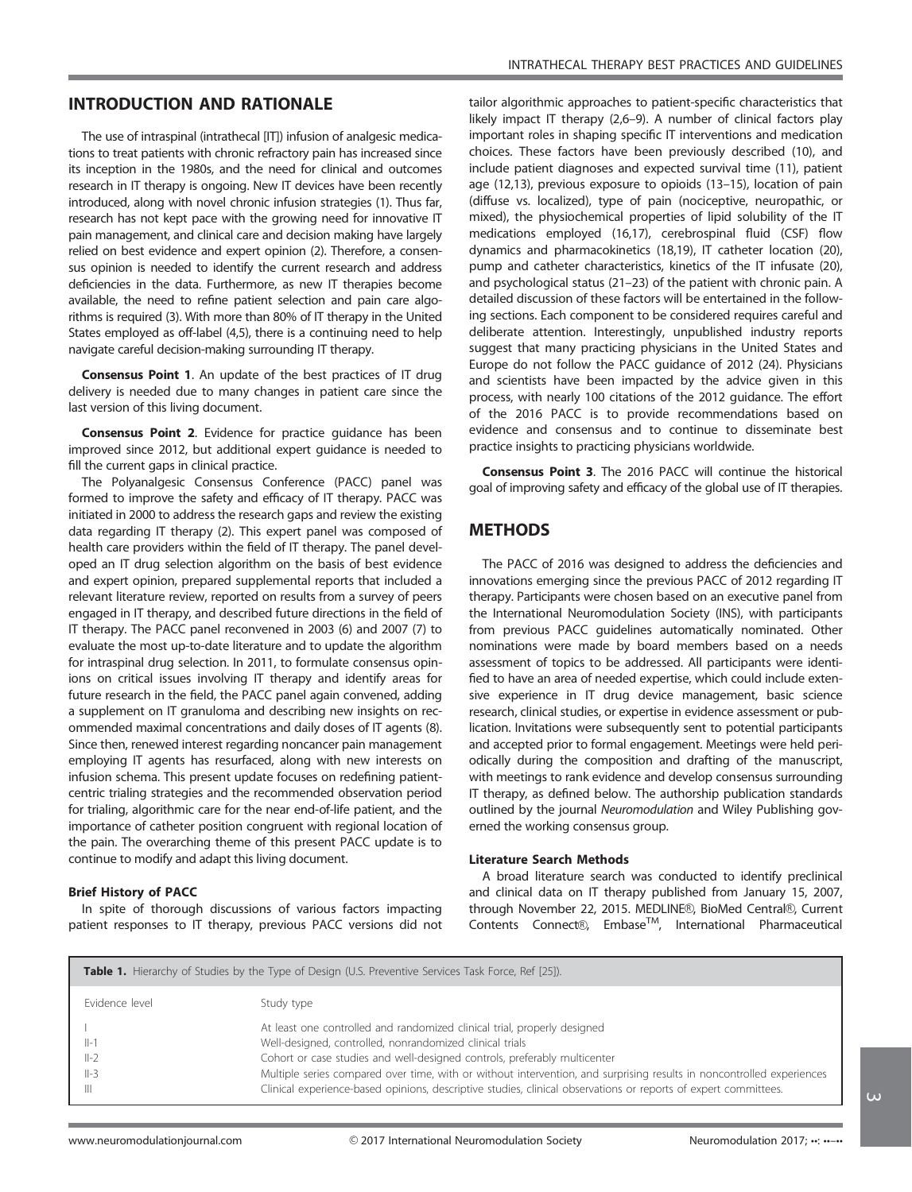## INTRODUCTION AND RATIONALE

The use of intraspinal (intrathecal [IT]) infusion of analgesic medications to treat patients with chronic refractory pain has increased since its inception in the 1980s, and the need for clinical and outcomes research in IT therapy is ongoing. New IT devices have been recently introduced, along with novel chronic infusion strategies (1). Thus far, research has not kept pace with the growing need for innovative IT pain management, and clinical care and decision making have largely relied on best evidence and expert opinion (2). Therefore, a consensus opinion is needed to identify the current research and address deficiencies in the data. Furthermore, as new IT therapies become available, the need to refine patient selection and pain care algorithms is required (3). With more than 80% of IT therapy in the United States employed as off-label (4,5), there is a continuing need to help navigate careful decision-making surrounding IT therapy.

**Consensus Point 1**. An update of the best practices of IT drug delivery is needed due to many changes in patient care since the last version of this living document.

**Consensus Point 2**. Evidence for practice guidance has been improved since 2012, but additional expert guidance is needed to fill the current gaps in clinical practice.

The Polyanalgesic Consensus Conference (PACC) panel was formed to improve the safety and efficacy of IT therapy. PACC was initiated in 2000 to address the research gaps and review the existing data regarding IT therapy (2). This expert panel was composed of health care providers within the field of IT therapy. The panel developed an IT drug selection algorithm on the basis of best evidence and expert opinion, prepared supplemental reports that included a relevant literature review, reported on results from a survey of peers engaged in IT therapy, and described future directions in the field of IT therapy. The PACC panel reconvened in 2003 (6) and 2007 (7) to evaluate the most up-to-date literature and to update the algorithm for intraspinal drug selection. In 2011, to formulate consensus opinions on critical issues involving IT therapy and identify areas for future research in the field, the PACC panel again convened, adding a supplement on IT granuloma and describing new insights on recommended maximal concentrations and daily doses of IT agents (8). Since then, renewed interest regarding noncancer pain management employing IT agents has resurfaced, along with new interests on infusion schema. This present update focuses on redefining patient-centric trialing strategies and the recommended observation period for trialing, algorithmic care for the near end-of-life patient, and the importance of catheter position congruent with regional location of the pain. The overarching theme of this present PACC update is to continue to modify and adapt this living document.

### Brief History of PACC

In spite of thorough discussions of various factors impacting patient responses to IT therapy, previous PACC versions did not tailor algorithmic approaches to patient-specific characteristics that likely impact IT therapy (2,6–9). A number of clinical factors play important roles in shaping specific IT interventions and medication choices. These factors have been previously described (10), and include patient diagnoses and expected survival time (11), patient age (12,13), previous exposure to opioids (13–15), location of pain (diffuse vs. localized), type of pain (nociceptive, neuropathic, or mixed), the physiochemical properties of lipid solubility of the IT medications employed (16,17), cerebrospinal fluid (CSF) flow dynamics and pharmacokinetics (18,19), IT catheter location (20), pump and catheter characteristics, kinetics of the IT infusate (20), and psychological status (21–23) of the patient with chronic pain. A detailed discussion of these factors will be entertained in the following sections. Each component to be considered requires careful and deliberate attention. Interestingly, unpublished industry reports suggest that many practicing physicians in the United States and Europe do not follow the PACC guidance of 2012 (24). Physicians and scientists have been impacted by the advice given in this process, with nearly 100 citations of the 2012 guidance. The effort of the 2016 PACC is to provide recommendations based on evidence and consensus and to continue to disseminate best practice insights to practicing physicians worldwide.

**Consensus Point 3**. The 2016 PACC will continue the historical goal of improving safety and efficacy of the global use of IT therapies.

## METHODS

The PACC of 2016 was designed to address the deficiencies and innovations emerging since the previous PACC of 2012 regarding IT therapy. Participants were chosen based on an executive panel from the International Neuromodulation Society (INS), with participants from previous PACC guidelines automatically nominated. Other nominations were made by board members based on a needs assessment of topics to be addressed. All participants were identified to have an area of needed expertise, which could include extensive experience in IT drug device management, basic science research, clinical studies, or expertise in evidence assessment or publication. Invitations were subsequently sent to potential participants and accepted prior to formal engagement. Meetings were held periodically during the composition and drafting of the manuscript, with meetings to rank evidence and develop consensus surrounding IT therapy, as defined below. The authorship publication standards outlined by the journal *Neuromodulation* and Wiley Publishing governed the working consensus group.

### Literature Search Methods

A broad literature search was conducted to identify preclinical and clinical data on IT therapy published from January 15, 2007, through November 22, 2015. MEDLINE®, BioMed Central®, Current Contents Connect®, Embase™, International Pharmaceutical

**Table 1.** Hierarchy of Studies by the Type of Design (U.S. Preventive Services Task Force, Ref [25]).

| Evidence level | Study type |
|---|---|
| I | At least one controlled and randomized clinical trial, properly designed |
| II-1 | Well-designed, controlled, nonrandomized clinical trials |
| II-2 | Cohort or case studies and well-designed controls, preferably multicenter |
| II-3 | Multiple series compared over time, with or without intervention, and surprising results in noncontrolled experiences |
| III | Clinical experience-based opinions, descriptive studies, clinical observations or reports of expert committees. |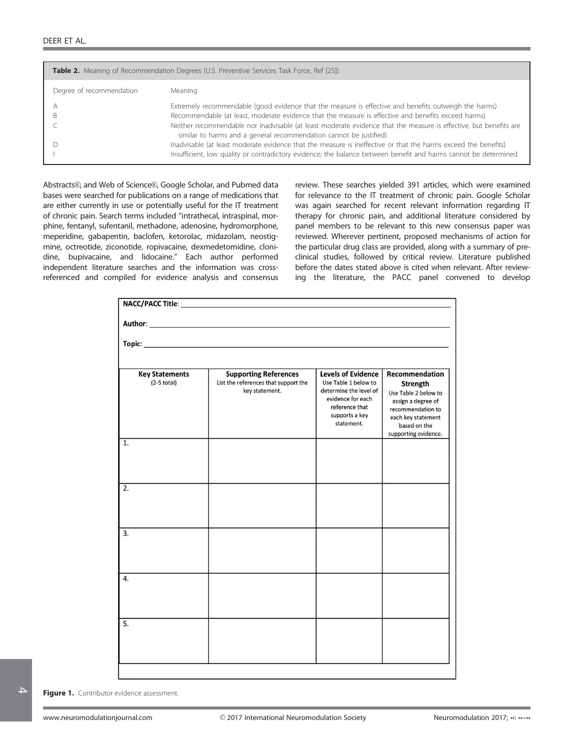**Table 2.** Meaning of Recommendation Degrees (U.S. Preventive Services Task Force, Ref [25]).

| Degree of recommendation | Meaning |
|---|---|
| A | Extremely recommendable (good evidence that the measure is effective and benefits outweigh the harms) |
| B | Recommendable (at least, moderate evidence that the measure is effective and benefits exceed harms) |
| C | Neither recommendable nor inadvisable (at least moderate evidence that the measure is effective, but benefits are similar to harms and a general recommendation cannot be justified) |
| D | Inadvisable (at least moderate evidence that the measure is ineffective or that the harms exceed the benefits) |
| I | Insufficient, low quality or contradictory evidence; the balance between benefit and harms cannot be determined. |

Abstracts®, and Web of Science®, Google Scholar, and Pubmed data bases were searched for publications on a range of medications that are either currently in use or potentially useful for the IT treatment of chronic pain. Search terms included "intrathecal, intraspinal, morphine, fentanyl, sufentanil, methadone, adenosine, hydromorphone, meperidine, gabapentin, baclofen, ketorolac, midazolam, neostigmine, octreotide, ziconotide, ropivacaine, dexmedetomidine, clonidine, bupivacaine, and lidocaine." Each author performed independent literature searches and the information was cross-referenced and compiled for evidence analysis and consensus review. These searches yielded 391 articles, which were examined for relevance to the IT treatment of chronic pain. Google Scholar was again searched for recent relevant information regarding IT therapy for chronic pain, and additional literature considered by panel members to be relevant to this new consensus paper was reviewed. Wherever pertinent, proposed mechanisms of action for the particular drug class are provided, along with a summary of preclinical studies, followed by critical review. Literature published before the dates stated above is cited when relevant. After reviewing the literature, the PACC panel convened to develop

**NACC/PACC Title:** ______

**Author:** ______

**Topic:** ______

| Key Statements (2-5 total) | Supporting References List the references that support the key statement. | Levels of Evidence Use Table 1 below to determine the level of evidence for each reference that supports a key statement. | Recommendation Strength Use Table 2 below to assign a degree of recommendation to each key statement based on the supporting evidence. |
|---|---|---|---|
| 1. | | | |
| 2. | | | |
| 3. | | | |
| 4. | | | |
| 5. | | | |

**Figure 1.** Contributor evidence assessment.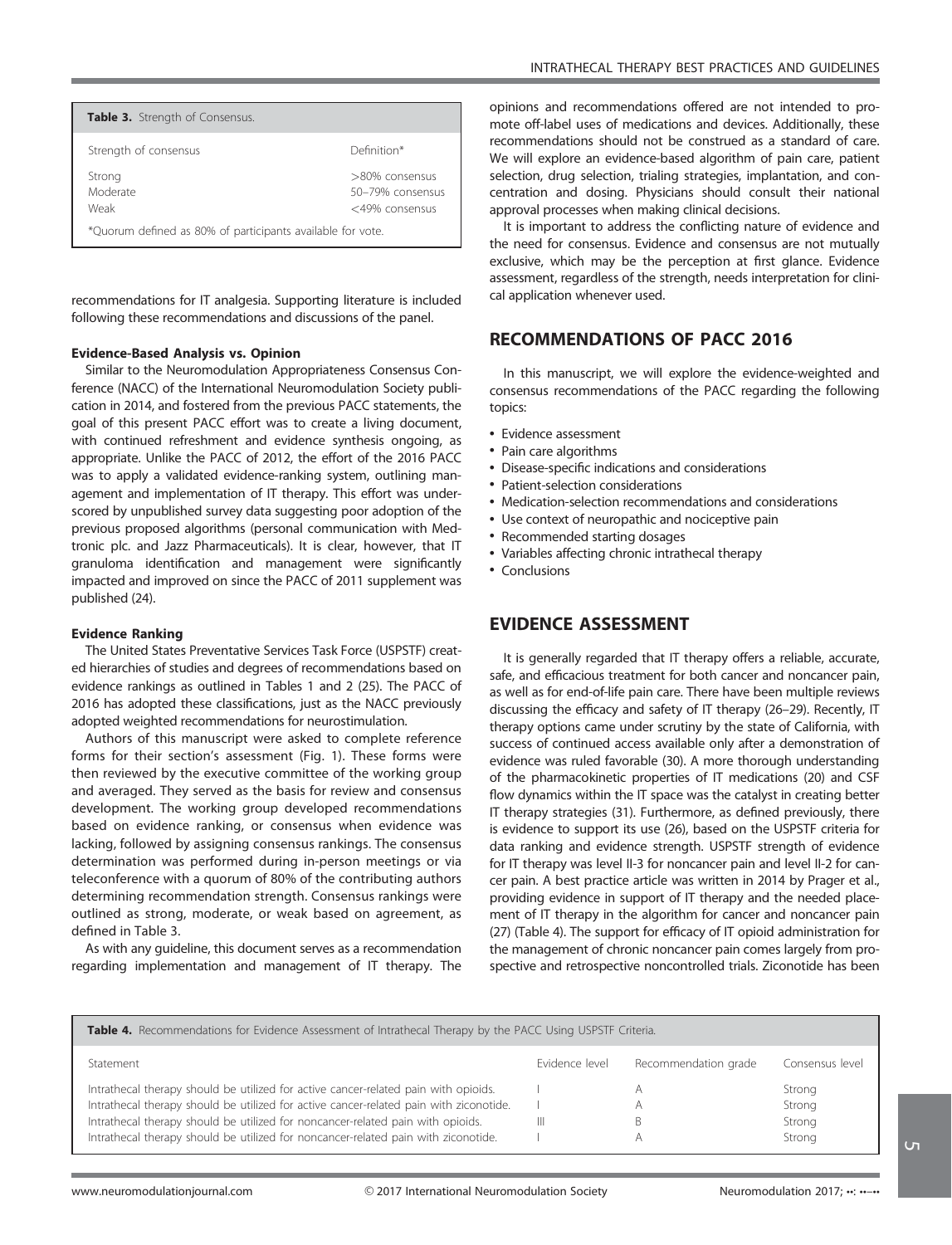**Table 3.** Strength of Consensus.

| Strength of consensus | Definition* |
|---|---|
| Strong | >80% consensus |
| Moderate | 50–79% consensus |
| Weak | <49% consensus |

*Quorum defined as 80% of participants available for vote.

recommendations for IT analgesia. Supporting literature is included following these recommendations and discussions of the panel.

#### Evidence-Based Analysis vs. Opinion

Similar to the Neuromodulation Appropriateness Consensus Conference (NACC) of the International Neuromodulation Society publication in 2014, and fostered from the previous PACC statements, the goal of this present PACC effort was to create a living document, with continued refreshment and evidence synthesis ongoing, as appropriate. Unlike the PACC of 2012, the effort of the 2016 PACC was to apply a validated evidence-ranking system, outlining management and implementation of IT therapy. This effort was underscored by unpublished survey data suggesting poor adoption of the previous proposed algorithms (personal communication with Medtronic plc. and Jazz Pharmaceuticals). It is clear, however, that IT granuloma identification and management were significantly impacted and improved on since the PACC of 2011 supplement was published (24).

#### Evidence Ranking

The United States Preventative Services Task Force (USPSTF) created hierarchies of studies and degrees of recommendations based on evidence rankings as outlined in Tables 1 and 2 (25). The PACC of 2016 has adopted these classifications, just as the NACC previously adopted weighted recommendations for neurostimulation.

Authors of this manuscript were asked to complete reference forms for their section's assessment (Fig. 1). These forms were then reviewed by the executive committee of the working group and averaged. They served as the basis for review and consensus development. The working group developed recommendations based on evidence ranking, or consensus when evidence was lacking, followed by assigning consensus rankings. The consensus determination was performed during in-person meetings or via teleconference with a quorum of 80% of the contributing authors determining recommendation strength. Consensus rankings were outlined as strong, moderate, or weak based on agreement, as defined in Table 3.

As with any guideline, this document serves as a recommendation regarding implementation and management of IT therapy. The opinions and recommendations offered are not intended to promote off-label uses of medications and devices. Additionally, these recommendations should not be construed as a standard of care. We will explore an evidence-based algorithm of pain care, patient selection, drug selection, trialing strategies, implantation, and concentration and dosing. Physicians should consult their national approval processes when making clinical decisions.

It is important to address the conflicting nature of evidence and the need for consensus. Evidence and consensus are not mutually exclusive, which may be the perception at first glance. Evidence assessment, regardless of the strength, needs interpretation for clinical application whenever used.

## RECOMMENDATIONS OF PACC 2016

In this manuscript, we will explore the evidence-weighted and consensus recommendations of the PACC regarding the following topics:

- Evidence assessment
- Pain care algorithms
- Disease-specific indications and considerations
- Patient-selection considerations
- Medication-selection recommendations and considerations
- Use context of neuropathic and nociceptive pain
- Recommended starting dosages
- Variables affecting chronic intrathecal therapy
- Conclusions

## EVIDENCE ASSESSMENT

It is generally regarded that IT therapy offers a reliable, accurate, safe, and efficacious treatment for both cancer and noncancer pain, as well as for end-of-life pain care. There have been multiple reviews discussing the efficacy and safety of IT therapy (26–29). Recently, IT therapy options came under scrutiny by the state of California, with success of continued access available only after a demonstration of evidence was ruled favorable (30). A more thorough understanding of the pharmacokinetic properties of IT medications (20) and CSF flow dynamics within the IT space was the catalyst in creating better IT therapy strategies (31). Furthermore, as defined previously, there is evidence to support its use (26), based on the USPSTF criteria for data ranking and evidence strength. USPSTF strength of evidence for IT therapy was level II-3 for noncancer pain and level II-2 for cancer pain. A best practice article was written in 2014 by Prager et al., providing evidence in support of IT therapy and the needed placement of IT therapy in the algorithm for cancer and noncancer pain (27) (Table 4). The support for efficacy of IT opioid administration for the management of chronic noncancer pain comes largely from prospective and retrospective noncontrolled trials. Ziconotide has been

**Table 4.** Recommendations for Evidence Assessment of Intrathecal Therapy by the PACC Using USPSTF Criteria.

| Statement | Evidence level | Recommendation grade | Consensus level |
|---|---|---|---|
| Intrathecal therapy should be utilized for active cancer-related pain with opioids. | I | A | Strong |
| Intrathecal therapy should be utilized for active cancer-related pain with ziconotide. | I | A | Strong |
| Intrathecal therapy should be utilized for noncancer-related pain with opioids. | III | B | Strong |
| Intrathecal therapy should be utilized for noncancer-related pain with ziconotide. | I | A | Strong |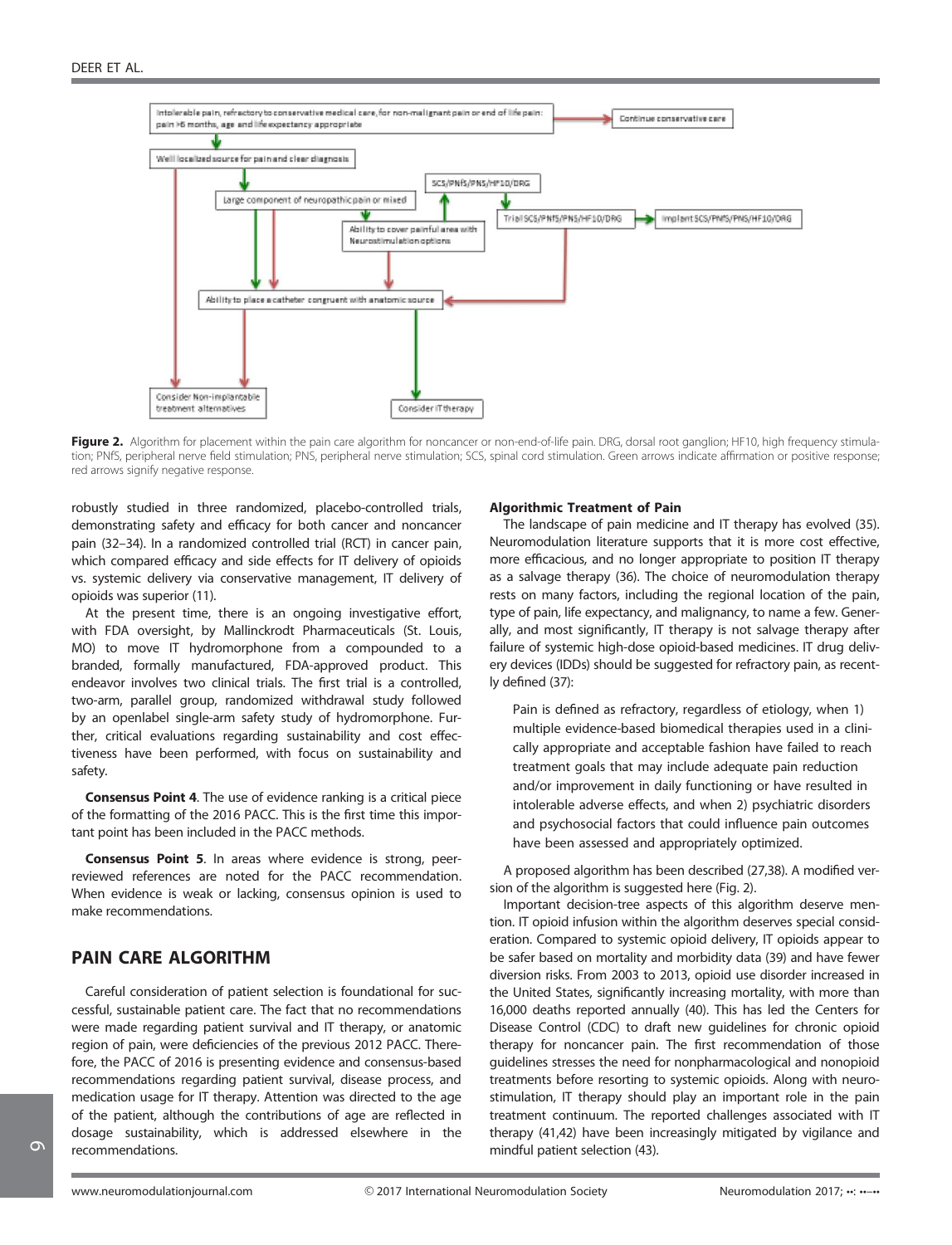Figure 2. Algorithm for placement within the pain care algorithm for noncancer or non-end-of-life pain. DRG, dorsal root ganglion; HF10, high frequency stimulation; PNfS, peripheral nerve field stimulation; PNS, peripheral nerve stimulation; SCS, spinal cord stimulation. Green arrows indicate affirmation or positive response; red arrows signify negative response.

robustly studied in three randomized, placebo-controlled trials, demonstrating safety and efficacy for both cancer and noncancer pain (32–34). In a randomized controlled trial (RCT) in cancer pain, which compared efficacy and side effects for IT delivery of opioids vs. systemic delivery via conservative management, IT delivery of opioids was superior (11).

At the present time, there is an ongoing investigative effort, with FDA oversight, by Mallinckrodt Pharmaceuticals (St. Louis, MO) to move IT hydromorphone from a compounded to a branded, formally manufactured, FDA-approved product. This endeavor involves two clinical trials. The first trial is a controlled, two-arm, parallel group, randomized withdrawal study followed by an openlabel single-arm safety study of hydromorphone. Further, critical evaluations regarding sustainability and cost effectiveness have been performed, with focus on sustainability and safety.

**Consensus Point 4**. The use of evidence ranking is a critical piece of the formatting of the 2016 PACC. This is the first time this important point has been included in the PACC methods.

**Consensus Point 5**. In areas where evidence is strong, peer-reviewed references are noted for the PACC recommendation. When evidence is weak or lacking, consensus opinion is used to make recommendations.

## PAIN CARE ALGORITHM

Careful consideration of patient selection is foundational for successful, sustainable patient care. The fact that no recommendations were made regarding patient survival and IT therapy, or anatomic region of pain, were deficiencies of the previous 2012 PACC. Therefore, the PACC of 2016 is presenting evidence and consensus-based recommendations regarding patient survival, disease process, and medication usage for IT therapy. Attention was directed to the age of the patient, although the contributions of age are reflected in dosage sustainability, which is addressed elsewhere in the recommendations.

### Algorithmic Treatment of Pain

The landscape of pain medicine and IT therapy has evolved (35). Neuromodulation literature supports that it is more cost effective, more efficacious, and no longer appropriate to position IT therapy as a salvage therapy (36). The choice of neuromodulation therapy rests on many factors, including the regional location of the pain, type of pain, life expectancy, and malignancy, to name a few. Generally, and most significantly, IT therapy is not salvage therapy after failure of systemic high-dose opioid-based medicines. IT drug delivery devices (IDDs) should be suggested for refractory pain, as recently defined (37):

> Pain is defined as refractory, regardless of etiology, when 1) multiple evidence-based biomedical therapies used in a clinically appropriate and acceptable fashion have failed to reach treatment goals that may include adequate pain reduction and/or improvement in daily functioning or have resulted in intolerable adverse effects, and when 2) psychiatric disorders and psychosocial factors that could influence pain outcomes have been assessed and appropriately optimized.

A proposed algorithm has been described (27,38). A modified version of the algorithm is suggested here (Fig. 2).

Important decision-tree aspects of this algorithm deserve mention. IT opioid infusion within the algorithm deserves special consideration. Compared to systemic opioid delivery, IT opioids appear to be safer based on mortality and morbidity data (39) and have fewer diversion risks. From 2003 to 2013, opioid use disorder increased in the United States, significantly increasing mortality, with more than 16,000 deaths reported annually (40). This has led the Centers for Disease Control (CDC) to draft new guidelines for chronic opioid therapy for noncancer pain. The first recommendation of those guidelines stresses the need for nonpharmacological and nonopioid treatments before resorting to systemic opioids. Along with neurostimulation, IT therapy should play an important role in the pain treatment continuum. The reported challenges associated with IT therapy (41,42) have been increasingly mitigated by vigilance and mindful patient selection (43).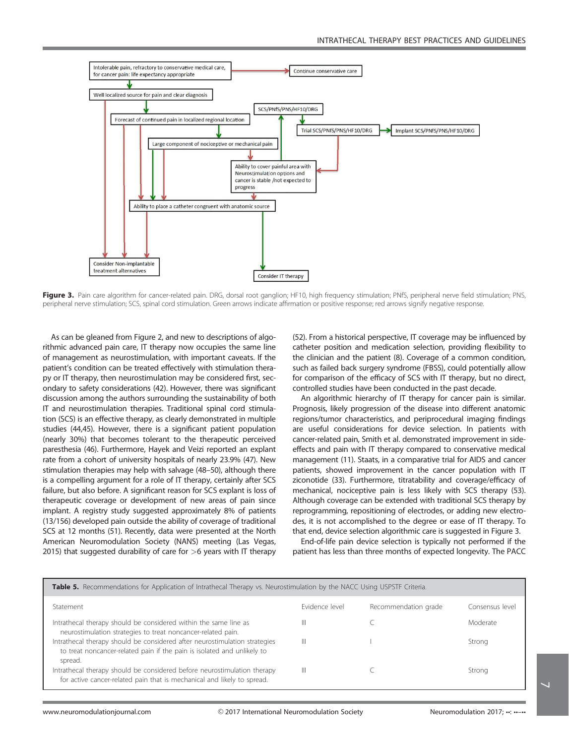Intolerable pain, refractory to conservative medical care, for cancer pain: life expectancy appropriate

Continue conservative care

Well localized source for pain and clear diagnosis

SCS/PNfS/PNS/HF10/DRG

Forecast of continued pain in localized regional location

Trial SCS/PNfS/PNS/HF10/DRG

Implant SCS/PNfS/PNS/HF10/DRG

Large component of nociceptive or mechanical pain

Ability to cover painful area with Neurostimulation options and cancer is stable /not expected to progress

Ability to place a catheter congruent with anatomic source

Consider Non-implantable treatment alternatives

Consider IT therapy

**Figure 3.** Pain care algorithm for cancer-related pain. DRG, dorsal root ganglion; HF10, high frequency stimulation; PNfS, peripheral nerve field stimulation; PNS, peripheral nerve stimulation; SCS, spinal cord stimulation. Green arrows indicate affirmation or positive response; red arrows signify negative response.

As can be gleaned from Figure 2, and new to descriptions of algorithmic advanced pain care, IT therapy now occupies the same line of management as neurostimulation, with important caveats. If the patient's condition can be treated effectively with stimulation therapy or IT therapy, then neurostimulation may be considered first, secondary to safety considerations (42). However, there was significant discussion among the authors surrounding the sustainability of both IT and neurostimulation therapies. Traditional spinal cord stimulation (SCS) is an effective therapy, as clearly demonstrated in multiple studies (44,45). However, there is a significant patient population (nearly 30%) that becomes tolerant to the therapeutic perceived paresthesia (46). Furthermore, Hayek and Veizi reported an explant rate from a cohort of university hospitals of nearly 23.9% (47). New stimulation therapies may help with salvage (48–50), although there is a compelling argument for a role of IT therapy, certainly after SCS failure, but also before. A significant reason for SCS explant is loss of therapeutic coverage or development of new areas of pain since implant. A registry study suggested approximately 8% of patients (13/156) developed pain outside the ability of coverage of traditional SCS at 12 months (51). Recently, data were presented at the North American Neuromodulation Society (NANS) meeting (Las Vegas, 2015) that suggested durability of care for >6 years with IT therapy (52). From a historical perspective, IT coverage may be influenced by catheter position and medication selection, providing flexibility to the clinician and the patient (8). Coverage of a common condition, such as failed back surgery syndrome (FBSS), could potentially allow for comparison of the efficacy of SCS with IT therapy, but no direct, controlled studies have been conducted in the past decade.

An algorithmic hierarchy of IT therapy for cancer pain is similar. Prognosis, likely progression of the disease into different anatomic regions/tumor characteristics, and periprocedural imaging findings are useful considerations for device selection. In patients with cancer-related pain, Smith et al. demonstrated improvement in side-effects and pain with IT therapy compared to conservative medical management (11). Staats, in a comparative trial for AIDS and cancer patients, showed improvement in the cancer population with IT ziconotide (33). Furthermore, titratability and coverage/efficacy of mechanical, nociceptive pain is less likely with SCS therapy (53). Although coverage can be extended with traditional SCS therapy by reprogramming, repositioning of electrodes, or adding new electrodes, it is not accomplished to the degree or ease of IT therapy. To that end, device selection algorithmic care is suggested in Figure 3.

End-of-life pain device selection is typically not performed if the patient has less than three months of expected longevity. The PACC

**Table 5.** Recommendations for Application of Intrathecal Therapy vs. Neurostimulation by the NACC Using USPSTF Criteria.

| Statement | Evidence level | Recommendation grade | Consensus level |
|---|---|---|---|
| Intrathecal therapy should be considered within the same line as neurostimulation strategies to treat noncancer-related pain. | III | C | Moderate |
| Intrathecal therapy should be considered after neurostimulation strategies to treat noncancer-related pain if the pain is isolated and unlikely to spread. | III | I | Strong |
| Intrathecal therapy should be considered before neurostimulation therapy for active cancer-related pain that is mechanical and likely to spread. | III | C | Strong |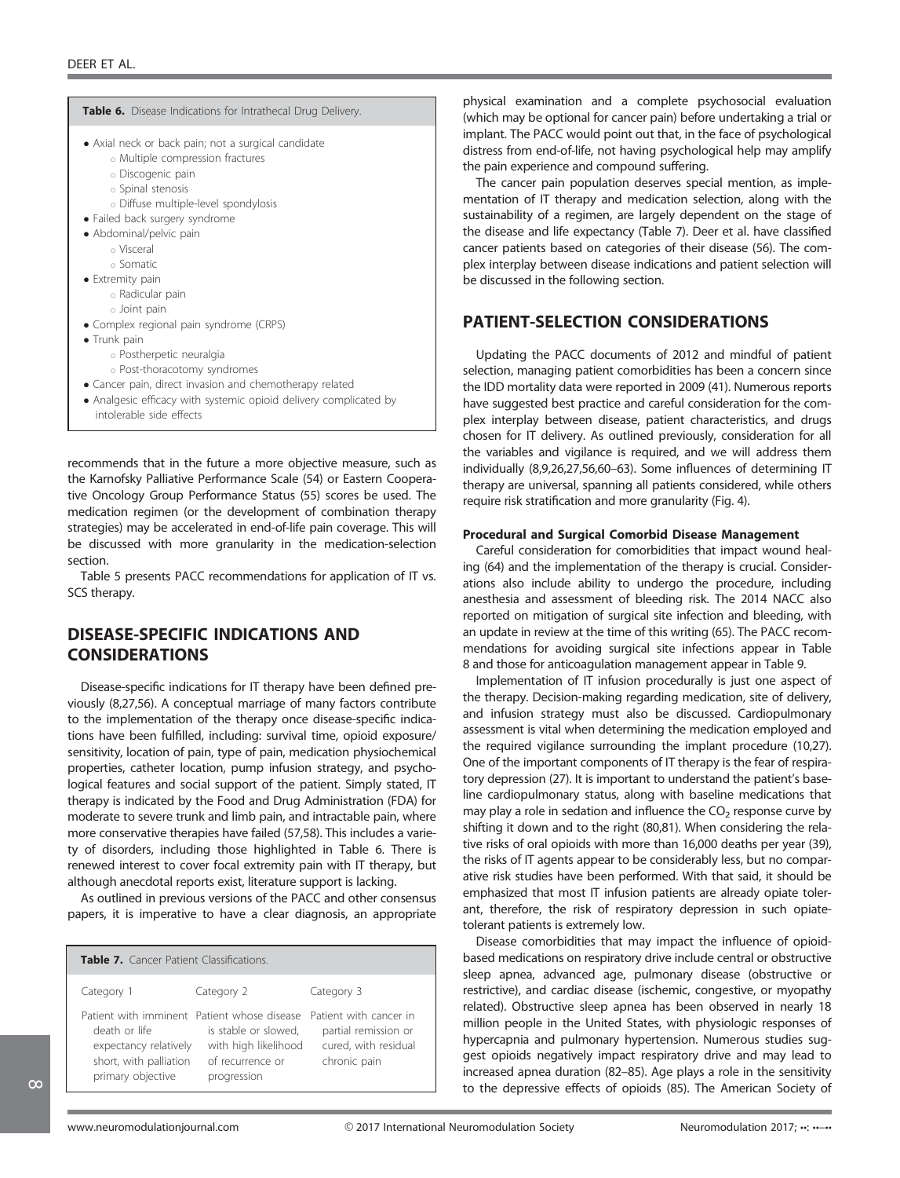**Table 6.** Disease Indications for Intrathecal Drug Delivery.

- Axial neck or back pain; not a surgical candidate
  - Multiple compression fractures
  - Discogenic pain
  - Spinal stenosis
  - Diffuse multiple-level spondylosis
- Failed back surgery syndrome
- Abdominal/pelvic pain
  - Visceral
  - Somatic
- Extremity pain
  - Radicular pain
  - Joint pain
- Complex regional pain syndrome (CRPS)
- Trunk pain
  - Postherpetic neuralgia
  - Post-thoracotomy syndromes
- Cancer pain, direct invasion and chemotherapy related
- Analgesic efficacy with systemic opioid delivery complicated by intolerable side effects

recommends that in the future a more objective measure, such as the Karnofsky Palliative Performance Scale (54) or Eastern Cooperative Oncology Group Performance Status (55) scores be used. The medication regimen (or the development of combination therapy strategies) may be accelerated in end-of-life pain coverage. This will be discussed with more granularity in the medication-selection section.

Table 5 presents PACC recommendations for application of IT vs. SCS therapy.

## DISEASE-SPECIFIC INDICATIONS AND CONSIDERATIONS

Disease-specific indications for IT therapy have been defined previously (8,27,56). A conceptual marriage of many factors contribute to the implementation of the therapy once disease-specific indications have been fulfilled, including: survival time, opioid exposure/sensitivity, location of pain, type of pain, medication physiochemical properties, catheter location, pump infusion strategy, and psychological features and social support of the patient. Simply stated, IT therapy is indicated by the Food and Drug Administration (FDA) for moderate to severe trunk and limb pain, and intractable pain, where more conservative therapies have failed (57,58). This includes a variety of disorders, including those highlighted in Table 6. There is renewed interest to cover focal extremity pain with IT therapy, but although anecdotal reports exist, literature support is lacking.

As outlined in previous versions of the PACC and other consensus papers, it is imperative to have a clear diagnosis, an appropriate physical examination and a complete psychosocial evaluation (which may be optional for cancer pain) before undertaking a trial or implant. The PACC would point out that, in the face of psychological distress from end-of-life, not having psychological help may amplify the pain experience and compound suffering.

The cancer pain population deserves special mention, as implementation of IT therapy and medication selection, along with the sustainability of a regimen, are largely dependent on the stage of the disease and life expectancy (Table 7). Deer et al. have classified cancer patients based on categories of their disease (56). The complex interplay between disease indications and patient selection will be discussed in the following section.

**Table 7.** Cancer Patient Classifications.

| Category 1 | Category 2 | Category 3 |
|---|---|---|
| Patient with imminent death or life expectancy relatively short, with palliation primary objective | Patient whose disease is stable or slowed, with high likelihood of recurrence or progression | Patient with cancer in partial remission or cured, with residual chronic pain |

## PATIENT-SELECTION CONSIDERATIONS

Updating the PACC documents of 2012 and mindful of patient selection, managing patient comorbidities has been a concern since the IDD mortality data were reported in 2009 (41). Numerous reports have suggested best practice and careful consideration for the complex interplay between disease, patient characteristics, and drugs chosen for IT delivery. As outlined previously, consideration for all the variables and vigilance is required, and we will address them individually (8,9,26,27,56,60–63). Some influences of determining IT therapy are universal, spanning all patients considered, while others require risk stratification and more granularity (Fig. 4).

### Procedural and Surgical Comorbid Disease Management

Careful consideration for comorbidities that impact wound healing (64) and the implementation of the therapy is crucial. Considerations also include ability to undergo the procedure, including anesthesia and assessment of bleeding risk. The 2014 NACC also reported on mitigation of surgical site infection and bleeding, with an update in review at the time of this writing (65). The PACC recommendations for avoiding surgical site infections appear in Table 8 and those for anticoagulation management appear in Table 9.

Implementation of IT infusion procedurally is just one aspect of the therapy. Decision-making regarding medication, site of delivery, and infusion strategy must also be discussed. Cardiopulmonary assessment is vital when determining the medication employed and the required vigilance surrounding the implant procedure (10,27). One of the important components of IT therapy is the fear of respiratory depression (27). It is important to understand the patient's baseline cardiopulmonary status, along with baseline medications that may play a role in sedation and influence the $CO_2$ response curve by shifting it down and to the right (80,81). When considering the relative risks of oral opioids with more than 16,000 deaths per year (39), the risks of IT agents appear to be considerably less, but no comparative risk studies have been performed. With that said, it should be emphasized that most IT infusion patients are already opiate tolerant, therefore, the risk of respiratory depression in such opiate-tolerant patients is extremely low.

Disease comorbidities that may impact the influence of opioid-based medications on respiratory drive include central or obstructive sleep apnea, advanced age, pulmonary disease (obstructive or restrictive), and cardiac disease (ischemic, congestive, or myopathy related). Obstructive sleep apnea has been observed in nearly 18 million people in the United States, with physiologic responses of hypercapnia and pulmonary hypertension. Numerous studies suggest opioids negatively impact respiratory drive and may lead to increased apnea duration (82–85). Age plays a role in the sensitivity to the depressive effects of opioids (85). The American Society of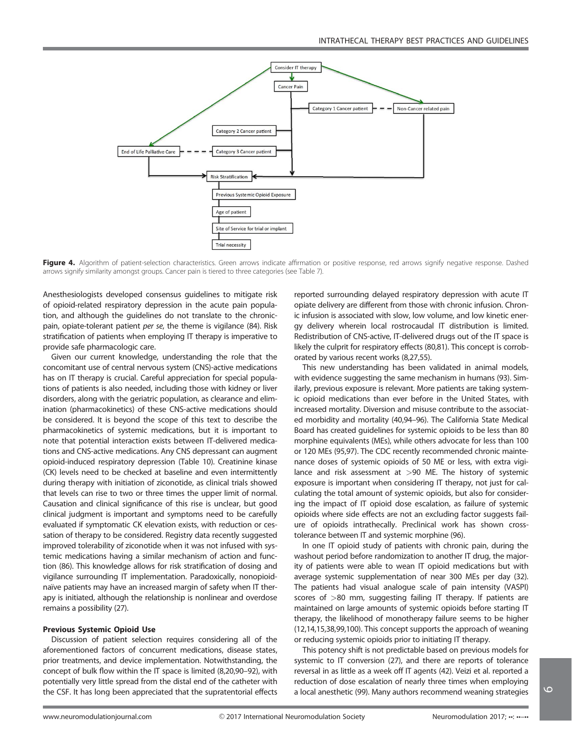**Figure 4.** Algorithm of patient-selection characteristics. Green arrows indicate affirmation or positive response, red arrows signify negative response. Dashed arrows signify similarity amongst groups. Cancer pain is tiered to three categories (see Table 7).

Anesthesiologists developed consensus guidelines to mitigate risk of opioid-related respiratory depression in the acute pain population, and although the guidelines do not translate to the chronic-pain, opiate-tolerant patient *per se*, the theme is vigilance (84). Risk stratification of patients when employing IT therapy is imperative to provide safe pharmacologic care.

Given our current knowledge, understanding the role that the concomitant use of central nervous system (CNS)-active medications has on IT therapy is crucial. Careful appreciation for special populations of patients is also needed, including those with kidney or liver disorders, along with the geriatric population, as clearance and elimination (pharmacokinetics) of these CNS-active medications should be considered. It is beyond the scope of this text to describe the pharmacokinetics of systemic medications, but it is important to note that potential interaction exists between IT-delivered medications and CNS-active medications. Any CNS depressant can augment opioid-induced respiratory depression (Table 10). Creatinine kinase (CK) levels need to be checked at baseline and even intermittently during therapy with initiation of ziconotide, as clinical trials showed that levels can rise to two or three times the upper limit of normal. Causation and clinical significance of this rise is unclear, but good clinical judgment is important and symptoms need to be carefully evaluated if symptomatic CK elevation exists, with reduction or cessation of therapy to be considered. Registry data recently suggested improved tolerability of ziconotide when it was not infused with systemic medications having a similar mechanism of action and function (86). This knowledge allows for risk stratification of dosing and vigilance surrounding IT implementation. Paradoxically, nonopioid-naïve patients may have an increased margin of safety when IT therapy is initiated, although the relationship is nonlinear and overdose remains a possibility (27).

#### Previous Systemic Opioid Use

Discussion of patient selection requires considering all of the aforementioned factors of concurrent medications, disease states, prior treatments, and device implementation. Notwithstanding, the concept of bulk flow within the IT space is limited (8,20,90–92), with potentially very little spread from the distal end of the catheter with the CSF. It has long been appreciated that the supratentorial effects reported surrounding delayed respiratory depression with acute IT opiate delivery are different from those with chronic infusion. Chronic infusion is associated with slow, low volume, and low kinetic energy delivery wherein local rostrocaudal IT distribution is limited. Redistribution of CNS-active, IT-delivered drugs out of the IT space is likely the culprit for respiratory effects (80,81). This concept is corroborated by various recent works (8,27,55).

This new understanding has been validated in animal models, with evidence suggesting the same mechanism in humans (93). Similarly, previous exposure is relevant. More patients are taking systemic opioid medications than ever before in the United States, with increased mortality. Diversion and misuse contribute to the associated morbidity and mortality (40,94–96). The California State Medical Board has created guidelines for systemic opioids to be less than 80 morphine equivalents (MEs), while others advocate for less than 100 or 120 MEs (95,97). The CDC recently recommended chronic maintenance doses of systemic opioids of 50 ME or less, with extra vigilance and risk assessment at >90 ME. The history of systemic exposure is important when considering IT therapy, not just for calculating the total amount of systemic opioids, but also for considering the impact of IT opioid dose escalation, as failure of systemic opioids where side effects are not an excluding factor suggests failure of opioids intrathecally. Preclinical work has shown cross-tolerance between IT and systemic morphine (96).

In one IT opioid study of patients with chronic pain, during the washout period before randomization to another IT drug, the majority of patients were able to wean IT opioid medications but with average systemic supplementation of near 300 MEs per day (32). The patients had visual analogue scale of pain intensity (VASPI) scores of >80 mm, suggesting failing IT therapy. If patients are maintained on large amounts of systemic opioids before starting IT therapy, the likelihood of monotherapy failure seems to be higher (12,14,15,38,99,100). This concept supports the approach of weaning or reducing systemic opioids prior to initiating IT therapy.

This potency shift is not predictable based on previous models for systemic to IT conversion (27), and there are reports of tolerance reversal in as little as a week off IT agents (42). Veizi et al. reported a reduction of dose escalation of nearly three times when employing a local anesthetic (99). Many authors recommend weaning strategies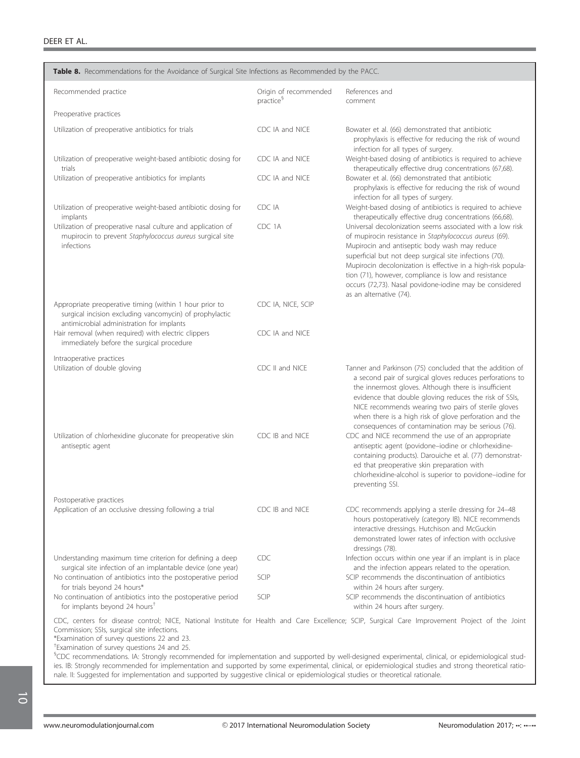**Table 8.** Recommendations for the Avoidance of Surgical Site Infections as Recommended by the PACC.

| Recommended practice | Origin of recommended practice[§] | References and comment |
|---|---|---|
| Preoperative practices | | |
| Utilization of preoperative antibiotics for trials | CDC IA and NICE | Bowater et al. (66) demonstrated that antibiotic prophylaxis is effective for reducing the risk of wound infection for all types of surgery. |
| Utilization of preoperative weight-based antibiotic dosing for trials | CDC IA and NICE | Weight-based dosing of antibiotics is required to achieve therapeutically effective drug concentrations (67,68). |
| Utilization of preoperative antibiotics for implants | CDC IA and NICE | Bowater et al. (66) demonstrated that antibiotic prophylaxis is effective for reducing the risk of wound infection for all types of surgery. |
| Utilization of preoperative weight-based antibiotic dosing for implants | CDC IA | Weight-based dosing of antibiotics is required to achieve therapeutically effective drug concentrations (66,68). |
| Utilization of preoperative nasal culture and application of mupirocin to prevent *Staphylococcus aureus* surgical site infections | CDC 1A | Universal decolonization seems associated with a low risk of mupirocin resistance in *Staphylococcus aureus* (69). Mupirocin and antiseptic body wash may reduce superficial but not deep surgical site infections (70). Mupirocin decolonization is effective in a high-risk population (71), however, compliance is low and resistance occurs (72,73). Nasal povidone-iodine may be considered as an alternative (74). |
| Appropriate preoperative timing (within 1 hour prior to surgical incision excluding vancomycin) of prophylactic antimicrobial administration for implants | CDC IA, NICE, SCIP | |
| Hair removal (when required) with electric clippers immediately before the surgical procedure | CDC IA and NICE | |
| Intraoperative practices | | |
| Utilization of double gloving | CDC II and NICE | Tanner and Parkinson (75) concluded that the addition of a second pair of surgical gloves reduces perforations to the innermost gloves. Although there is insufficient evidence that double gloving reduces the risk of SSIs, NICE recommends wearing two pairs of sterile gloves when there is a high risk of glove perforation and the consequences of contamination may be serious (76). |
| Utilization of chlorhexidine gluconate for preoperative skin antiseptic agent | CDC IB and NICE | CDC and NICE recommend the use of an appropriate antiseptic agent (povidone–iodine or chlorhexidine-containing products). Darouiche et al. (77) demonstrated that preoperative skin preparation with chlorhexidine-alcohol is superior to povidone–iodine for preventing SSI. |
| Postoperative practices | | |
| Application of an occlusive dressing following a trial | CDC IB and NICE | CDC recommends applying a sterile dressing for 24–48 hours postoperatively (category IB). NICE recommends interactive dressings. Hutchison and McGuckin demonstrated lower rates of infection with occlusive dressings (78). |
| Understanding maximum time criterion for defining a deep surgical site infection of an implantable device (one year) | CDC | Infection occurs within one year if an implant is in place and the infection appears related to the operation. |
| No continuation of antibiotics into the postoperative period for trials beyond 24 hours* | SCIP | SCIP recommends the discontinuation of antibiotics within 24 hours after surgery. |
| No continuation of antibiotics into the postoperative period for implants beyond 24 hours[†] | SCIP | SCIP recommends the discontinuation of antibiotics within 24 hours after surgery. |

CDC, centers for disease control; NICE, National Institute for Health and Care Excellence; SCIP, Surgical Care Improvement Project of the Joint Commission; SSIs, surgical site infections.

*Examination of survey questions 22 and 23.

[†]Examination of survey questions 24 and 25.

[§]CDC recommendations. IA: Strongly recommended for implementation and supported by well-designed experimental, clinical, or epidemiological studies. IB: Strongly recommended for implementation and supported by some experimental, clinical, or epidemiological studies and strong theoretical rationale. II: Suggested for implementation and supported by suggestive clinical or epidemiological studies or theoretical rationale.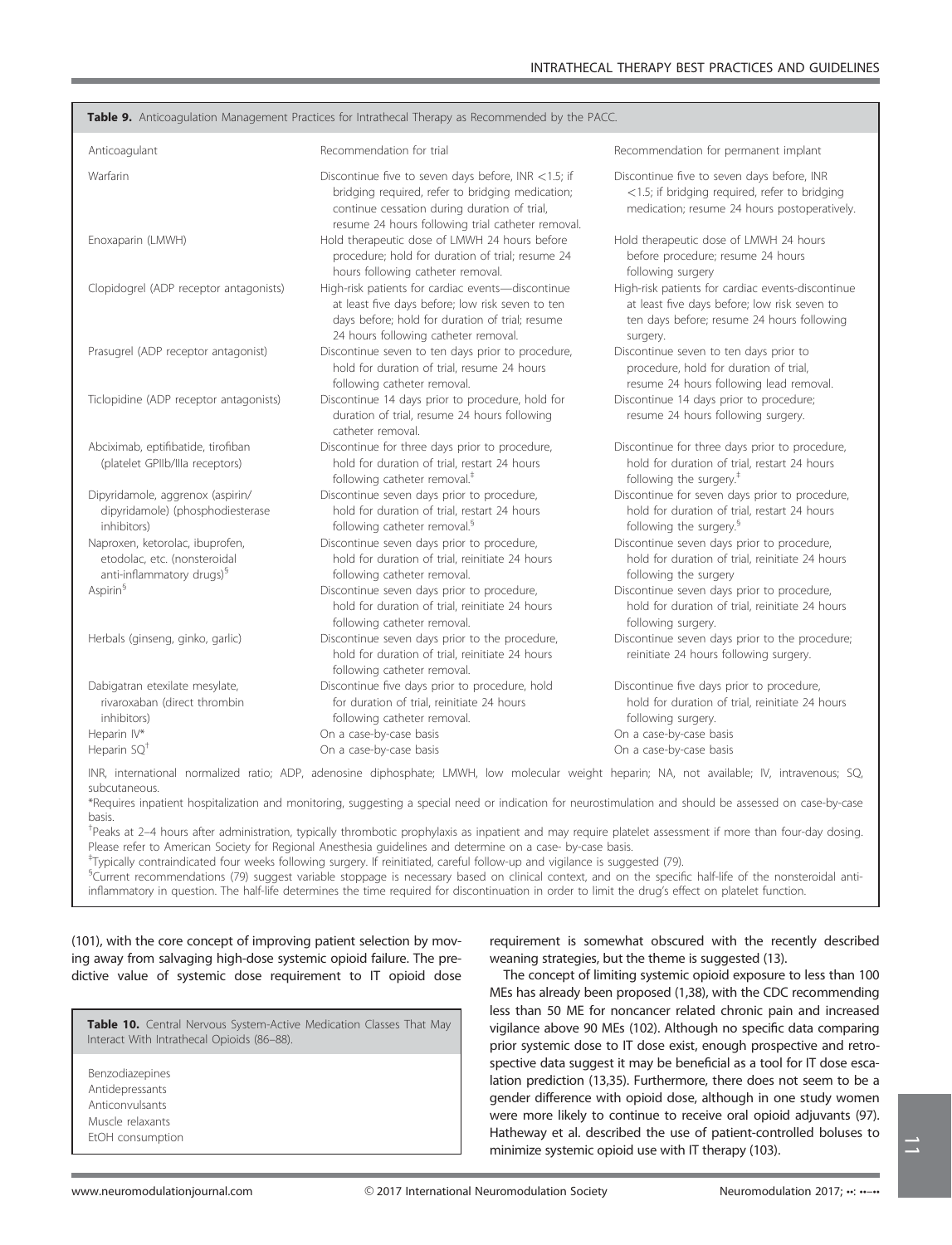**Table 9.** Anticoagulation Management Practices for Intrathecal Therapy as Recommended by the PACC.

| Anticoagulant | Recommendation for trial | Recommendation for permanent implant |
|---|---|---|
| Warfarin | Discontinue five to seven days before, INR <1.5; if bridging required, refer to bridging medication; continue cessation during duration of trial, resume 24 hours following trial catheter removal. | Discontinue five to seven days before, INR <1.5; if bridging required, refer to bridging medication; resume 24 hours postoperatively. |
| Enoxaparin (LMWH) | Hold therapeutic dose of LMWH 24 hours before procedure; hold for duration of trial; resume 24 hours following catheter removal. | Hold therapeutic dose of LMWH 24 hours before procedure; resume 24 hours following surgery |
| Clopidogrel (ADP receptor antagonists) | High-risk patients for cardiac events—discontinue at least five days before; low risk seven to ten days before; hold for duration of trial; resume 24 hours following catheter removal. | High-risk patients for cardiac events-discontinue at least five days before; low risk seven to ten days before; resume 24 hours following surgery. |
| Prasugrel (ADP receptor antagonist) | Discontinue seven to ten days prior to procedure, hold for duration of trial, resume 24 hours following catheter removal. | Discontinue seven to ten days prior to procedure, hold for duration of trial, resume 24 hours following lead removal. |
| Ticlopidine (ADP receptor antagonists) | Discontinue 14 days prior to procedure, hold for duration of trial, resume 24 hours following catheter removal. | Discontinue 14 days prior to procedure; resume 24 hours following surgery. |
| Abciximab, eptifibatide, tirofiban (platelet GPIIb/IIIa receptors) | Discontinue for three days prior to procedure, hold for duration of trial, restart 24 hours following catheter removal.[‡] | Discontinue for three days prior to procedure, hold for duration of trial, restart 24 hours following the surgery.[‡] |
| Dipyridamole, aggrenox (aspirin/ dipyridamole) (phosphodiesterase inhibitors) | Discontinue seven days prior to procedure, hold for duration of trial, restart 24 hours following catheter removal.[§] | Discontinue for seven days prior to procedure, hold for duration of trial, restart 24 hours following the surgery.[§] |
| Naproxen, ketorolac, ibuprofen, etodolac, etc. (nonsteroidal anti-inflammatory drugs)[§] | Discontinue seven days prior to procedure, hold for duration of trial, reinitiate 24 hours following catheter removal. | Discontinue seven days prior to procedure, hold for duration of trial, reinitiate 24 hours following the surgery |
| Aspirin[§] | Discontinue seven days prior to procedure, hold for duration of trial, reinitiate 24 hours following catheter removal. | Discontinue seven days prior to procedure, hold for duration of trial, reinitiate 24 hours following surgery. |
| Herbals (ginseng, ginko, garlic) | Discontinue seven days prior to the procedure, hold for duration of trial, reinitiate 24 hours following catheter removal. | Discontinue seven days prior to the procedure; reinitiate 24 hours following surgery. |
| Dabigatran etexilate mesylate, rivaroxaban (direct thrombin inhibitors) | Discontinue five days prior to procedure, hold for duration of trial, reinitiate 24 hours following catheter removal. | Discontinue five days prior to procedure, hold for duration of trial, reinitiate 24 hours following surgery. |
| Heparin IV* | On a case-by-case basis | On a case-by-case basis |
| Heparin SQ[†] | On a case-by-case basis | On a case-by-case basis |

INR, international normalized ratio; ADP, adenosine diphosphate; LMWH, low molecular weight heparin; NA, not available; IV, intravenous; SQ, subcutaneous.

*Requires inpatient hospitalization and monitoring, suggesting a special need or indication for neurostimulation and should be assessed on case-by-case basis.

[†]Peaks at 2–4 hours after administration, typically thrombotic prophylaxis as inpatient and may require platelet assessment if more than four-day dosing. Please refer to American Society for Regional Anesthesia guidelines and determine on a case- by-case basis.

[‡]Typically contraindicated four weeks following surgery. If reinitiated, careful follow-up and vigilance is suggested (79).

[§]Current recommendations (79) suggest variable stoppage is necessary based on clinical context, and on the specific half-life of the nonsteroidal anti-inflammatory in question. The half-life determines the time required for discontinuation in order to limit the drug's effect on platelet function.

(101), with the core concept of improving patient selection by moving away from salvaging high-dose systemic opioid failure. The predictive value of systemic dose requirement to IT opioid dose requirement is somewhat obscured with the recently described weaning strategies, but the theme is suggested (13).

**Table 10.** Central Nervous System-Active Medication Classes That May Interact With Intrathecal Opioids (86–88).

| |
|---|
| Benzodiazepines |
| Antidepressants |
| Anticonvulsants |
| Muscle relaxants |
| EtOH consumption |

The concept of limiting systemic opioid exposure to less than 100 MEs has already been proposed (1,38), with the CDC recommending less than 50 ME for noncancer related chronic pain and increased vigilance above 90 MEs (102). Although no specific data comparing prior systemic dose to IT dose exist, enough prospective and retrospective data suggest it may be beneficial as a tool for IT dose escalation prediction (13,35). Furthermore, there does not seem to be a gender difference with opioid dose, although in one study women were more likely to continue to receive oral opioid adjuvants (97). Hatheway et al. described the use of patient-controlled boluses to minimize systemic opioid use with IT therapy (103).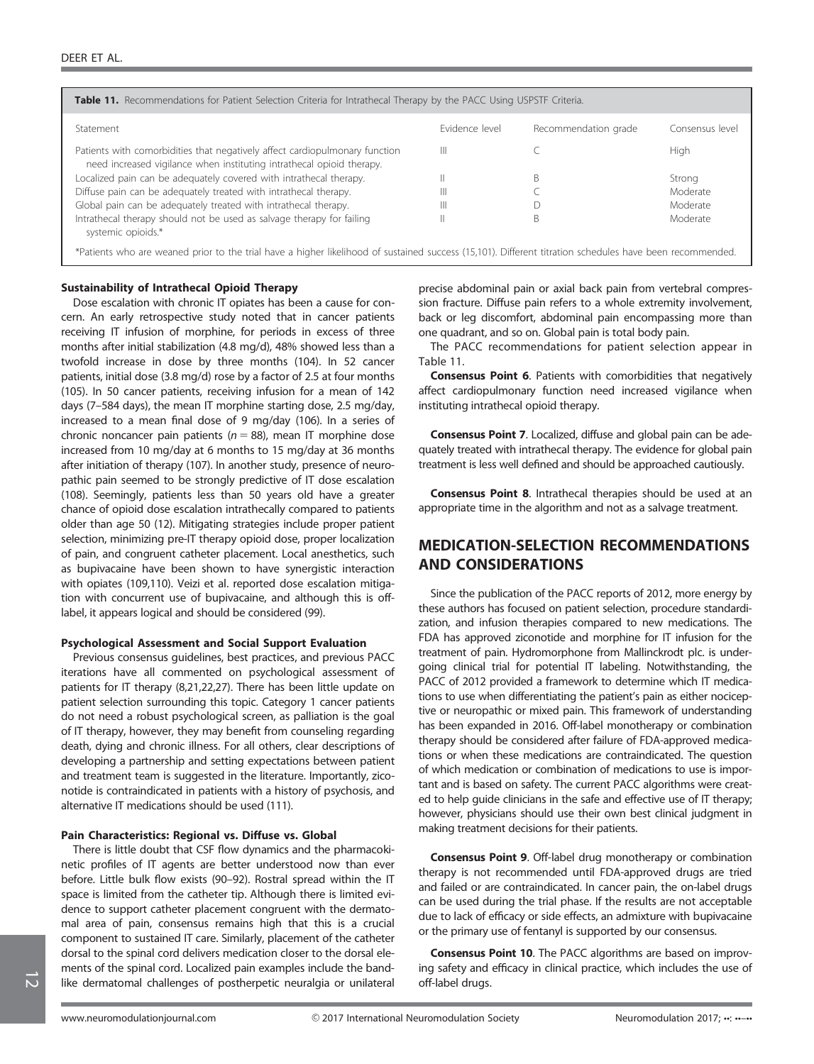**Table 11.** Recommendations for Patient Selection Criteria for Intrathecal Therapy by the PACC Using USPSTF Criteria.

| Statement | Evidence level | Recommendation grade | Consensus level |
| --- | --- | --- | --- |
| Patients with comorbidities that negatively affect cardiopulmonary function need increased vigilance when instituting intrathecal opioid therapy. | III | C | High |
| Localized pain can be adequately covered with intrathecal therapy. | II | B | Strong |
| Diffuse pain can be adequately treated with intrathecal therapy. | III | C | Moderate |
| Global pain can be adequately treated with intrathecal therapy. | III | D | Moderate |
| Intrathecal therapy should not be used as salvage therapy for failing systemic opioids.* | II | B | Moderate |

*Patients who are weaned prior to the trial have a higher likelihood of sustained success (15,101). Different titration schedules have been recommended.

#### Sustainability of Intrathecal Opioid Therapy

Dose escalation with chronic IT opiates has been a cause for concern. An early retrospective study noted that in cancer patients receiving IT infusion of morphine, for periods in excess of three months after initial stabilization (4.8 mg/d), 48% showed less than a twofold increase in dose by three months (104). In 52 cancer patients, initial dose (3.8 mg/d) rose by a factor of 2.5 at four months (105). In 50 cancer patients, receiving infusion for a mean of 142 days (7–584 days), the mean IT morphine starting dose, 2.5 mg/day, increased to a mean final dose of 9 mg/day (106). In a series of chronic noncancer pain patients ($n = 88$), mean IT morphine dose increased from 10 mg/day at 6 months to 15 mg/day at 36 months after initiation of therapy (107). In another study, presence of neuropathic pain seemed to be strongly predictive of IT dose escalation (108). Seemingly, patients less than 50 years old have a greater chance of opioid dose escalation intrathecally compared to patients older than age 50 (12). Mitigating strategies include proper patient selection, minimizing pre-IT therapy opioid dose, proper localization of pain, and congruent catheter placement. Local anesthetics, such as bupivacaine have been shown to have synergistic interaction with opiates (109,110). Veizi et al. reported dose escalation mitigation with concurrent use of bupivacaine, and although this is off-label, it appears logical and should be considered (99).

#### Psychological Assessment and Social Support Evaluation

Previous consensus guidelines, best practices, and previous PACC iterations have all commented on psychological assessment of patients for IT therapy (8,21,22,27). There has been little update on patient selection surrounding this topic. Category 1 cancer patients do not need a robust psychological screen, as palliation is the goal of IT therapy, however, they may benefit from counseling regarding death, dying and chronic illness. For all others, clear descriptions of developing a partnership and setting expectations between patient and treatment team is suggested in the literature. Importantly, ziconotide is contraindicated in patients with a history of psychosis, and alternative IT medications should be used (111).

#### Pain Characteristics: Regional vs. Diffuse vs. Global

There is little doubt that CSF flow dynamics and the pharmacokinetic profiles of IT agents are better understood now than ever before. Little bulk flow exists (90–92). Rostral spread within the IT space is limited from the catheter tip. Although there is limited evidence to support catheter placement congruent with the dermatomal area of pain, consensus remains high that this is a crucial component to sustained IT care. Similarly, placement of the catheter dorsal to the spinal cord delivers medication closer to the dorsal elements of the spinal cord. Localized pain examples include the band-like dermatomal challenges of postherpetic neuralgia or unilateral precise abdominal pain or axial back pain from vertebral compression fracture. Diffuse pain refers to a whole extremity involvement, back or leg discomfort, abdominal pain encompassing more than one quadrant, and so on. Global pain is total body pain.

The PACC recommendations for patient selection appear in Table 11.

**Consensus Point 6**. Patients with comorbidities that negatively affect cardiopulmonary function need increased vigilance when instituting intrathecal opioid therapy.

**Consensus Point 7**. Localized, diffuse and global pain can be adequately treated with intrathecal therapy. The evidence for global pain treatment is less well defined and should be approached cautiously.

**Consensus Point 8**. Intrathecal therapies should be used at an appropriate time in the algorithm and not as a salvage treatment.

## MEDICATION-SELECTION RECOMMENDATIONS AND CONSIDERATIONS

Since the publication of the PACC reports of 2012, more energy by these authors has focused on patient selection, procedure standardization, and infusion therapies compared to new medications. The FDA has approved ziconotide and morphine for IT infusion for the treatment of pain. Hydromorphone from Mallinckrodt plc. is undergoing clinical trial for potential IT labeling. Notwithstanding, the PACC of 2012 provided a framework to determine which IT medications to use when differentiating the patient's pain as either nociceptive or neuropathic or mixed pain. This framework of understanding has been expanded in 2016. Off-label monotherapy or combination therapy should be considered after failure of FDA-approved medications or when these medications are contraindicated. The question of which medication or combination of medications to use is important and is based on safety. The current PACC algorithms were created to help guide clinicians in the safe and effective use of IT therapy; however, physicians should use their own best clinical judgment in making treatment decisions for their patients.

**Consensus Point 9**. Off-label drug monotherapy or combination therapy is not recommended until FDA-approved drugs are tried and failed or are contraindicated. In cancer pain, the on-label drugs can be used during the trial phase. If the results are not acceptable due to lack of efficacy or side effects, an admixture with bupivacaine or the primary use of fentanyl is supported by our consensus.

**Consensus Point 10**. The PACC algorithms are based on improving safety and efficacy in clinical practice, which includes the use of off-label drugs.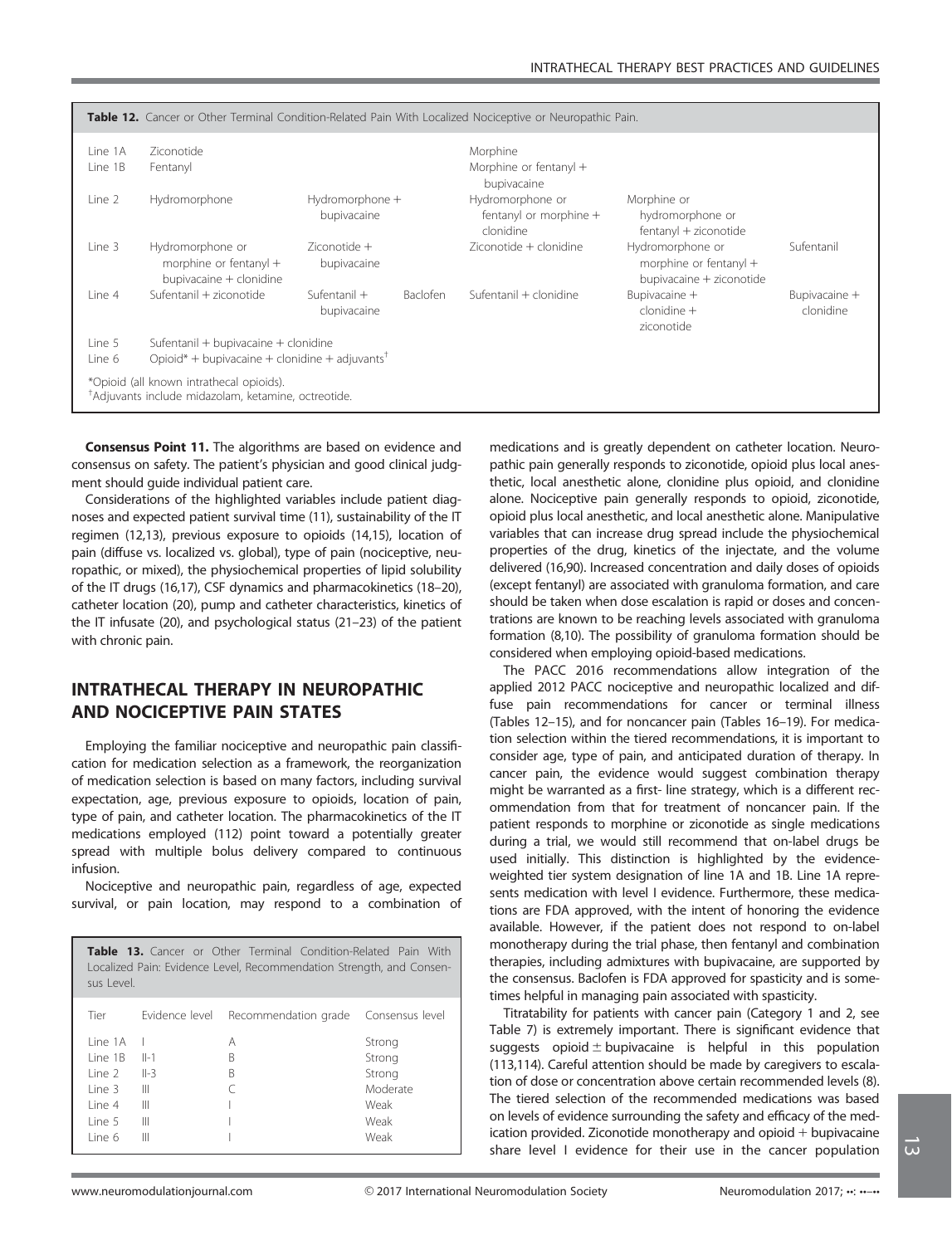**Table 12.** Cancer or Other Terminal Condition-Related Pain With Localized Nociceptive or Neuropathic Pain.

| | | | | | | |
|---|---|---|---|---|---|---|
| Line 1A | Ziconotide | | | Morphine | | |
| Line 1B | Fentanyl | | | Morphine or fentanyl + bupivacaine | | |
| Line 2 | Hydromorphone | Hydromorphone + bupivacaine | | Hydromorphone or fentanyl or morphine + clonidine | Morphine or hydromorphone or fentanyl + ziconotide | |
| Line 3 | Hydromorphone or morphine or fentanyl + bupivacaine + clonidine | Ziconotide + bupivacaine | | Ziconotide + clonidine | Hydromorphone or morphine or fentanyl + bupivacaine + ziconotide | Sufentanil |
| Line 4 | Sufentanil + ziconotide | Sufentanil + bupivacaine | Baclofen | Sufentanil + clonidine | Bupivacaine + clonidine + ziconotide | Bupivacaine + clonidine |
| Line 5 | Sufentanil + bupivacaine + clonidine | | | | | |
| Line 6 | Opioid* + bupivacaine + clonidine + adjuvants† | | | | | |

*Opioid (all known intrathecal opioids).
†Adjuvants include midazolam, ketamine, octreotide.

**Consensus Point 11.** The algorithms are based on evidence and consensus on safety. The patient's physician and good clinical judgment should guide individual patient care.

Considerations of the highlighted variables include patient diagnoses and expected patient survival time (11), sustainability of the IT regimen (12,13), previous exposure to opioids (14,15), location of pain (diffuse vs. localized vs. global), type of pain (nociceptive, neuropathic, or mixed), the physiochemical properties of lipid solubility of the IT drugs (16,17), CSF dynamics and pharmacokinetics (18–20), catheter location (20), pump and catheter characteristics, kinetics of the IT infusate (20), and psychological status (21–23) of the patient with chronic pain.

## INTRATHECAL THERAPY IN NEUROPATHIC AND NOCICEPTIVE PAIN STATES

Employing the familiar nociceptive and neuropathic pain classification for medication selection as a framework, the reorganization of medication selection is based on many factors, including survival expectation, age, previous exposure to opioids, location of pain, type of pain, and catheter location. The pharmacokinetics of the IT medications employed (112) point toward a potentially greater spread with multiple bolus delivery compared to continuous infusion.

Nociceptive and neuropathic pain, regardless of age, expected survival, or pain location, may respond to a combination of medications and is greatly dependent on catheter location. Neuropathic pain generally responds to ziconotide, opioid plus local anesthetic, local anesthetic alone, clonidine plus opioid, and clonidine alone. Nociceptive pain generally responds to opioid, ziconotide, opioid plus local anesthetic, and local anesthetic alone. Manipulative variables that can increase drug spread include the physiochemical properties of the drug, kinetics of the injectate, and the volume delivered (16,90). Increased concentration and daily doses of opioids (except fentanyl) are associated with granuloma formation, and care should be taken when dose escalation is rapid or doses and concentrations are known to be reaching levels associated with granuloma formation (8,10). The possibility of granuloma formation should be considered when employing opioid-based medications.

**Table 13.** Cancer or Other Terminal Condition-Related Pain With Localized Pain: Evidence Level, Recommendation Strength, and Consensus Level.

| Tier | Evidence level | Recommendation grade | Consensus level |
|---|---|---|---|
| Line 1A | I | A | Strong |
| Line 1B | II-1 | B | Strong |
| Line 2 | II-3 | B | Strong |
| Line 3 | III | C | Moderate |
| Line 4 | III | I | Weak |
| Line 5 | III | I | Weak |
| Line 6 | III | I | Weak |

The PACC 2016 recommendations allow integration of the applied 2012 PACC nociceptive and neuropathic localized and diffuse pain recommendations for cancer or terminal illness (Tables 12–15), and for noncancer pain (Tables 16–19). For medication selection within the tiered recommendations, it is important to consider age, type of pain, and anticipated duration of therapy. In cancer pain, the evidence would suggest combination therapy might be warranted as a first- line strategy, which is a different recommendation from that for treatment of noncancer pain. If the patient responds to morphine or ziconotide as single medications during a trial, we would still recommend that on-label drugs be used initially. This distinction is highlighted by the evidence-weighted tier system designation of line 1A and 1B. Line 1A represents medication with level I evidence. Furthermore, these medications are FDA approved, with the intent of honoring the evidence available. However, if the patient does not respond to on-label monotherapy during the trial phase, then fentanyl and combination therapies, including admixtures with bupivacaine, are supported by the consensus. Baclofen is FDA approved for spasticity and is sometimes helpful in managing pain associated with spasticity.

Titratability for patients with cancer pain (Category 1 and 2, see Table 7) is extremely important. There is significant evidence that suggests opioid ± bupivacaine is helpful in this population (113,114). Careful attention should be made by caregivers to escalation of dose or concentration above certain recommended levels (8). The tiered selection of the recommended medications was based on levels of evidence surrounding the safety and efficacy of the medication provided. Ziconotide monotherapy and opioid + bupivacaine share level I evidence for their use in the cancer population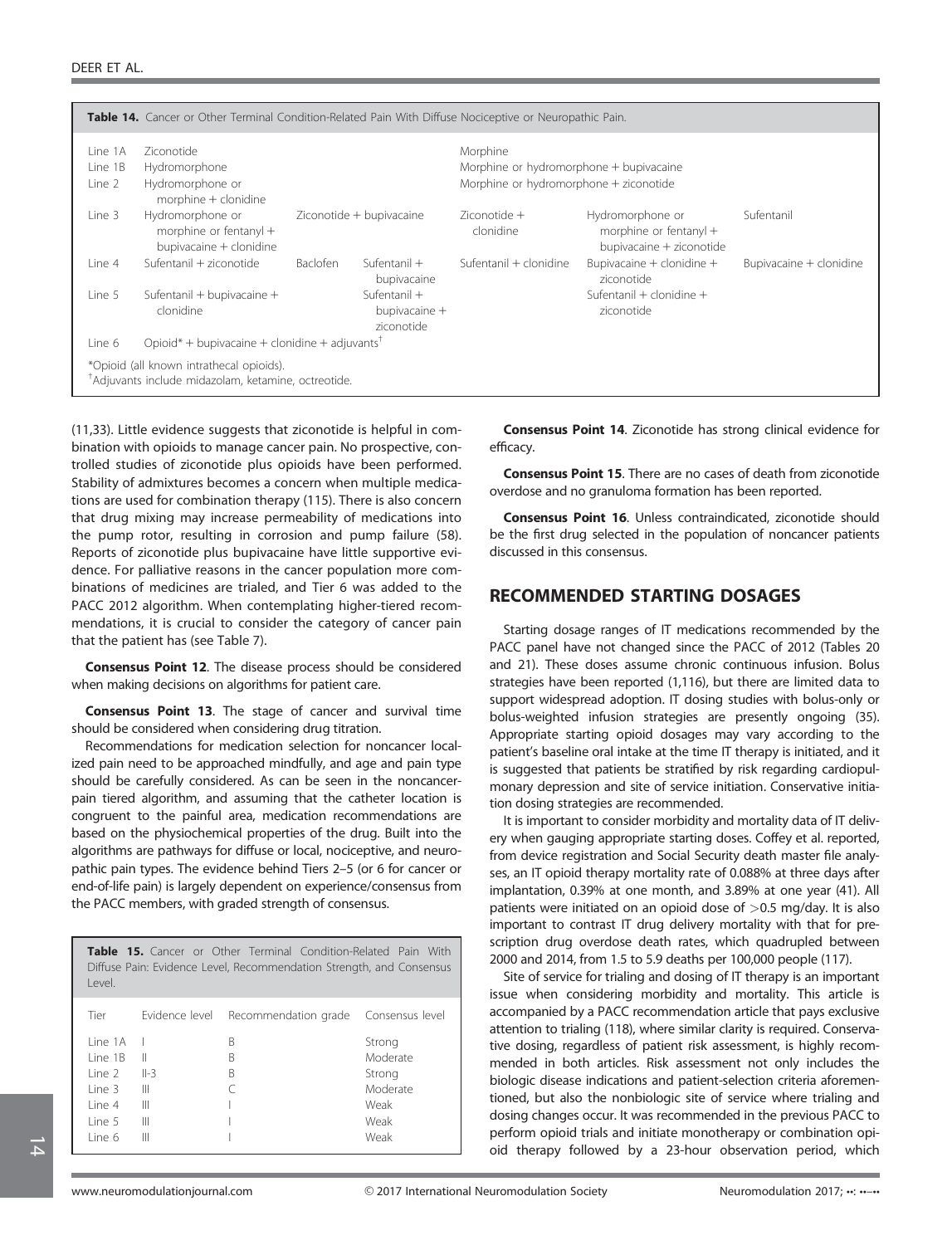**Table 14.** Cancer or Other Terminal Condition-Related Pain With Diffuse Nociceptive or Neuropathic Pain.

| | | | | | | |
|---|---|---|---|---|---|---|
| Line 1A | Ziconotide | | | Morphine | | |
| Line 1B | Hydromorphone | | | Morphine or hydromorphone + bupivacaine | | |
| Line 2 | Hydromorphone or morphine + clonidine | | | Morphine or hydromorphone + ziconotide | | |
| Line 3 | Hydromorphone or morphine or fentanyl + bupivacaine + clonidine | Ziconotide + bupivacaine | | Ziconotide + clonidine | Hydromorphone or morphine or fentanyl + bupivacaine + ziconotide | Sufentanil |
| Line 4 | Sufentanil + ziconotide | Baclofen | Sufentanil + bupivacaine | Sufentanil + clonidine | Bupivacaine + clonidine + ziconotide | Bupivacaine + clonidine |
| Line 5 | Sufentanil + bupivacaine + clonidine | | Sufentanil + bupivacaine + ziconotide | | Sufentanil + clonidine + ziconotide | |
| Line 6 | Opioid* + bupivacaine + clonidine + adjuvants† | | | | | |

*Opioid (all known intrathecal opioids).
†Adjuvants include midazolam, ketamine, octreotide.

(11,33). Little evidence suggests that ziconotide is helpful in combination with opioids to manage cancer pain. No prospective, controlled studies of ziconotide plus opioids have been performed. Stability of admixtures becomes a concern when multiple medications are used for combination therapy (115). There is also concern that drug mixing may increase permeability of medications into the pump rotor, resulting in corrosion and pump failure (58). Reports of ziconotide plus bupivacaine have little supportive evidence. For palliative reasons in the cancer population more combinations of medicines are trialed, and Tier 6 was added to the PACC 2012 algorithm. When contemplating higher-tiered recommendations, it is crucial to consider the category of cancer pain that the patient has (see Table 7).

**Consensus Point 12**. The disease process should be considered when making decisions on algorithms for patient care.

**Consensus Point 13**. The stage of cancer and survival time should be considered when considering drug titration.

Recommendations for medication selection for noncancer localized pain need to be approached mindfully, and age and pain type should be carefully considered. As can be seen in the noncancer-pain tiered algorithm, and assuming that the catheter location is congruent to the painful area, medication recommendations are based on the physiochemical properties of the drug. Built into the algorithms are pathways for diffuse or local, nociceptive, and neuropathic pain types. The evidence behind Tiers 2–5 (or 6 for cancer or end-of-life pain) is largely dependent on experience/consensus from the PACC members, with graded strength of consensus.

**Table 15.** Cancer or Other Terminal Condition-Related Pain With Diffuse Pain: Evidence Level, Recommendation Strength, and Consensus Level.

| Tier | Evidence level | Recommendation grade | Consensus level |
|---|---|---|---|
| Line 1A | I | B | Strong |
| Line 1B | II | B | Moderate |
| Line 2 | II-3 | B | Strong |
| Line 3 | III | C | Moderate |
| Line 4 | III | I | Weak |
| Line 5 | III | I | Weak |
| Line 6 | III | I | Weak |

**Consensus Point 14**. Ziconotide has strong clinical evidence for efficacy.

**Consensus Point 15**. There are no cases of death from ziconotide overdose and no granuloma formation has been reported.

**Consensus Point 16**. Unless contraindicated, ziconotide should be the first drug selected in the population of noncancer patients discussed in this consensus.

## RECOMMENDED STARTING DOSAGES

Starting dosage ranges of IT medications recommended by the PACC panel have not changed since the PACC of 2012 (Tables 20 and 21). These doses assume chronic continuous infusion. Bolus strategies have been reported (1,116), but there are limited data to support widespread adoption. IT dosing studies with bolus-only or bolus-weighted infusion strategies are presently ongoing (35). Appropriate starting opioid dosages may vary according to the patient's baseline oral intake at the time IT therapy is initiated, and it is suggested that patients be stratified by risk regarding cardiopulmonary depression and site of service initiation. Conservative initiation dosing strategies are recommended.

It is important to consider morbidity and mortality data of IT delivery when gauging appropriate starting doses. Coffey et al. reported, from device registration and Social Security death master file analyses, an IT opioid therapy mortality rate of 0.088% at three days after implantation, 0.39% at one month, and 3.89% at one year (41). All patients were initiated on an opioid dose of >0.5 mg/day. It is also important to contrast IT drug delivery mortality with that for prescription drug overdose death rates, which quadrupled between 2000 and 2014, from 1.5 to 5.9 deaths per 100,000 people (117).

Site of service for trialing and dosing of IT therapy is an important issue when considering morbidity and mortality. This article is accompanied by a PACC recommendation article that pays exclusive attention to trialing (118), where similar clarity is required. Conservative dosing, regardless of patient risk assessment, is highly recommended in both articles. Risk assessment not only includes the biologic disease indications and patient-selection criteria aforementioned, but also the nonbiologic site of service where trialing and dosing changes occur. It was recommended in the previous PACC to perform opioid trials and initiate monotherapy or combination opioid therapy followed by a 23-hour observation period, which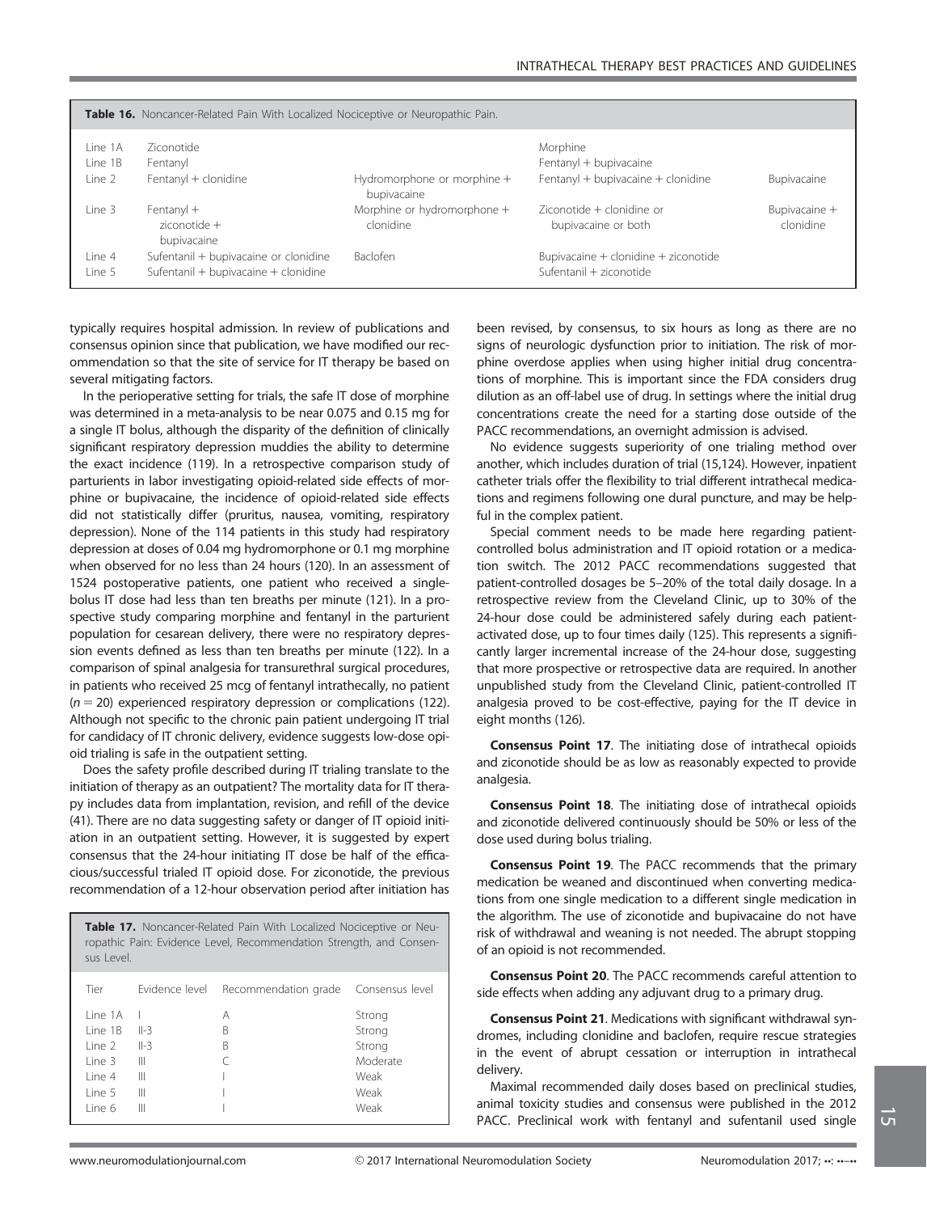**Table 16.** Noncancer-Related Pain With Localized Nociceptive or Neuropathic Pain.

| | | | | |
|---|---|---|---|---|
| Line 1A | Ziconotide | | Morphine | |
| Line 1B | Fentanyl | | Fentanyl + bupivacaine | |
| Line 2 | Fentanyl + clonidine | Hydromorphone or morphine + bupivacaine | Fentanyl + bupivacaine + clonidine | Bupivacaine |
| Line 3 | Fentanyl + ziconotide + bupivacaine | Morphine or hydromorphone + clonidine | Ziconotide + clonidine or bupivacaine or both | Bupivacaine + clonidine |
| Line 4 | Sufentanil + bupivacaine or clonidine | Baclofen | Bupivacaine + clonidine + ziconotide | |
| Line 5 | Sufentanil + bupivacaine + clonidine | | Sufentanil + ziconotide | |

typically requires hospital admission. In review of publications and consensus opinion since that publication, we have modified our recommendation so that the site of service for IT therapy be based on several mitigating factors.

In the perioperative setting for trials, the safe IT dose of morphine was determined in a meta-analysis to be near 0.075 and 0.15 mg for a single IT bolus, although the disparity of the definition of clinically significant respiratory depression muddies the ability to determine the exact incidence (119). In a retrospective comparison study of parturients in labor investigating opioid-related side effects of morphine or bupivacaine, the incidence of opioid-related side effects did not statistically differ (pruritus, nausea, vomiting, respiratory depression). None of the 114 patients in this study had respiratory depression at doses of 0.04 mg hydromorphone or 0.1 mg morphine when observed for no less than 24 hours (120). In an assessment of 1524 postoperative patients, one patient who received a single-bolus IT dose had less than ten breaths per minute (121). In a prospective study comparing morphine and fentanyl in the parturient population for cesarean delivery, there were no respiratory depression events defined as less than ten breaths per minute (122). In a comparison of spinal analgesia for transurethral surgical procedures, in patients who received 25 mcg of fentanyl intrathecally, no patient ($n = 20$) experienced respiratory depression or complications (122). Although not specific to the chronic pain patient undergoing IT trial for candidacy of IT chronic delivery, evidence suggests low-dose opioid trialing is safe in the outpatient setting.

Does the safety profile described during IT trialing translate to the initiation of therapy as an outpatient? The mortality data for IT therapy includes data from implantation, revision, and refill of the device (41). There are no data suggesting safety or danger of IT opioid initiation in an outpatient setting. However, it is suggested by expert consensus that the 24-hour initiating IT dose be half of the efficacious/successful trialed IT opioid dose. For ziconotide, the previous recommendation of a 12-hour observation period after initiation has been revised, by consensus, to six hours as long as there are no signs of neurologic dysfunction prior to initiation. The risk of morphine overdose applies when using higher initial drug concentrations of morphine. This is important since the FDA considers drug dilution as an off-label use of drug. In settings where the initial drug concentrations create the need for a starting dose outside of the PACC recommendations, an overnight admission is advised.

**Table 17.** Noncancer-Related Pain With Localized Nociceptive or Neuropathic Pain: Evidence Level, Recommendation Strength, and Consensus Level.

| Tier | Evidence level | Recommendation grade | Consensus level |
|---|---|---|---|
| Line 1A | I | A | Strong |
| Line 1B | II-3 | B | Strong |
| Line 2 | II-3 | B | Strong |
| Line 3 | III | C | Moderate |
| Line 4 | III | I | Weak |
| Line 5 | III | I | Weak |
| Line 6 | III | I | Weak |

No evidence suggests superiority of one trialing method over another, which includes duration of trial (15,124). However, inpatient catheter trials offer the flexibility to trial different intrathecal medications and regimens following one dural puncture, and may be helpful in the complex patient.

Special comment needs to be made here regarding patient-controlled bolus administration and IT opioid rotation or a medication switch. The 2012 PACC recommendations suggested that patient-controlled dosages be 5–20% of the total daily dosage. In a retrospective review from the Cleveland Clinic, up to 30% of the 24-hour dose could be administered safely during each patient-activated dose, up to four times daily (125). This represents a significantly larger incremental increase of the 24-hour dose, suggesting that more prospective or retrospective data are required. In another unpublished study from the Cleveland Clinic, patient-controlled IT analgesia proved to be cost-effective, paying for the IT device in eight months (126).

**Consensus Point 17**. The initiating dose of intrathecal opioids and ziconotide should be as low as reasonably expected to provide analgesia.

**Consensus Point 18**. The initiating dose of intrathecal opioids and ziconotide delivered continuously should be 50% or less of the dose used during bolus trialing.

**Consensus Point 19**. The PACC recommends that the primary medication be weaned and discontinued when converting medications from one single medication to a different single medication in the algorithm. The use of ziconotide and bupivacaine do not have risk of withdrawal and weaning is not needed. The abrupt stopping of an opioid is not recommended.

**Consensus Point 20**. The PACC recommends careful attention to side effects when adding any adjuvant drug to a primary drug.

**Consensus Point 21**. Medications with significant withdrawal syndromes, including clonidine and baclofen, require rescue strategies in the event of abrupt cessation or interruption in intrathecal delivery.

Maximal recommended daily doses based on preclinical studies, animal toxicity studies and consensus were published in the 2012 PACC. Preclinical work with fentanyl and sufentanil used single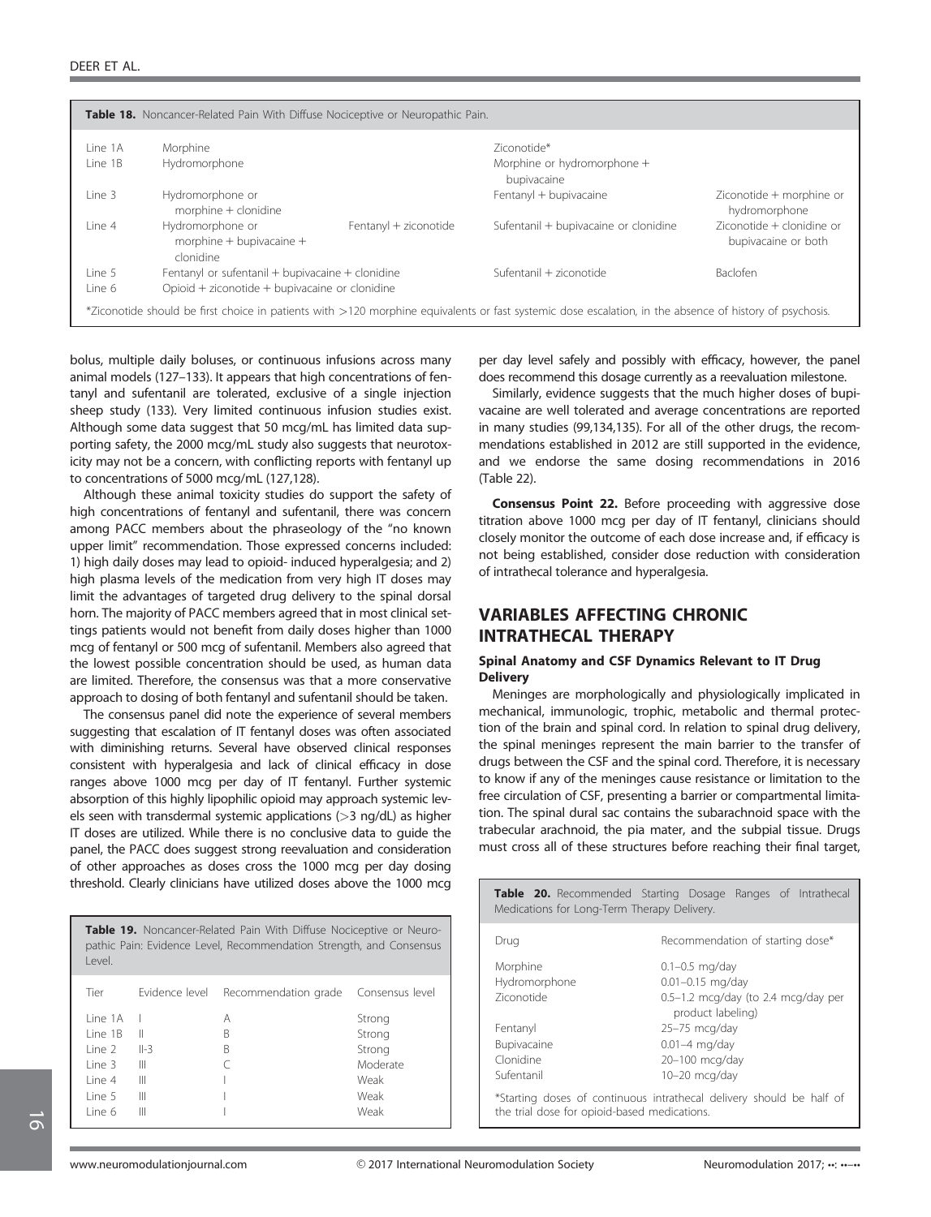**Table 18.** Noncancer-Related Pain With Diffuse Nociceptive or Neuropathic Pain.

| | | | | |
|---|---|---|---|---|
| Line 1A | Morphine | | Ziconotide* | |
| Line 1B | Hydromorphone | | Morphine or hydromorphone + bupivacaine | |
| Line 3 | Hydromorphone or morphine + clonidine | | Fentanyl + bupivacaine | Ziconotide + morphine or hydromorphone |
| Line 4 | Hydromorphone or morphine + bupivacaine + clonidine | Fentanyl + ziconotide | Sufentanil + bupivacaine or clonidine | Ziconotide + clonidine or bupivacaine or both |
| Line 5 | Fentanyl or sufentanil + bupivacaine + clonidine | | Sufentanil + ziconotide | Baclofen |
| Line 6 | Opioid + ziconotide + bupivacaine or clonidine | | | |

*Ziconotide should be first choice in patients with >120 morphine equivalents or fast systemic dose escalation, in the absence of history of psychosis.

bolus, multiple daily boluses, or continuous infusions across many animal models (127–133). It appears that high concentrations of fentanyl and sufentanil are tolerated, exclusive of a single injection sheep study (133). Very limited continuous infusion studies exist. Although some data suggest that 50 mcg/mL has limited data supporting safety, the 2000 mcg/mL study also suggests that neurotoxicity may not be a concern, with conflicting reports with fentanyl up to concentrations of 5000 mcg/mL (127,128).

Although these animal toxicity studies do support the safety of high concentrations of fentanyl and sufentanil, there was concern among PACC members about the phraseology of the "no known upper limit" recommendation. Those expressed concerns included: 1) high daily doses may lead to opioid- induced hyperalgesia; and 2) high plasma levels of the medication from very high IT doses may limit the advantages of targeted drug delivery to the spinal dorsal horn. The majority of PACC members agreed that in most clinical settings patients would not benefit from daily doses higher than 1000 mcg of fentanyl or 500 mcg of sufentanil. Members also agreed that the lowest possible concentration should be used, as human data are limited. Therefore, the consensus was that a more conservative approach to dosing of both fentanyl and sufentanil should be taken.

The consensus panel did note the experience of several members suggesting that escalation of IT fentanyl doses was often associated with diminishing returns. Several have observed clinical responses consistent with hyperalgesia and lack of clinical efficacy in dose ranges above 1000 mcg per day of IT fentanyl. Further systemic absorption of this highly lipophilic opioid may approach systemic levels seen with transdermal systemic applications (>3 ng/dL) as higher IT doses are utilized. While there is no conclusive data to guide the panel, the PACC does suggest strong reevaluation and consideration of other approaches as doses cross the 1000 mcg per day dosing threshold. Clearly clinicians have utilized doses above the 1000 mcg per day level safely and possibly with efficacy, however, the panel does recommend this dosage currently as a reevaluation milestone.

**Table 19.** Noncancer-Related Pain With Diffuse Nociceptive or Neuropathic Pain: Evidence Level, Recommendation Strength, and Consensus Level.

| Tier | Evidence level | Recommendation grade | Consensus level |
|---|---|---|---|
| Line 1A | I | A | Strong |
| Line 1B | II | B | Strong |
| Line 2 | II-3 | B | Strong |
| Line 3 | III | C | Moderate |
| Line 4 | III | I | Weak |
| Line 5 | III | I | Weak |
| Line 6 | III | I | Weak |

Similarly, evidence suggests that the much higher doses of bupivacaine are well tolerated and average concentrations are reported in many studies (99,134,135). For all of the other drugs, the recommendations established in 2012 are still supported in the evidence, and we endorse the same dosing recommendations in 2016 (Table 22).

**Consensus Point 22.** Before proceeding with aggressive dose titration above 1000 mcg per day of IT fentanyl, clinicians should closely monitor the outcome of each dose increase and, if efficacy is not being established, consider dose reduction with consideration of intrathecal tolerance and hyperalgesia.

## VARIABLES AFFECTING CHRONIC INTRATHECAL THERAPY

### Spinal Anatomy and CSF Dynamics Relevant to IT Drug Delivery

Meninges are morphologically and physiologically implicated in mechanical, immunologic, trophic, metabolic and thermal protection of the brain and spinal cord. In relation to spinal drug delivery, the spinal meninges represent the main barrier to the transfer of drugs between the CSF and the spinal cord. Therefore, it is necessary to know if any of the meninges cause resistance or limitation to the free circulation of CSF, presenting a barrier or compartmental limitation. The spinal dural sac contains the subarachnoid space with the trabecular arachnoid, the pia mater, and the subpial tissue. Drugs must cross all of these structures before reaching their final target,

**Table 20.** Recommended Starting Dosage Ranges of Intrathecal Medications for Long-Term Therapy Delivery.

| Drug | Recommendation of starting dose* |
|---|---|
| Morphine | 0.1–0.5 mg/day |
| Hydromorphone | 0.01–0.15 mg/day |
| Ziconotide | 0.5–1.2 mcg/day (to 2.4 mcg/day per product labeling) |
| Fentanyl | 25–75 mcg/day |
| Bupivacaine | 0.01–4 mg/day |
| Clonidine | 20–100 mcg/day |
| Sufentanil | 10–20 mcg/day |

*Starting doses of continuous intrathecal delivery should be half of the trial dose for opioid-based medications.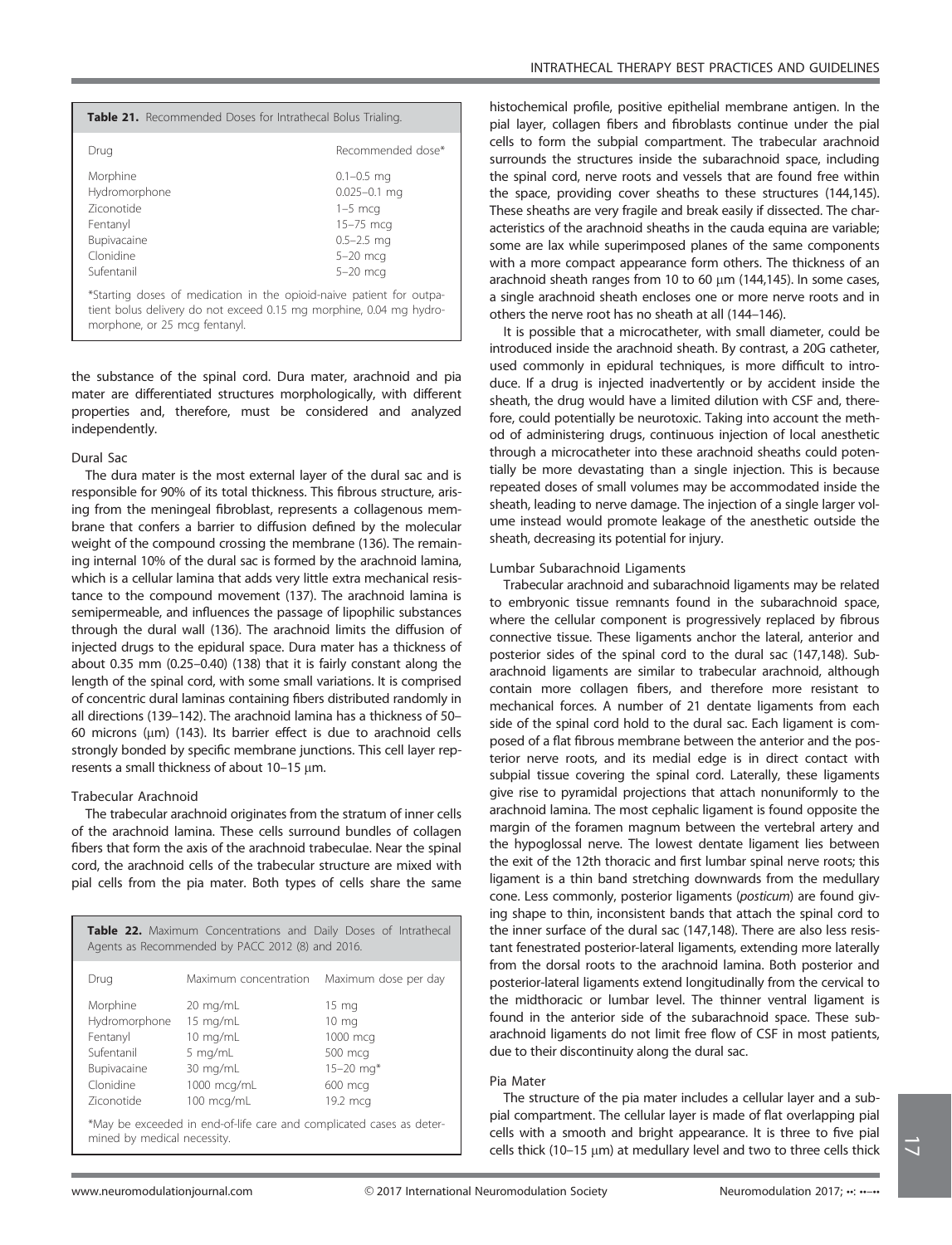**Table 21.** Recommended Doses for Intrathecal Bolus Trialing.

| Drug | Recommended dose* |
|---|---|
| Morphine | 0.1–0.5 mg |
| Hydromorphone | 0.025–0.1 mg |
| Ziconotide | 1–5 mcg |
| Fentanyl | 15–75 mcg |
| Bupivacaine | 0.5–2.5 mg |
| Clonidine | 5–20 mcg |
| Sufentanil | 5–20 mcg |

*Starting doses of medication in the opioid-naive patient for outpatient bolus delivery do not exceed 0.15 mg morphine, 0.04 mg hydromorphone, or 25 mcg fentanyl.

the substance of the spinal cord. Dura mater, arachnoid and pia mater are differentiated structures morphologically, with different properties and, therefore, must be considered and analyzed independently.

### Dural Sac

The dura mater is the most external layer of the dural sac and is responsible for 90% of its total thickness. This fibrous structure, arising from the meningeal fibroblast, represents a collagenous membrane that confers a barrier to diffusion defined by the molecular weight of the compound crossing the membrane (136). The remaining internal 10% of the dural sac is formed by the arachnoid lamina, which is a cellular lamina that adds very little extra mechanical resistance to the compound movement (137). The arachnoid lamina is semipermeable, and influences the passage of lipophilic substances through the dural wall (136). The arachnoid limits the diffusion of injected drugs to the epidural space. Dura mater has a thickness of about 0.35 mm (0.25–0.40) (138) that it is fairly constant along the length of the spinal cord, with some small variations. It is comprised of concentric dural laminas containing fibers distributed randomly in all directions (139–142). The arachnoid lamina has a thickness of 50–60 microns (μm) (143). Its barrier effect is due to arachnoid cells strongly bonded by specific membrane junctions. This cell layer represents a small thickness of about 10–15 μm.

### Trabecular Arachnoid

The trabecular arachnoid originates from the stratum of inner cells of the arachnoid lamina. These cells surround bundles of collagen fibers that form the axis of the arachnoid trabeculae. Near the spinal cord, the arachnoid cells of the trabecular structure are mixed with pial cells from the pia mater. Both types of cells share the same histochemical profile, positive epithelial membrane antigen. In the pial layer, collagen fibers and fibroblasts continue under the pial cells to form the subpial compartment. The trabecular arachnoid surrounds the structures inside the subarachnoid space, including the spinal cord, nerve roots and vessels that are found free within the space, providing cover sheaths to these structures (144,145). These sheaths are very fragile and break easily if dissected. The characteristics of the arachnoid sheaths in the cauda equina are variable; some are lax while superimposed planes of the same components with a more compact appearance form others. The thickness of an arachnoid sheath ranges from 10 to 60 μm (144,145). In some cases, a single arachnoid sheath encloses one or more nerve roots and in others the nerve root has no sheath at all (144–146).

It is possible that a microcatheter, with small diameter, could be introduced inside the arachnoid sheath. By contrast, a 20G catheter, used commonly in epidural techniques, is more difficult to introduce. If a drug is injected inadvertently or by accident inside the sheath, the drug would have a limited dilution with CSF and, therefore, could potentially be neurotoxic. Taking into account the method of administering drugs, continuous injection of local anesthetic through a microcatheter into these arachnoid sheaths could potentially be more devastating than a single injection. This is because repeated doses of small volumes may be accommodated inside the sheath, leading to nerve damage. The injection of a single larger volume instead would promote leakage of the anesthetic outside the sheath, decreasing its potential for injury.

### Lumbar Subarachnoid Ligaments

Trabecular arachnoid and subarachnoid ligaments may be related to embryonic tissue remnants found in the subarachnoid space, where the cellular component is progressively replaced by fibrous connective tissue. These ligaments anchor the lateral, anterior and posterior sides of the spinal cord to the dural sac (147,148). Subarachnoid ligaments are similar to trabecular arachnoid, although contain more collagen fibers, and therefore more resistant to mechanical forces. A number of 21 dentate ligaments from each side of the spinal cord hold to the dural sac. Each ligament is composed of a flat fibrous membrane between the anterior and the posterior nerve roots, and its medial edge is in direct contact with subpial tissue covering the spinal cord. Laterally, these ligaments give rise to pyramidal projections that attach nonuniformly to the arachnoid lamina. The most cephalic ligament is found opposite the margin of the foramen magnum between the vertebral artery and the hypoglossal nerve. The lowest dentate ligament lies between the exit of the 12th thoracic and first lumbar spinal nerve roots; this ligament is a thin band stretching downwards from the medullary cone. Less commonly, posterior ligaments (*posticum*) are found giving shape to thin, inconsistent bands that attach the spinal cord to the inner surface of the dural sac (147,148). There are also less resistant fenestrated posterior-lateral ligaments, extending more laterally from the dorsal roots to the arachnoid lamina. Both posterior and posterior-lateral ligaments extend longitudinally from the cervical to the midthoracic or lumbar level. The thinner ventral ligament is found in the anterior side of the subarachnoid space. These subarachnoid ligaments do not limit free flow of CSF in most patients, due to their discontinuity along the dural sac.

### Pia Mater

The structure of the pia mater includes a cellular layer and a subpial compartment. The cellular layer is made of flat overlapping pial cells with a smooth and bright appearance. It is three to five pial cells thick (10–15 μm) at medullary level and two to three cells thick

**Table 22.** Maximum Concentrations and Daily Doses of Intrathecal Agents as Recommended by PACC 2012 (8) and 2016.

| Drug | Maximum concentration | Maximum dose per day |
|---|---|---|
| Morphine | 20 mg/mL | 15 mg |
| Hydromorphone | 15 mg/mL | 10 mg |
| Fentanyl | 10 mg/mL | 1000 mcg |
| Sufentanil | 5 mg/mL | 500 mcg |
| Bupivacaine | 30 mg/mL | 15–20 mg* |
| Clonidine | 1000 mcg/mL | 600 mcg |
| Ziconotide | 100 mcg/mL | 19.2 mcg |

*May be exceeded in end-of-life care and complicated cases as determined by medical necessity.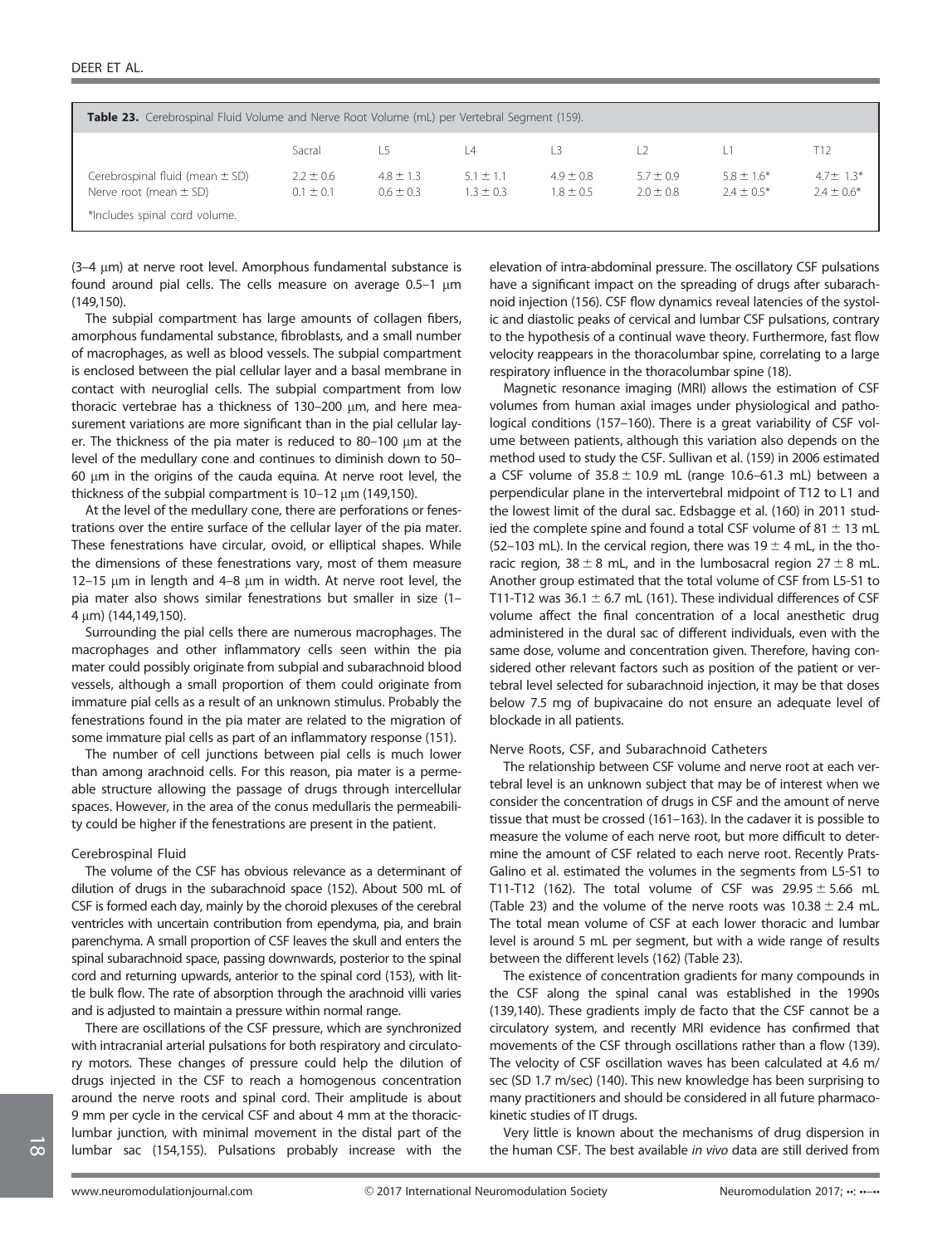**Table 23.** Cerebrospinal Fluid Volume and Nerve Root Volume (mL) per Vertebral Segment (159).

| | Sacral | L5 | L4 | L3 | L2 | L1 | T12 |
|---|---|---|---|---|---|---|---|
| Cerebrospinal fluid (mean ± SD) | 2.2 ± 0.6 | 4.8 ± 1.3 | 5.1 ± 1.1 | 4.9 ± 0.8 | 5.7 ± 0.9 | 5.8 ± 1.6* | 4.7± 1.3* |
| Nerve root (mean ± SD) | 0.1 ± 0.1 | 0.6 ± 0.3 | 1.3 ± 0.3 | 1.8 ± 0.5 | 2.0 ± 0.8 | 2.4 ± 0.5* | 2.4 ± 0.6* |

*Includes spinal cord volume.

(3–4 μm) at nerve root level. Amorphous fundamental substance is found around pial cells. The cells measure on average 0.5–1 μm (149,150).

The subpial compartment has large amounts of collagen fibers, amorphous fundamental substance, fibroblasts, and a small number of macrophages, as well as blood vessels. The subpial compartment is enclosed between the pial cellular layer and a basal membrane in contact with neuroglial cells. The subpial compartment from low thoracic vertebrae has a thickness of 130–200 μm, and here measurement variations are more significant than in the pial cellular layer. The thickness of the pia mater is reduced to 80–100 μm at the level of the medullary cone and continues to diminish down to 50–60 μm in the origins of the cauda equina. At nerve root level, the thickness of the subpial compartment is 10–12 μm (149,150).

At the level of the medullary cone, there are perforations or fenestrations over the entire surface of the cellular layer of the pia mater. These fenestrations have circular, ovoid, or elliptical shapes. While the dimensions of these fenestrations vary, most of them measure 12–15 μm in length and 4–8 μm in width. At nerve root level, the pia mater also shows similar fenestrations but smaller in size (1–4 μm) (144,149,150).

Surrounding the pial cells there are numerous macrophages. The macrophages and other inflammatory cells seen within the pia mater could possibly originate from subpial and subarachnoid blood vessels, although a small proportion of them could originate from immature pial cells as a result of an unknown stimulus. Probably the fenestrations found in the pia mater are related to the migration of some immature pial cells as part of an inflammatory response (151).

The number of cell junctions between pial cells is much lower than among arachnoid cells. For this reason, pia mater is a permeable structure allowing the passage of drugs through intercellular spaces. However, in the area of the conus medullaris the permeability could be higher if the fenestrations are present in the patient.

### Cerebrospinal Fluid

The volume of the CSF has obvious relevance as a determinant of dilution of drugs in the subarachnoid space (152). About 500 mL of CSF is formed each day, mainly by the choroid plexuses of the cerebral ventricles with uncertain contribution from ependyma, pia, and brain parenchyma. A small proportion of CSF leaves the skull and enters the spinal subarachnoid space, passing downwards, posterior to the spinal cord and returning upwards, anterior to the spinal cord (153), with little bulk flow. The rate of absorption through the arachnoid villi varies and is adjusted to maintain a pressure within normal range.

There are oscillations of the CSF pressure, which are synchronized with intracranial arterial pulsations for both respiratory and circulatory motors. These changes of pressure could help the dilution of drugs injected in the CSF to reach a homogenous concentration around the nerve roots and spinal cord. Their amplitude is about 9 mm per cycle in the cervical CSF and about 4 mm at the thoracic-lumbar junction, with minimal movement in the distal part of the lumbar sac (154,155). Pulsations probably increase with the elevation of intra-abdominal pressure. The oscillatory CSF pulsations have a significant impact on the spreading of drugs after subarachnoid injection (156). CSF flow dynamics reveal latencies of the systolic and diastolic peaks of cervical and lumbar CSF pulsations, contrary to the hypothesis of a continual wave theory. Furthermore, fast flow velocity reappears in the thoracolumbar spine, correlating to a large respiratory influence in the thoracolumbar spine (18).

Magnetic resonance imaging (MRI) allows the estimation of CSF volumes from human axial images under physiological and pathological conditions (157–160). There is a great variability of CSF volume between patients, although this variation also depends on the method used to study the CSF. Sullivan et al. (159) in 2006 estimated a CSF volume of 35.8 ± 10.9 mL (range 10.6–61.3 mL) between a perpendicular plane in the intervertebral midpoint of T12 to L1 and the lowest limit of the dural sac. Edsbagge et al. (160) in 2011 studied the complete spine and found a total CSF volume of 81 ± 13 mL (52–103 mL). In the cervical region, there was 19 ± 4 mL, in the thoracic region, 38 ± 8 mL, and in the lumbosacral region 27 ± 8 mL. Another group estimated that the total volume of CSF from L5-S1 to T11-T12 was 36.1 ± 6.7 mL (161). These individual differences of CSF volume affect the final concentration of a local anesthetic drug administered in the dural sac of different individuals, even with the same dose, volume and concentration given. Therefore, having considered other relevant factors such as position of the patient or vertebral level selected for subarachnoid injection, it may be that doses below 7.5 mg of bupivacaine do not ensure an adequate level of blockade in all patients.

### Nerve Roots, CSF, and Subarachnoid Catheters

The relationship between CSF volume and nerve root at each vertebral level is an unknown subject that may be of interest when we consider the concentration of drugs in CSF and the amount of nerve tissue that must be crossed (161–163). In the cadaver it is possible to measure the volume of each nerve root, but more difficult to determine the amount of CSF related to each nerve root. Recently Prats-Galino et al. estimated the volumes in the segments from L5-S1 to T11-T12 (162). The total volume of CSF was 29.95 ± 5.66 mL (Table 23) and the volume of the nerve roots was 10.38 ± 2.4 mL. The total mean volume of CSF at each lower thoracic and lumbar level is around 5 mL per segment, but with a wide range of results between the different levels (162) (Table 23).

The existence of concentration gradients for many compounds in the CSF along the spinal canal was established in the 1990s (139,140). These gradients imply de facto that the CSF cannot be a circulatory system, and recently MRI evidence has confirmed that movements of the CSF through oscillations rather than a flow (139). The velocity of CSF oscillation waves has been calculated at 4.6 m/sec (SD 1.7 m/sec) (140). This new knowledge has been surprising to many practitioners and should be considered in all future pharmacokinetic studies of IT drugs.

Very little is known about the mechanisms of drug dispersion in the human CSF. The best available *in vivo* data are still derived from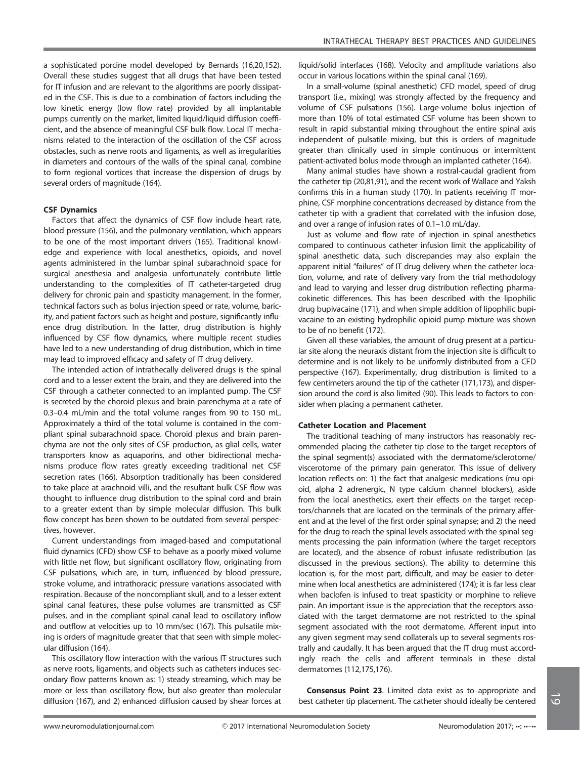a sophisticated porcine model developed by Bernards (16,20,152). Overall these studies suggest that all drugs that have been tested for IT infusion and are relevant to the algorithms are poorly dissipated in the CSF. This is due to a combination of factors including the low kinetic energy (low flow rate) provided by all implantable pumps currently on the market, limited liquid/liquid diffusion coefficient, and the absence of meaningful CSF bulk flow. Local IT mechanisms related to the interaction of the oscillation of the CSF across obstacles, such as nerve roots and ligaments, as well as irregularities in diameters and contours of the walls of the spinal canal, combine to form regional vortices that increase the dispersion of drugs by several orders of magnitude (164).

### CSF Dynamics

Factors that affect the dynamics of CSF flow include heart rate, blood pressure (156), and the pulmonary ventilation, which appears to be one of the most important drivers (165). Traditional knowledge and experience with local anesthetics, opioids, and novel agents administered in the lumbar spinal subarachnoid space for surgical anesthesia and analgesia unfortunately contribute little understanding to the complexities of IT catheter-targeted drug delivery for chronic pain and spasticity management. In the former, technical factors such as bolus injection speed or rate, volume, baricity, and patient factors such as height and posture, significantly influence drug distribution. In the latter, drug distribution is highly influenced by CSF flow dynamics, where multiple recent studies have led to a new understanding of drug distribution, which in time may lead to improved efficacy and safety of IT drug delivery.

The intended action of intrathecally delivered drugs is the spinal cord and to a lesser extent the brain, and they are delivered into the CSF through a catheter connected to an implanted pump. The CSF is secreted by the choroid plexus and brain parenchyma at a rate of 0.3–0.4 mL/min and the total volume ranges from 90 to 150 mL. Approximately a third of the total volume is contained in the compliant spinal subarachnoid space. Choroid plexus and brain parenchyma are not the only sites of CSF production, as glial cells, water transporters know as aquaporins, and other bidirectional mechanisms produce flow rates greatly exceeding traditional net CSF secretion rates (166). Absorption traditionally has been considered to take place at arachnoid villi, and the resultant bulk CSF flow was thought to influence drug distribution to the spinal cord and brain to a greater extent than by simple molecular diffusion. This bulk flow concept has been shown to be outdated from several perspectives, however.

Current understandings from imaged-based and computational fluid dynamics (CFD) show CSF to behave as a poorly mixed volume with little net flow, but significant oscillatory flow, originating from CSF pulsations, which are, in turn, influenced by blood pressure, stroke volume, and intrathoracic pressure variations associated with respiration. Because of the noncompliant skull, and to a lesser extent spinal canal features, these pulse volumes are transmitted as CSF pulses, and in the compliant spinal canal lead to oscillatory inflow and outflow at velocities up to 10 mm/sec (167). This pulsatile mixing is orders of magnitude greater that that seen with simple molecular diffusion (164).

This oscillatory flow interaction with the various IT structures such as nerve roots, ligaments, and objects such as catheters induces secondary flow patterns known as: 1) steady streaming, which may be more or less than oscillatory flow, but also greater than molecular diffusion (167), and 2) enhanced diffusion caused by shear forces at liquid/solid interfaces (168). Velocity and amplitude variations also occur in various locations within the spinal canal (169).

In a small-volume (spinal anesthetic) CFD model, speed of drug transport (i.e., mixing) was strongly affected by the frequency and volume of CSF pulsations (156). Large-volume bolus injection of more than 10% of total estimated CSF volume has been shown to result in rapid substantial mixing throughout the entire spinal axis independent of pulsatile mixing, but this is orders of magnitude greater than clinically used in simple continuous or intermittent patient-activated bolus mode through an implanted catheter (164).

Many animal studies have shown a rostral-caudal gradient from the catheter tip (20,81,91), and the recent work of Wallace and Yaksh confirms this in a human study (170). In patients receiving IT morphine, CSF morphine concentrations decreased by distance from the catheter tip with a gradient that correlated with the infusion dose, and over a range of infusion rates of 0.1–1.0 mL/day.

Just as volume and flow rate of injection in spinal anesthetics compared to continuous catheter infusion limit the applicability of spinal anesthetic data, such discrepancies may also explain the apparent initial "failures" of IT drug delivery when the catheter location, volume, and rate of delivery vary from the trial methodology and lead to varying and lesser drug distribution reflecting pharmacokinetic differences. This has been described with the lipophilic drug bupivacaine (171), and when simple addition of lipophilic bupivacaine to an existing hydrophilic opioid pump mixture was shown to be of no benefit (172).

Given all these variables, the amount of drug present at a particular site along the neuraxis distant from the injection site is difficult to determine and is not likely to be uniformly distributed from a CFD perspective (167). Experimentally, drug distribution is limited to a few centimeters around the tip of the catheter (171,173), and dispersion around the cord is also limited (90). This leads to factors to consider when placing a permanent catheter.

### Catheter Location and Placement

The traditional teaching of many instructors has reasonably recommended placing the catheter tip close to the target receptors of the spinal segment(s) associated with the dermatome/sclerotome/viscerotome of the primary pain generator. This issue of delivery location reflects on: 1) the fact that analgesic medications (mu opioid, alpha 2 adrenergic, N type calcium channel blockers), aside from the local anesthetics, exert their effects on the target receptors/channels that are located on the terminals of the primary afferent and at the level of the first order spinal synapse; and 2) the need for the drug to reach the spinal levels associated with the spinal segments processing the pain information (where the target receptors are located), and the absence of robust infusate redistribution (as discussed in the previous sections). The ability to determine this location is, for the most part, difficult, and may be easier to determine when local anesthetics are administered (174); it is far less clear when baclofen is infused to treat spasticity or morphine to relieve pain. An important issue is the appreciation that the receptors associated with the target dermatome are not restricted to the spinal segment associated with the root dermatome. Afferent input into any given segment may send collaterals up to several segments rostrally and caudally. It has been argued that the IT drug must accordingly reach the cells and afferent terminals in these distal dermatomes (112,175,176).

**Consensus Point 23**. Limited data exist as to appropriate and best catheter tip placement. The catheter should ideally be centered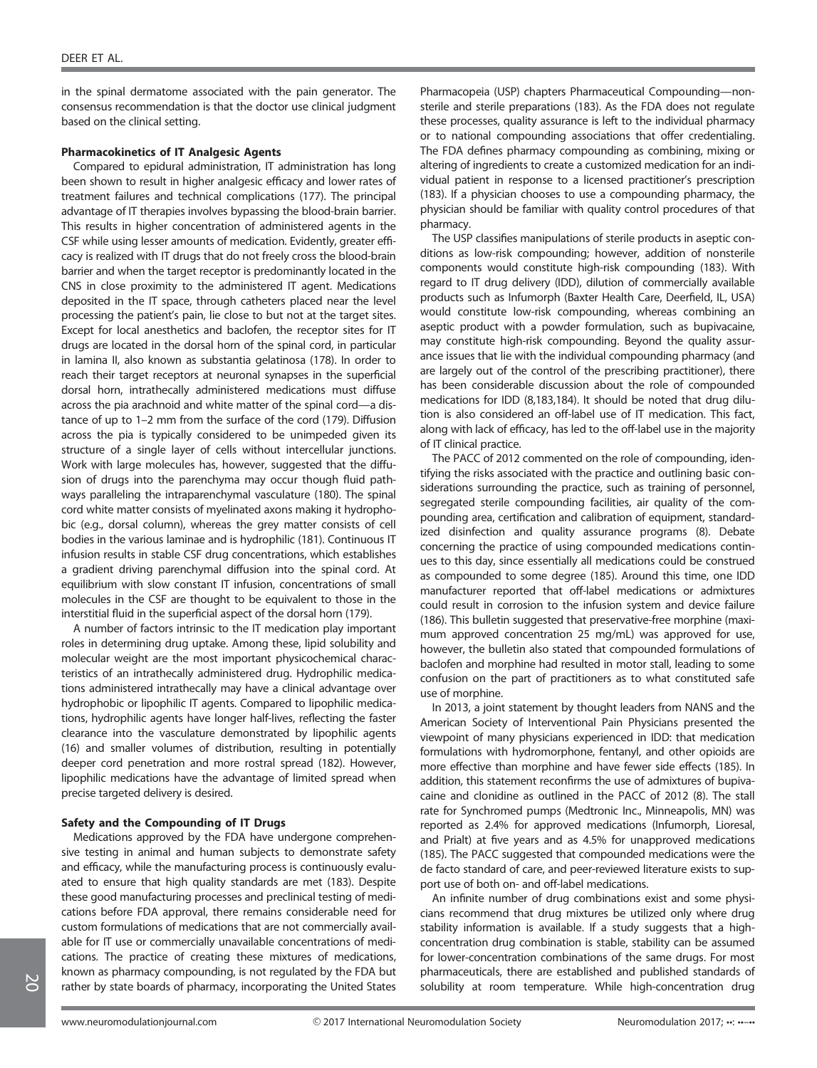in the spinal dermatome associated with the pain generator. The consensus recommendation is that the doctor use clinical judgment based on the clinical setting.

**Pharmacokinetics of IT Analgesic Agents**

Compared to epidural administration, IT administration has long been shown to result in higher analgesic efficacy and lower rates of treatment failures and technical complications (177). The principal advantage of IT therapies involves bypassing the blood-brain barrier. This results in higher concentration of administered agents in the CSF while using lesser amounts of medication. Evidently, greater efficacy is realized with IT drugs that do not freely cross the blood-brain barrier and when the target receptor is predominantly located in the CNS in close proximity to the administered IT agent. Medications deposited in the IT space, through catheters placed near the level processing the patient's pain, lie close to but not at the target sites. Except for local anesthetics and baclofen, the receptor sites for IT drugs are located in the dorsal horn of the spinal cord, in particular in lamina II, also known as substantia gelatinosa (178). In order to reach their target receptors at neuronal synapses in the superficial dorsal horn, intrathecally administered medications must diffuse across the pia arachnoid and white matter of the spinal cord—a distance of up to 1–2 mm from the surface of the cord (179). Diffusion across the pia is typically considered to be unimpeded given its structure of a single layer of cells without intercellular junctions. Work with large molecules has, however, suggested that the diffusion of drugs into the parenchyma may occur though fluid pathways paralleling the intraparenchymal vasculature (180). The spinal cord white matter consists of myelinated axons making it hydrophobic (e.g., dorsal column), whereas the grey matter consists of cell bodies in the various laminae and is hydrophilic (181). Continuous IT infusion results in stable CSF drug concentrations, which establishes a gradient driving parenchymal diffusion into the spinal cord. At equilibrium with slow constant IT infusion, concentrations of small molecules in the CSF are thought to be equivalent to those in the interstitial fluid in the superficial aspect of the dorsal horn (179).

A number of factors intrinsic to the IT medication play important roles in determining drug uptake. Among these, lipid solubility and molecular weight are the most important physicochemical characteristics of an intrathecally administered drug. Hydrophilic medications administered intrathecally may have a clinical advantage over hydrophobic or lipophilic IT agents. Compared to lipophilic medications, hydrophilic agents have longer half-lives, reflecting the faster clearance into the vasculature demonstrated by lipophilic agents (16) and smaller volumes of distribution, resulting in potentially deeper cord penetration and more rostral spread (182). However, lipophilic medications have the advantage of limited spread when precise targeted delivery is desired.

**Safety and the Compounding of IT Drugs**

Medications approved by the FDA have undergone comprehensive testing in animal and human subjects to demonstrate safety and efficacy, while the manufacturing process is continuously evaluated to ensure that high quality standards are met (183). Despite these good manufacturing processes and preclinical testing of medications before FDA approval, there remains considerable need for custom formulations of medications that are not commercially available for IT use or commercially unavailable concentrations of medications. The practice of creating these mixtures of medications, known as pharmacy compounding, is not regulated by the FDA but rather by state boards of pharmacy, incorporating the United States Pharmacopeia (USP) chapters Pharmaceutical Compounding—nonsterile and sterile preparations (183). As the FDA does not regulate these processes, quality assurance is left to the individual pharmacy or to national compounding associations that offer credentialing. The FDA defines pharmacy compounding as combining, mixing or altering of ingredients to create a customized medication for an individual patient in response to a licensed practitioner's prescription (183). If a physician chooses to use a compounding pharmacy, the physician should be familiar with quality control procedures of that pharmacy.

The USP classifies manipulations of sterile products in aseptic conditions as low-risk compounding; however, addition of nonsterile components would constitute high-risk compounding (183). With regard to IT drug delivery (IDD), dilution of commercially available products such as Infumorph (Baxter Health Care, Deerfield, IL, USA) would constitute low-risk compounding, whereas combining an aseptic product with a powder formulation, such as bupivacaine, may constitute high-risk compounding. Beyond the quality assurance issues that lie with the individual compounding pharmacy (and are largely out of the control of the prescribing practitioner), there has been considerable discussion about the role of compounded medications for IDD (8,183,184). It should be noted that drug dilution is also considered an off-label use of IT medication. This fact, along with lack of efficacy, has led to the off-label use in the majority of IT clinical practice.

The PACC of 2012 commented on the role of compounding, identifying the risks associated with the practice and outlining basic considerations surrounding the practice, such as training of personnel, segregated sterile compounding facilities, air quality of the compounding area, certification and calibration of equipment, standardized disinfection and quality assurance programs (8). Debate concerning the practice of using compounded medications continues to this day, since essentially all medications could be construed as compounded to some degree (185). Around this time, one IDD manufacturer reported that off-label medications or admixtures could result in corrosion to the infusion system and device failure (186). This bulletin suggested that preservative-free morphine (maximum approved concentration 25 mg/mL) was approved for use, however, the bulletin also stated that compounded formulations of baclofen and morphine had resulted in motor stall, leading to some confusion on the part of practitioners as to what constituted safe use of morphine.

In 2013, a joint statement by thought leaders from NANS and the American Society of Interventional Pain Physicians presented the viewpoint of many physicians experienced in IDD: that medication formulations with hydromorphone, fentanyl, and other opioids are more effective than morphine and have fewer side effects (185). In addition, this statement reconfirms the use of admixtures of bupivacaine and clonidine as outlined in the PACC of 2012 (8). The stall rate for Synchromed pumps (Medtronic Inc., Minneapolis, MN) was reported as 2.4% for approved medications (Infumorph, Lioresal, and Prialt) at five years and as 4.5% for unapproved medications (185). The PACC suggested that compounded medications were the de facto standard of care, and peer-reviewed literature exists to support use of both on- and off-label medications.

An infinite number of drug combinations exist and some physicians recommend that drug mixtures be utilized only where drug stability information is available. If a study suggests that a high-concentration drug combination is stable, stability can be assumed for lower-concentration combinations of the same drugs. For most pharmaceuticals, there are established and published standards of solubility at room temperature. While high-concentration drug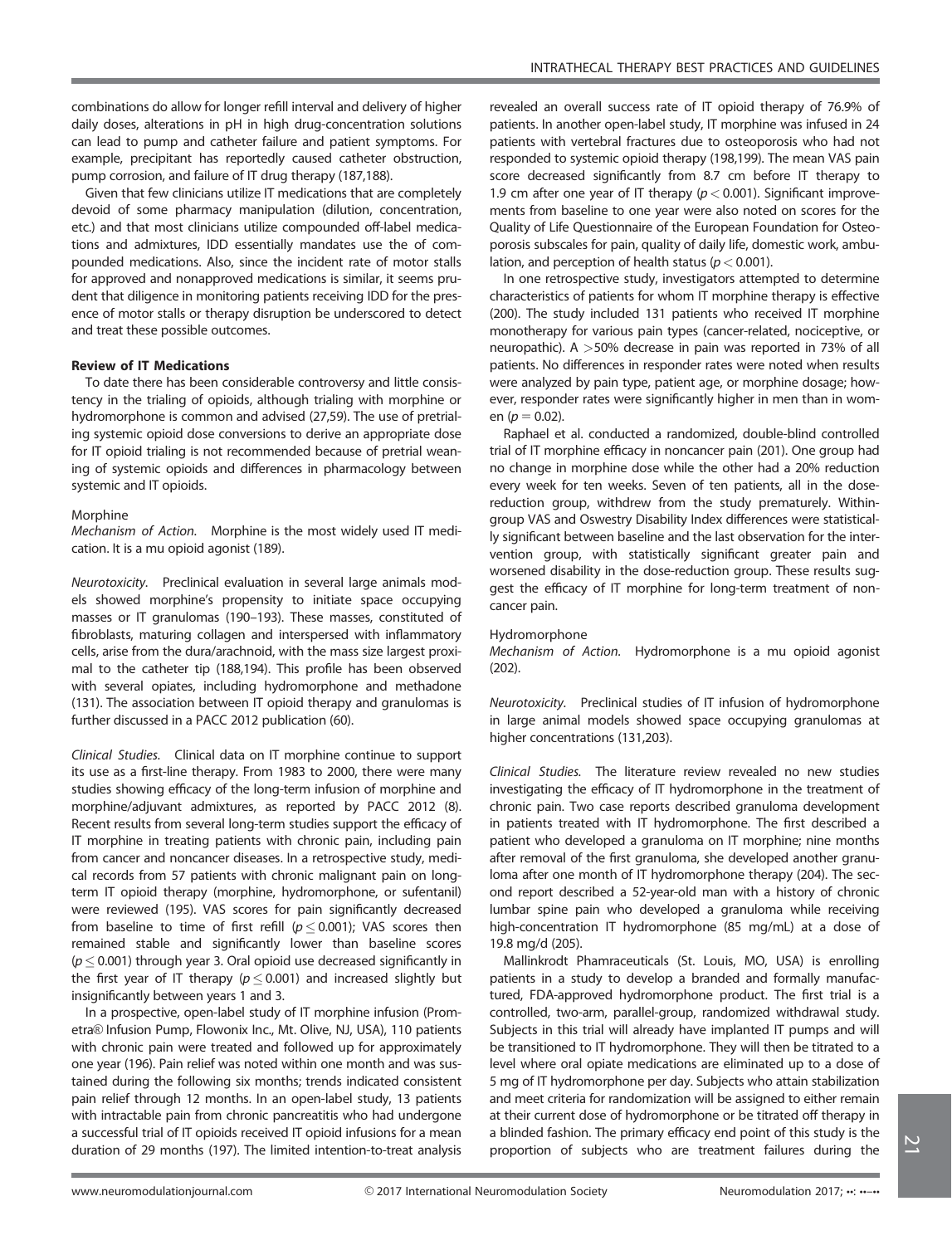combinations do allow for longer refill interval and delivery of higher daily doses, alterations in pH in high drug-concentration solutions can lead to pump and catheter failure and patient symptoms. For example, precipitant has reportedly caused catheter obstruction, pump corrosion, and failure of IT drug therapy (187,188).

Given that few clinicians utilize IT medications that are completely devoid of some pharmacy manipulation (dilution, concentration, etc.) and that most clinicians utilize compounded off-label medications and admixtures, IDD essentially mandates use the of compounded medications. Also, since the incident rate of motor stalls for approved and nonapproved medications is similar, it seems prudent that diligence in monitoring patients receiving IDD for the presence of motor stalls or therapy disruption be underscored to detect and treat these possible outcomes.

**Review of IT Medications**

To date there has been considerable controversy and little consistency in the trialing of opioids, although trialing with morphine or hydromorphone is common and advised (27,59). The use of pretrialing systemic opioid dose conversions to derive an appropriate dose for IT opioid trialing is not recommended because of pretrial weaning of systemic opioids and differences in pharmacology between systemic and IT opioids.

Morphine

*Mechanism of Action.* Morphine is the most widely used IT medication. It is a mu opioid agonist (189).

*Neurotoxicity.* Preclinical evaluation in several large animals models showed morphine's propensity to initiate space occupying masses or IT granulomas (190–193). These masses, constituted of fibroblasts, maturing collagen and interspersed with inflammatory cells, arise from the dura/arachnoid, with the mass size largest proximal to the catheter tip (188,194). This profile has been observed with several opiates, including hydromorphone and methadone (131). The association between IT opioid therapy and granulomas is further discussed in a PACC 2012 publication (60).

*Clinical Studies.* Clinical data on IT morphine continue to support its use as a first-line therapy. From 1983 to 2000, there were many studies showing efficacy of the long-term infusion of morphine and morphine/adjuvant admixtures, as reported by PACC 2012 (8). Recent results from several long-term studies support the efficacy of IT morphine in treating patients with chronic pain, including pain from cancer and noncancer diseases. In a retrospective study, medical records from 57 patients with chronic malignant pain on long-term IT opioid therapy (morphine, hydromorphone, or sufentanil) were reviewed (195). VAS scores for pain significantly decreased from baseline to time of first refill ($p \leq 0.001$); VAS scores then remained stable and significantly lower than baseline scores ($p \leq 0.001$) through year 3. Oral opioid use decreased significantly in the first year of IT therapy ($p \leq 0.001$) and increased slightly but insignificantly between years 1 and 3.

In a prospective, open-label study of IT morphine infusion (Prometra® Infusion Pump, Flowonix Inc., Mt. Olive, NJ, USA), 110 patients with chronic pain were treated and followed up for approximately one year (196). Pain relief was noted within one month and was sustained during the following six months; trends indicated consistent pain relief through 12 months. In an open-label study, 13 patients with intractable pain from chronic pancreatitis who had undergone a successful trial of IT opioids received IT opioid infusions for a mean duration of 29 months (197). The limited intention-to-treat analysis revealed an overall success rate of IT opioid therapy of 76.9% of patients. In another open-label study, IT morphine was infused in 24 patients with vertebral fractures due to osteoporosis who had not responded to systemic opioid therapy (198,199). The mean VAS pain score decreased significantly from 8.7 cm before IT therapy to 1.9 cm after one year of IT therapy ($p < 0.001$). Significant improvements from baseline to one year were also noted on scores for the Quality of Life Questionnaire of the European Foundation for Osteoporosis subscales for pain, quality of daily life, domestic work, ambulation, and perception of health status ($p < 0.001$).

In one retrospective study, investigators attempted to determine characteristics of patients for whom IT morphine therapy is effective (200). The study included 131 patients who received IT morphine monotherapy for various pain types (cancer-related, nociceptive, or neuropathic). A >50% decrease in pain was reported in 73% of all patients. No differences in responder rates were noted when results were analyzed by pain type, patient age, or morphine dosage; however, responder rates were significantly higher in men than in women ($p = 0.02$).

Raphael et al. conducted a randomized, double-blind controlled trial of IT morphine efficacy in noncancer pain (201). One group had no change in morphine dose while the other had a 20% reduction every week for ten weeks. Seven of ten patients, all in the dose-reduction group, withdrew from the study prematurely. Within-group VAS and Oswestry Disability Index differences were statistically significant between baseline and the last observation for the intervention group, with statistically significant greater pain and worsened disability in the dose-reduction group. These results suggest the efficacy of IT morphine for long-term treatment of noncancer pain.

Hydromorphone

*Mechanism of Action.* Hydromorphone is a mu opioid agonist (202).

*Neurotoxicity.* Preclinical studies of IT infusion of hydromorphone in large animal models showed space occupying granulomas at higher concentrations (131,203).

*Clinical Studies.* The literature review revealed no new studies investigating the efficacy of IT hydromorphone in the treatment of chronic pain. Two case reports described granuloma development in patients treated with IT hydromorphone. The first described a patient who developed a granuloma on IT morphine; nine months after removal of the first granuloma, she developed another granuloma after one month of IT hydromorphone therapy (204). The second report described a 52-year-old man with a history of chronic lumbar spine pain who developed a granuloma while receiving high-concentration IT hydromorphone (85 mg/mL) at a dose of 19.8 mg/d (205).

Mallinkrodt Phamraceuticals (St. Louis, MO, USA) is enrolling patients in a study to develop a branded and formally manufactured, FDA-approved hydromorphone product. The first trial is a controlled, two-arm, parallel-group, randomized withdrawal study. Subjects in this trial will already have implanted IT pumps and will be transitioned to IT hydromorphone. They will then be titrated to a level where oral opiate medications are eliminated up to a dose of 5 mg of IT hydromorphone per day. Subjects who attain stabilization and meet criteria for randomization will be assigned to either remain at their current dose of hydromorphone or be titrated off therapy in a blinded fashion. The primary efficacy end point of this study is the proportion of subjects who are treatment failures during the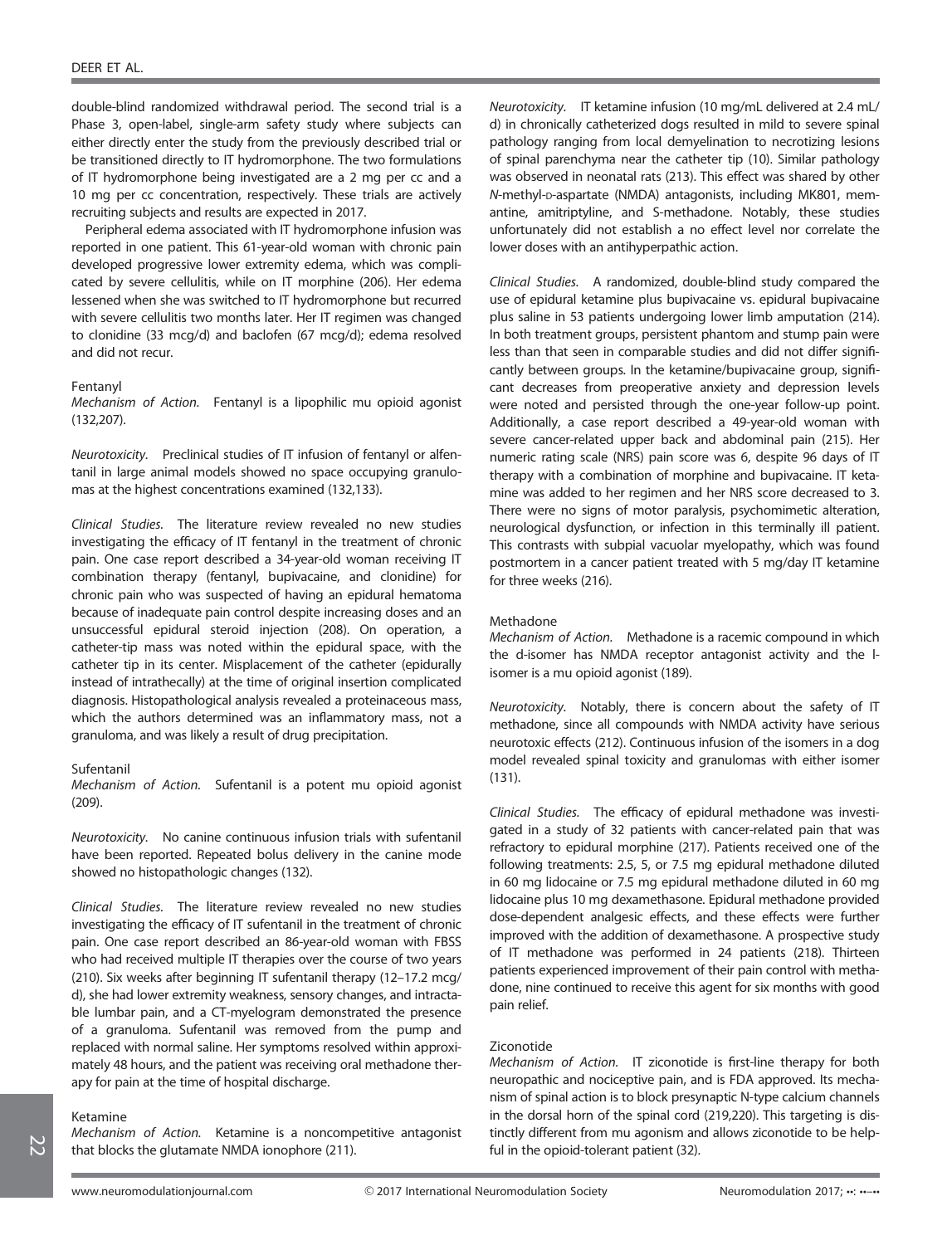double-blind randomized withdrawal period. The second trial is a Phase 3, open-label, single-arm safety study where subjects can either directly enter the study from the previously described trial or be transitioned directly to IT hydromorphone. The two formulations of IT hydromorphone being investigated are a 2 mg per cc and a 10 mg per cc concentration, respectively. These trials are actively recruiting subjects and results are expected in 2017.

Peripheral edema associated with IT hydromorphone infusion was reported in one patient. This 61-year-old woman with chronic pain developed progressive lower extremity edema, which was complicated by severe cellulitis, while on IT morphine (206). Her edema lessened when she was switched to IT hydromorphone but recurred with severe cellulitis two months later. Her IT regimen was changed to clonidine (33 mcg/d) and baclofen (67 mcg/d); edema resolved and did not recur.

#### Fentanyl

*Mechanism of Action.* Fentanyl is a lipophilic mu opioid agonist (132,207).

*Neurotoxicity.* Preclinical studies of IT infusion of fentanyl or alfentanil in large animal models showed no space occupying granulomas at the highest concentrations examined (132,133).

*Clinical Studies.* The literature review revealed no new studies investigating the efficacy of IT fentanyl in the treatment of chronic pain. One case report described a 34-year-old woman receiving IT combination therapy (fentanyl, bupivacaine, and clonidine) for chronic pain who was suspected of having an epidural hematoma because of inadequate pain control despite increasing doses and an unsuccessful epidural steroid injection (208). On operation, a catheter-tip mass was noted within the epidural space, with the catheter tip in its center. Misplacement of the catheter (epidurally instead of intrathecally) at the time of original insertion complicated diagnosis. Histopathological analysis revealed a proteinaceous mass, which the authors determined was an inflammatory mass, not a granuloma, and was likely a result of drug precipitation.

#### Sufentanil

*Mechanism of Action.* Sufentanil is a potent mu opioid agonist (209).

*Neurotoxicity.* No canine continuous infusion trials with sufentanil have been reported. Repeated bolus delivery in the canine mode showed no histopathologic changes (132).

*Clinical Studies.* The literature review revealed no new studies investigating the efficacy of IT sufentanil in the treatment of chronic pain. One case report described an 86-year-old woman with FBSS who had received multiple IT therapies over the course of two years (210). Six weeks after beginning IT sufentanil therapy (12–17.2 mcg/d), she had lower extremity weakness, sensory changes, and intractable lumbar pain, and a CT-myelogram demonstrated the presence of a granuloma. Sufentanil was removed from the pump and replaced with normal saline. Her symptoms resolved within approximately 48 hours, and the patient was receiving oral methadone therapy for pain at the time of hospital discharge.

#### Ketamine

*Mechanism of Action.* Ketamine is a noncompetitive antagonist that blocks the glutamate NMDA ionophore (211).

*Neurotoxicity.* IT ketamine infusion (10 mg/mL delivered at 2.4 mL/d) in chronically catheterized dogs resulted in mild to severe spinal pathology ranging from local demyelination to necrotizing lesions of spinal parenchyma near the catheter tip (10). Similar pathology was observed in neonatal rats (213). This effect was shared by other *N*-methyl-D-aspartate (NMDA) antagonists, including MK801, memantine, amitriptyline, and S-methadone. Notably, these studies unfortunately did not establish a no effect level nor correlate the lower doses with an antihyperpathic action.

*Clinical Studies.* A randomized, double-blind study compared the use of epidural ketamine plus bupivacaine vs. epidural bupivacaine plus saline in 53 patients undergoing lower limb amputation (214). In both treatment groups, persistent phantom and stump pain were less than that seen in comparable studies and did not differ significantly between groups. In the ketamine/bupivacaine group, significant decreases from preoperative anxiety and depression levels were noted and persisted through the one-year follow-up point. Additionally, a case report described a 49-year-old woman with severe cancer-related upper back and abdominal pain (215). Her numeric rating scale (NRS) pain score was 6, despite 96 days of IT therapy with a combination of morphine and bupivacaine. IT ketamine was added to her regimen and her NRS score decreased to 3. There were no signs of motor paralysis, psychomimetic alteration, neurological dysfunction, or infection in this terminally ill patient. This contrasts with subpial vacuolar myelopathy, which was found postmortem in a cancer patient treated with 5 mg/day IT ketamine for three weeks (216).

#### Methadone

*Mechanism of Action.* Methadone is a racemic compound in which the d-isomer has NMDA receptor antagonist activity and the l-isomer is a mu opioid agonist (189).

*Neurotoxicity.* Notably, there is concern about the safety of IT methadone, since all compounds with NMDA activity have serious neurotoxic effects (212). Continuous infusion of the isomers in a dog model revealed spinal toxicity and granulomas with either isomer (131).

*Clinical Studies.* The efficacy of epidural methadone was investigated in a study of 32 patients with cancer-related pain that was refractory to epidural morphine (217). Patients received one of the following treatments: 2.5, 5, or 7.5 mg epidural methadone diluted in 60 mg lidocaine or 7.5 mg epidural methadone diluted in 60 mg lidocaine plus 10 mg dexamethasone. Epidural methadone provided dose-dependent analgesic effects, and these effects were further improved with the addition of dexamethasone. A prospective study of IT methadone was performed in 24 patients (218). Thirteen patients experienced improvement of their pain control with methadone, nine continued to receive this agent for six months with good pain relief.

#### Ziconotide

*Mechanism of Action.* IT ziconotide is first-line therapy for both neuropathic and nociceptive pain, and is FDA approved. Its mechanism of spinal action is to block presynaptic N-type calcium channels in the dorsal horn of the spinal cord (219,220). This targeting is distinctly different from mu agonism and allows ziconotide to be helpful in the opioid-tolerant patient (32).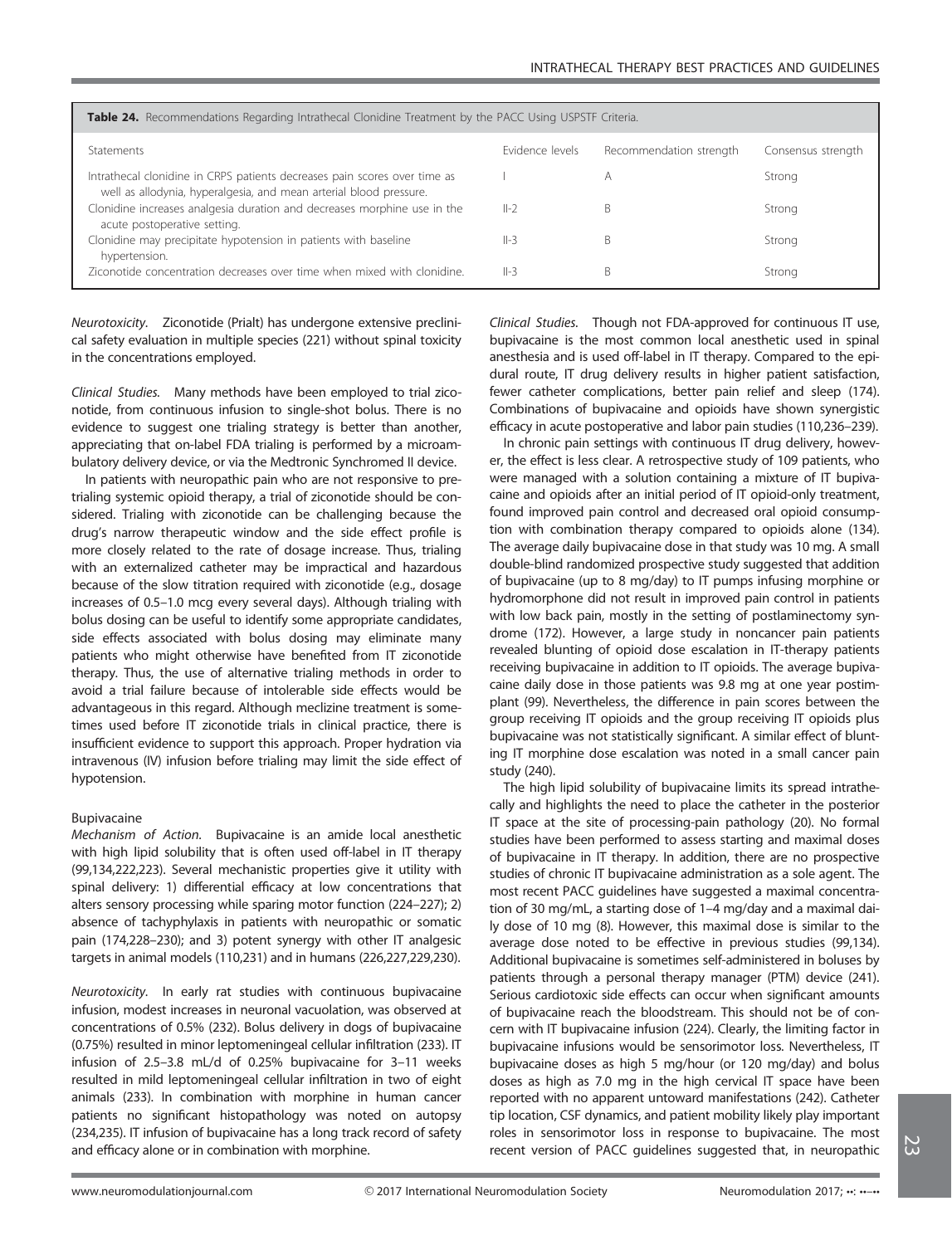**Table 24.** Recommendations Regarding Intrathecal Clonidine Treatment by the PACC Using USPSTF Criteria.

| Statements | Evidence levels | Recommendation strength | Consensus strength |
|---|---|---|---|
| Intrathecal clonidine in CRPS patients decreases pain scores over time as well as allodynia, hyperalgesia, and mean arterial blood pressure. | I | A | Strong |
| Clonidine increases analgesia duration and decreases morphine use in the acute postoperative setting. | II-2 | B | Strong |
| Clonidine may precipitate hypotension in patients with baseline hypertension. | II-3 | B | Strong |
| Ziconotide concentration decreases over time when mixed with clonidine. | II-3 | B | Strong |

*Neurotoxicity.* Ziconotide (Prialt) has undergone extensive preclinical safety evaluation in multiple species (221) without spinal toxicity in the concentrations employed.

*Clinical Studies.* Many methods have been employed to trial ziconotide, from continuous infusion to single-shot bolus. There is no evidence to suggest one trialing strategy is better than another, appreciating that on-label FDA trialing is performed by a microambulatory delivery device, or via the Medtronic Synchromed II device.

In patients with neuropathic pain who are not responsive to pretrialing systemic opioid therapy, a trial of ziconotide should be considered. Trialing with ziconotide can be challenging because the drug's narrow therapeutic window and the side effect profile is more closely related to the rate of dosage increase. Thus, trialing with an externalized catheter may be impractical and hazardous because of the slow titration required with ziconotide (e.g., dosage increases of 0.5–1.0 mcg every several days). Although trialing with bolus dosing can be useful to identify some appropriate candidates, side effects associated with bolus dosing may eliminate many patients who might otherwise have benefited from IT ziconotide therapy. Thus, the use of alternative trialing methods in order to avoid a trial failure because of intolerable side effects would be advantageous in this regard. Although meclizine treatment is sometimes used before IT ziconotide trials in clinical practice, there is insufficient evidence to support this approach. Proper hydration via intravenous (IV) infusion before trialing may limit the side effect of hypotension.

### Bupivacaine

*Mechanism of Action.* Bupivacaine is an amide local anesthetic with high lipid solubility that is often used off-label in IT therapy (99,134,222,223). Several mechanistic properties give it utility with spinal delivery: 1) differential efficacy at low concentrations that alters sensory processing while sparing motor function (224–227); 2) absence of tachyphylaxis in patients with neuropathic or somatic pain (174,228–230); and 3) potent synergy with other IT analgesic targets in animal models (110,231) and in humans (226,227,229,230).

*Neurotoxicity.* In early rat studies with continuous bupivacaine infusion, modest increases in neuronal vacuolation, was observed at concentrations of 0.5% (232). Bolus delivery in dogs of bupivacaine (0.75%) resulted in minor leptomeningeal cellular infiltration (233). IT infusion of 2.5–3.8 mL/d of 0.25% bupivacaine for 3–11 weeks resulted in mild leptomeningeal cellular infiltration in two of eight animals (233). In combination with morphine in human cancer patients no significant histopathology was noted on autopsy (234,235). IT infusion of bupivacaine has a long track record of safety and efficacy alone or in combination with morphine.

*Clinical Studies.* Though not FDA-approved for continuous IT use, bupivacaine is the most common local anesthetic used in spinal anesthesia and is used off-label in IT therapy. Compared to the epidural route, IT drug delivery results in higher patient satisfaction, fewer catheter complications, better pain relief and sleep (174). Combinations of bupivacaine and opioids have shown synergistic efficacy in acute postoperative and labor pain studies (110,236–239).

In chronic pain settings with continuous IT drug delivery, however, the effect is less clear. A retrospective study of 109 patients, who were managed with a solution containing a mixture of IT bupivacaine and opioids after an initial period of IT opioid-only treatment, found improved pain control and decreased oral opioid consumption with combination therapy compared to opioids alone (134). The average daily bupivacaine dose in that study was 10 mg. A small double-blind randomized prospective study suggested that addition of bupivacaine (up to 8 mg/day) to IT pumps infusing morphine or hydromorphone did not result in improved pain control in patients with low back pain, mostly in the setting of postlaminectomy syndrome (172). However, a large study in noncancer pain patients revealed blunting of opioid dose escalation in IT-therapy patients receiving bupivacaine in addition to IT opioids. The average bupivacaine daily dose in those patients was 9.8 mg at one year postimplant (99). Nevertheless, the difference in pain scores between the group receiving IT opioids and the group receiving IT opioids plus bupivacaine was not statistically significant. A similar effect of blunting IT morphine dose escalation was noted in a small cancer pain study (240).

The high lipid solubility of bupivacaine limits its spread intrathecally and highlights the need to place the catheter in the posterior IT space at the site of processing-pain pathology (20). No formal studies have been performed to assess starting and maximal doses of bupivacaine in IT therapy. In addition, there are no prospective studies of chronic IT bupivacaine administration as a sole agent. The most recent PACC guidelines have suggested a maximal concentration of 30 mg/mL, a starting dose of 1–4 mg/day and a maximal daily dose of 10 mg (8). However, this maximal dose is similar to the average dose noted to be effective in previous studies (99,134). Additional bupivacaine is sometimes self-administered in boluses by patients through a personal therapy manager (PTM) device (241). Serious cardiotoxic side effects can occur when significant amounts of bupivacaine reach the bloodstream. This should not be of concern with IT bupivacaine infusion (224). Clearly, the limiting factor in bupivacaine infusions would be sensorimotor loss. Nevertheless, IT bupivacaine doses as high 5 mg/hour (or 120 mg/day) and bolus doses as high as 7.0 mg in the high cervical IT space have been reported with no apparent untoward manifestations (242). Catheter tip location, CSF dynamics, and patient mobility likely play important roles in sensorimotor loss in response to bupivacaine. The most recent version of PACC guidelines suggested that, in neuropathic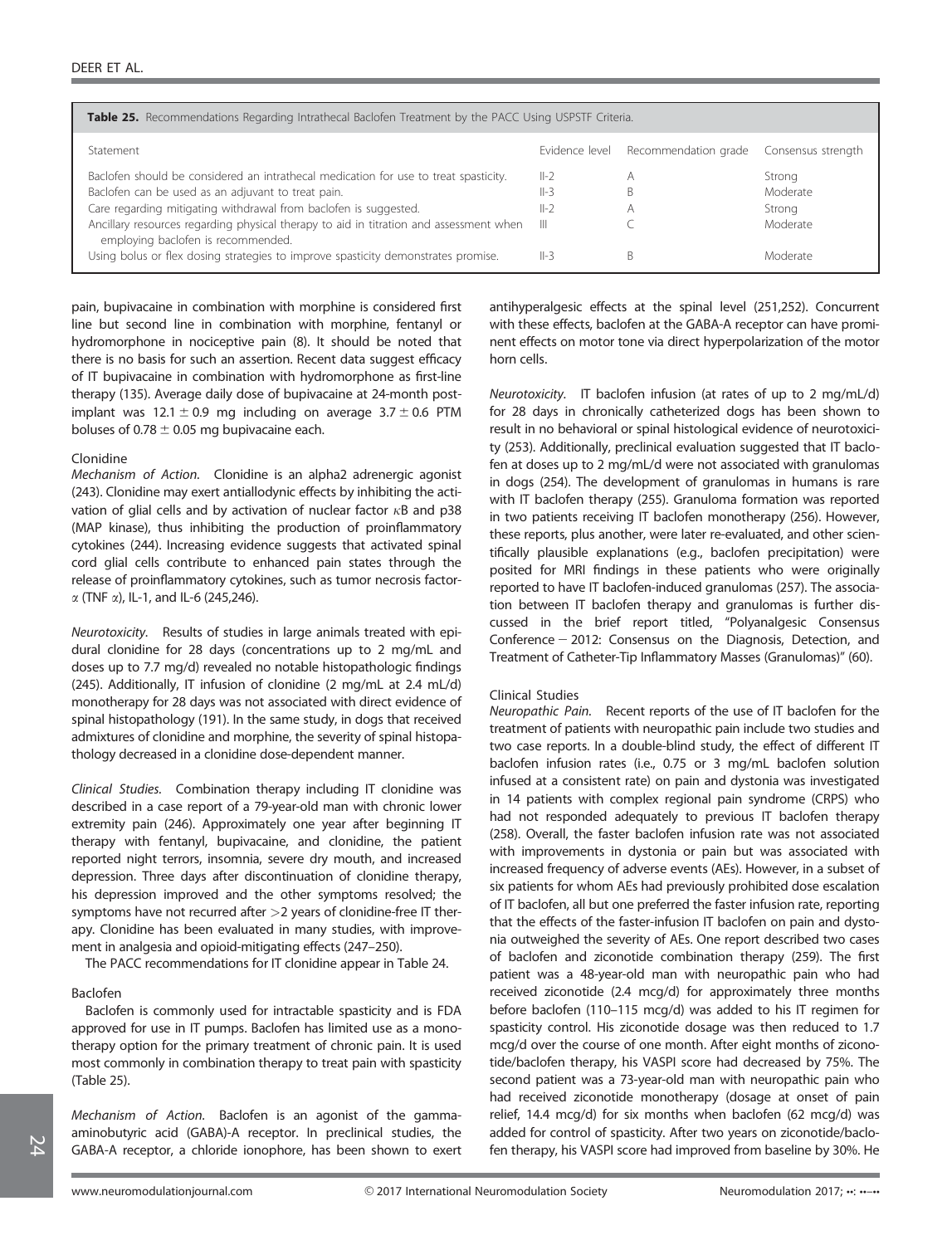**Table 25.** Recommendations Regarding Intrathecal Baclofen Treatment by the PACC Using USPSTF Criteria.

| Statement | Evidence level | Recommendation grade | Consensus strength |
|---|---|---|---|
| Baclofen should be considered an intrathecal medication for use to treat spasticity. | II-2 | A | Strong |
| Baclofen can be used as an adjuvant to treat pain. | II-3 | B | Moderate |
| Care regarding mitigating withdrawal from baclofen is suggested. | II-2 | A | Strong |
| Ancillary resources regarding physical therapy to aid in titration and assessment when employing baclofen is recommended. | III | C | Moderate |
| Using bolus or flex dosing strategies to improve spasticity demonstrates promise. | II-3 | B | Moderate |

pain, bupivacaine in combination with morphine is considered first line but second line in combination with morphine, fentanyl or hydromorphone in nociceptive pain (8). It should be noted that there is no basis for such an assertion. Recent data suggest efficacy of IT bupivacaine in combination with hydromorphone as first-line therapy (135). Average daily dose of bupivacaine at 24-month post-implant was $12.1 \pm 0.9$ mg including on average $3.7 \pm 0.6$ PTM boluses of $0.78 \pm 0.05$ mg bupivacaine each.

### Clonidine

*Mechanism of Action.* Clonidine is an alpha2 adrenergic agonist (243). Clonidine may exert antiallodynic effects by inhibiting the activation of glial cells and by activation of nuclear factor $\kappa$B and p38 (MAP kinase), thus inhibiting the production of proinflammatory cytokines (244). Increasing evidence suggests that activated spinal cord glial cells contribute to enhanced pain states through the release of proinflammatory cytokines, such as tumor necrosis factor-$\alpha$ (TNF $\alpha$), IL-1, and IL-6 (245,246).

*Neurotoxicity.* Results of studies in large animals treated with epidural clonidine for 28 days (concentrations up to 2 mg/mL and doses up to 7.7 mg/d) revealed no notable histopathologic findings (245). Additionally, IT infusion of clonidine (2 mg/mL at 2.4 mL/d) monotherapy for 28 days was not associated with direct evidence of spinal histopathology (191). In the same study, in dogs that received admixtures of clonidine and morphine, the severity of spinal histopathology decreased in a clonidine dose-dependent manner.

*Clinical Studies.* Combination therapy including IT clonidine was described in a case report of a 79-year-old man with chronic lower extremity pain (246). Approximately one year after beginning IT therapy with fentanyl, bupivacaine, and clonidine, the patient reported night terrors, insomnia, severe dry mouth, and increased depression. Three days after discontinuation of clonidine therapy, his depression improved and the other symptoms resolved; the symptoms have not recurred after >2 years of clonidine-free IT therapy. Clonidine has been evaluated in many studies, with improvement in analgesia and opioid-mitigating effects (247–250).

The PACC recommendations for IT clonidine appear in Table 24.

### Baclofen

Baclofen is commonly used for intractable spasticity and is FDA approved for use in IT pumps. Baclofen has limited use as a monotherapy option for the primary treatment of chronic pain. It is used most commonly in combination therapy to treat pain with spasticity (Table 25).

*Mechanism of Action.* Baclofen is an agonist of the gamma-aminobutyric acid (GABA)-A receptor. In preclinical studies, the GABA-A receptor, a chloride ionophore, has been shown to exert antihyperalgesic effects at the spinal level (251,252). Concurrent with these effects, baclofen at the GABA-A receptor can have prominent effects on motor tone via direct hyperpolarization of the motor horn cells.

*Neurotoxicity.* IT baclofen infusion (at rates of up to 2 mg/mL/d) for 28 days in chronically catheterized dogs has been shown to result in no behavioral or spinal histological evidence of neurotoxicity (253). Additionally, preclinical evaluation suggested that IT baclofen at doses up to 2 mg/mL/d were not associated with granulomas in dogs (254). The development of granulomas in humans is rare with IT baclofen therapy (255). Granuloma formation was reported in two patients receiving IT baclofen monotherapy (256). However, these reports, plus another, were later re-evaluated, and other scientifically plausible explanations (e.g., baclofen precipitation) were posited for MRI findings in these patients who were originally reported to have IT baclofen-induced granulomas (257). The association between IT baclofen therapy and granulomas is further discussed in the brief report titled, "Polyanalgesic Consensus Conference − 2012: Consensus on the Diagnosis, Detection, and Treatment of Catheter-Tip Inflammatory Masses (Granulomas)" (60).

### Clinical Studies

*Neuropathic Pain.* Recent reports of the use of IT baclofen for the treatment of patients with neuropathic pain include two studies and two case reports. In a double-blind study, the effect of different IT baclofen infusion rates (i.e., 0.75 or 3 mg/mL baclofen solution infused at a consistent rate) on pain and dystonia was investigated in 14 patients with complex regional pain syndrome (CRPS) who had not responded adequately to previous IT baclofen therapy (258). Overall, the faster baclofen infusion rate was not associated with improvements in dystonia or pain but was associated with increased frequency of adverse events (AEs). However, in a subset of six patients for whom AEs had previously prohibited dose escalation of IT baclofen, all but one preferred the faster infusion rate, reporting that the effects of the faster-infusion IT baclofen on pain and dystonia outweighed the severity of AEs. One report described two cases of baclofen and ziconotide combination therapy (259). The first patient was a 48-year-old man with neuropathic pain who had received ziconotide (2.4 mcg/d) for approximately three months before baclofen (110–115 mcg/d) was added to his IT regimen for spasticity control. His ziconotide dosage was then reduced to 1.7 mcg/d over the course of one month. After eight months of ziconotide/baclofen therapy, his VASPI score had decreased by 75%. The second patient was a 73-year-old man with neuropathic pain who had received ziconotide monotherapy (dosage at onset of pain relief, 14.4 mcg/d) for six months when baclofen (62 mcg/d) was added for control of spasticity. After two years on ziconotide/baclofen therapy, his VASPI score had improved from baseline by 30%. He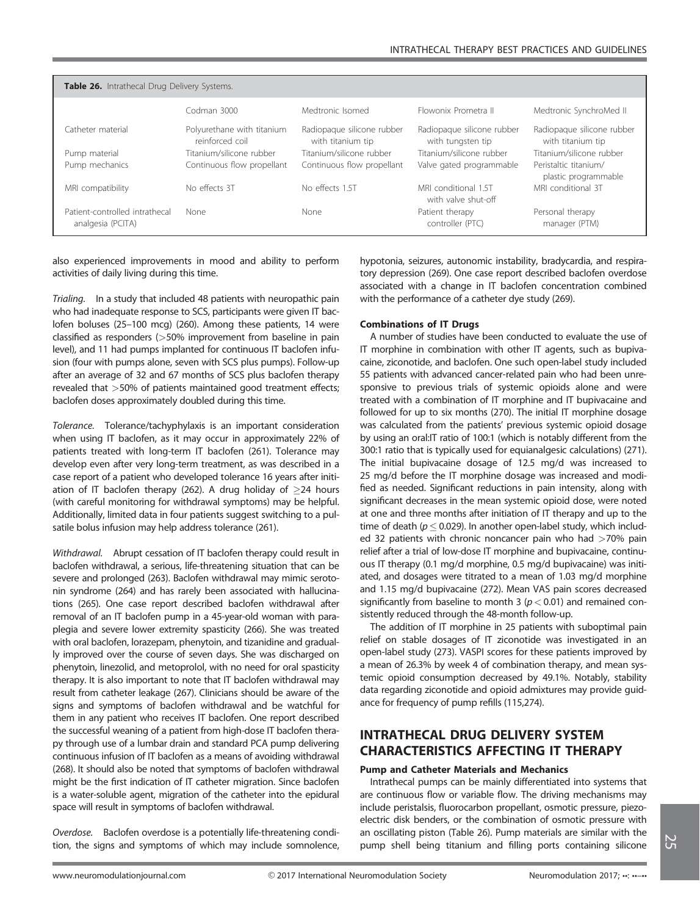**Table 26.** Intrathecal Drug Delivery Systems.

| | Codman 3000 | Medtronic Isomed | Flowonix Prometra II | Medtronic SynchroMed II |
|---|---|---|---|---|
| Catheter material | Polyurethane with titanium reinforced coil | Radiopaque silicone rubber with titanium tip | Radiopaque silicone rubber with tungsten tip | Radiopaque silicone rubber with titanium tip |
| Pump material | Titanium/silicone rubber | Titanium/silicone rubber | Titanium/silicone rubber | Titanium/silicone rubber |
| Pump mechanics | Continuous flow propellant | Continuous flow propellant | Valve gated programmable | Peristaltic titanium/ plastic programmable |
| MRI compatibility | No effects 3T | No effects 1.5T | MRI conditional 1.5T with valve shut-off | MRI conditional 3T |
| Patient-controlled intrathecal analgesia (PCITA) | None | None | Patient therapy controller (PTC) | Personal therapy manager (PTM) |

also experienced improvements in mood and ability to perform activities of daily living during this time.

*Trialing.* In a study that included 48 patients with neuropathic pain who had inadequate response to SCS, participants were given IT baclofen boluses (25–100 mcg) (260). Among these patients, 14 were classified as responders (>50% improvement from baseline in pain level), and 11 had pumps implanted for continuous IT baclofen infusion (four with pumps alone, seven with SCS plus pumps). Follow-up after an average of 32 and 67 months of SCS plus baclofen therapy revealed that >50% of patients maintained good treatment effects; baclofen doses approximately doubled during this time.

*Tolerance.* Tolerance/tachyphylaxis is an important consideration when using IT baclofen, as it may occur in approximately 22% of patients treated with long-term IT baclofen (261). Tolerance may develop even after very long-term treatment, as was described in a case report of a patient who developed tolerance 16 years after initiation of IT baclofen therapy (262). A drug holiday of ≥24 hours (with careful monitoring for withdrawal symptoms) may be helpful. Additionally, limited data in four patients suggest switching to a pulsatile bolus infusion may help address tolerance (261).

*Withdrawal.* Abrupt cessation of IT baclofen therapy could result in baclofen withdrawal, a serious, life-threatening situation that can be severe and prolonged (263). Baclofen withdrawal may mimic serotonin syndrome (264) and has rarely been associated with hallucinations (265). One case report described baclofen withdrawal after removal of an IT baclofen pump in a 45-year-old woman with paraplegia and severe lower extremity spasticity (266). She was treated with oral baclofen, lorazepam, phenytoin, and tizanidine and gradually improved over the course of seven days. She was discharged on phenytoin, linezolid, and metoprolol, with no need for oral spasticity therapy. It is also important to note that IT baclofen withdrawal may result from catheter leakage (267). Clinicians should be aware of the signs and symptoms of baclofen withdrawal and be watchful for them in any patient who receives IT baclofen. One report described the successful weaning of a patient from high-dose IT baclofen therapy through use of a lumbar drain and standard PCA pump delivering continuous infusion of IT baclofen as a means of avoiding withdrawal (268). It should also be noted that symptoms of baclofen withdrawal might be the first indication of IT catheter migration. Since baclofen is a water-soluble agent, migration of the catheter into the epidural space will result in symptoms of baclofen withdrawal.

*Overdose.* Baclofen overdose is a potentially life-threatening condition, the signs and symptoms of which may include somnolence, hypotonia, seizures, autonomic instability, bradycardia, and respiratory depression (269). One case report described baclofen overdose associated with a change in IT baclofen concentration combined with the performance of a catheter dye study (269).

**Combinations of IT Drugs**

A number of studies have been conducted to evaluate the use of IT morphine in combination with other IT agents, such as bupivacaine, ziconotide, and baclofen. One such open-label study included 55 patients with advanced cancer-related pain who had been unresponsive to previous trials of systemic opioids alone and were treated with a combination of IT morphine and IT bupivacaine and followed for up to six months (270). The initial IT morphine dosage was calculated from the patients' previous systemic opioid dosage by using an oral:IT ratio of 100:1 (which is notably different from the 300:1 ratio that is typically used for equianalgesic calculations) (271). The initial bupivacaine dosage of 12.5 mg/d was increased to 25 mg/d before the IT morphine dosage was increased and modified as needed. Significant reductions in pain intensity, along with significant decreases in the mean systemic opioid dose, were noted at one and three months after initiation of IT therapy and up to the time of death ($p \leq 0.029$). In another open-label study, which included 32 patients with chronic noncancer pain who had >70% pain relief after a trial of low-dose IT morphine and bupivacaine, continuous IT therapy (0.1 mg/d morphine, 0.5 mg/d bupivacaine) was initiated, and dosages were titrated to a mean of 1.03 mg/d morphine and 1.15 mg/d bupivacaine (272). Mean VAS pain scores decreased significantly from baseline to month 3 ($p < 0.01$) and remained consistently reduced through the 48-month follow-up.

The addition of IT morphine in 25 patients with suboptimal pain relief on stable dosages of IT ziconotide was investigated in an open-label study (273). VASPI scores for these patients improved by a mean of 26.3% by week 4 of combination therapy, and mean systemic opioid consumption decreased by 49.1%. Notably, stability data regarding ziconotide and opioid admixtures may provide guidance for frequency of pump refills (115,274).

## INTRATHECAL DRUG DELIVERY SYSTEM CHARACTERISTICS AFFECTING IT THERAPY

**Pump and Catheter Materials and Mechanics**

Intrathecal pumps can be mainly differentiated into systems that are continuous flow or variable flow. The driving mechanisms may include peristalsis, fluorocarbon propellant, osmotic pressure, piezoelectric disk benders, or the combination of osmotic pressure with an oscillating piston (Table 26). Pump materials are similar with the pump shell being titanium and filling ports containing silicone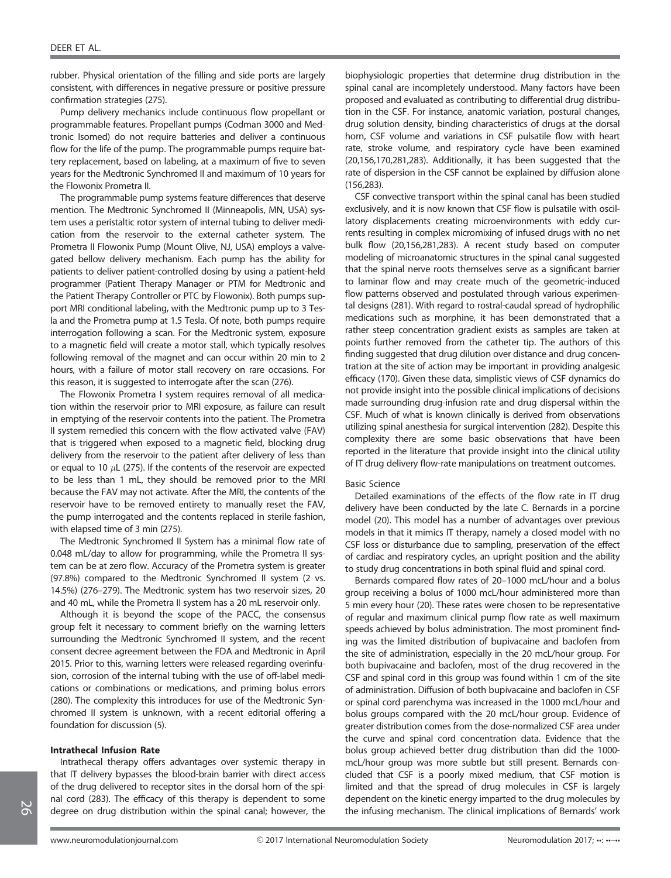rubber. Physical orientation of the filling and side ports are largely consistent, with differences in negative pressure or positive pressure confirmation strategies (275).

Pump delivery mechanics include continuous flow propellant or programmable features. Propellant pumps (Codman 3000 and Medtronic Isomed) do not require batteries and deliver a continuous flow for the life of the pump. The programmable pumps require battery replacement, based on labeling, at a maximum of five to seven years for the Medtronic Synchromed II and maximum of 10 years for the Flowonix Prometra II.

The programmable pump systems feature differences that deserve mention. The Medtronic Synchromed II (Minneapolis, MN, USA) system uses a peristaltic rotor system of internal tubing to deliver medication from the reservoir to the external catheter system. The Prometra II Flowonix Pump (Mount Olive, NJ, USA) employs a valve-gated bellow delivery mechanism. Each pump has the ability for patients to deliver patient-controlled dosing by using a patient-held programmer (Patient Therapy Manager or PTM for Medtronic and the Patient Therapy Controller or PTC by Flowonix). Both pumps support MRI conditional labeling, with the Medtronic pump up to 3 Tesla and the Prometra pump at 1.5 Tesla. Of note, both pumps require interrogation following a scan. For the Medtronic system, exposure to a magnetic field will create a motor stall, which typically resolves following removal of the magnet and can occur within 20 min to 2 hours, with a failure of motor stall recovery on rare occasions. For this reason, it is suggested to interrogate after the scan (276).

The Flowonix Prometra I system requires removal of all medication within the reservoir prior to MRI exposure, as failure can result in emptying of the reservoir contents into the patient. The Prometra II system remedied this concern with the flow activated valve (FAV) that is triggered when exposed to a magnetic field, blocking drug delivery from the reservoir to the patient after delivery of less than or equal to 10 $\mu$L (275). If the contents of the reservoir are expected to be less than 1 mL, they should be removed prior to the MRI because the FAV may not activate. After the MRI, the contents of the reservoir have to be removed entirety to manually reset the FAV, the pump interrogated and the contents replaced in sterile fashion, with elapsed time of 3 min (275).

The Medtronic Synchromed II System has a minimal flow rate of 0.048 mL/day to allow for programming, while the Prometra II system can be at zero flow. Accuracy of the Prometra system is greater (97.8%) compared to the Medtronic Synchromed II system (2 vs. 14.5%) (276–279). The Medtronic system has two reservoir sizes, 20 and 40 mL, while the Prometra II system has a 20 mL reservoir only.

Although it is beyond the scope of the PACC, the consensus group felt it necessary to comment briefly on the warning letters surrounding the Medtronic Synchromed II system, and the recent consent decree agreement between the FDA and Medtronic in April 2015. Prior to this, warning letters were released regarding overinfusion, corrosion of the internal tubing with the use of off-label medications or combinations or medications, and priming bolus errors (280). The complexity this introduces for use of the Medtronic Synchromed II system is unknown, with a recent editorial offering a foundation for discussion (5).

### Intrathecal Infusion Rate

Intrathecal therapy offers advantages over systemic therapy in that IT delivery bypasses the blood-brain barrier with direct access of the drug delivered to receptor sites in the dorsal horn of the spinal cord (283). The efficacy of this therapy is dependent to some degree on drug distribution within the spinal canal; however, the biophysiologic properties that determine drug distribution in the spinal canal are incompletely understood. Many factors have been proposed and evaluated as contributing to differential drug distribution in the CSF. For instance, anatomic variation, postural changes, drug solution density, binding characteristics of drugs at the dorsal horn, CSF volume and variations in CSF pulsatile flow with heart rate, stroke volume, and respiratory cycle have been examined (20,156,170,281,283). Additionally, it has been suggested that the rate of dispersion in the CSF cannot be explained by diffusion alone (156,283).

CSF convective transport within the spinal canal has been studied exclusively, and it is now known that CSF flow is pulsatile with oscillatory displacements creating microenvironments with eddy currents resulting in complex micromixing of infused drugs with no net bulk flow (20,156,281,283). A recent study based on computer modeling of microanatomic structures in the spinal canal suggested that the spinal nerve roots themselves serve as a significant barrier to laminar flow and may create much of the geometric-induced flow patterns observed and postulated through various experimental designs (281). With regard to rostral-caudal spread of hydrophilic medications such as morphine, it has been demonstrated that a rather steep concentration gradient exists as samples are taken at points further removed from the catheter tip. The authors of this finding suggested that drug dilution over distance and drug concentration at the site of action may be important in providing analgesic efficacy (170). Given these data, simplistic views of CSF dynamics do not provide insight into the possible clinical implications of decisions made surrounding drug-infusion rate and drug dispersal within the CSF. Much of what is known clinically is derived from observations utilizing spinal anesthesia for surgical intervention (282). Despite this complexity there are some basic observations that have been reported in the literature that provide insight into the clinical utility of IT drug delivery flow-rate manipulations on treatment outcomes.

#### Basic Science

Detailed examinations of the effects of the flow rate in IT drug delivery have been conducted by the late C. Bernards in a porcine model (20). This model has a number of advantages over previous models in that it mimics IT therapy, namely a closed model with no CSF loss or disturbance due to sampling, preservation of the effect of cardiac and respiratory cycles, an upright position and the ability to study drug concentrations in both spinal fluid and spinal cord.

Bernards compared flow rates of 20–1000 mcL/hour and a bolus group receiving a bolus of 1000 mcL/hour administered more than 5 min every hour (20). These rates were chosen to be representative of regular and maximum clinical pump flow rate as well maximum speeds achieved by bolus administration. The most prominent finding was the limited distribution of bupivacaine and baclofen from the site of administration, especially in the 20 mcL/hour group. For both bupivacaine and baclofen, most of the drug recovered in the CSF and spinal cord in this group was found within 1 cm of the site of administration. Diffusion of both bupivacaine and baclofen in CSF or spinal cord parenchyma was increased in the 1000 mcL/hour and bolus groups compared with the 20 mcL/hour group. Evidence of greater distribution comes from the dose-normalized CSF area under the curve and spinal cord concentration data. Evidence that the bolus group achieved better drug distribution than did the 1000-mcL/hour group was more subtle but still present. Bernards concluded that CSF is a poorly mixed medium, that CSF motion is limited and that the spread of drug molecules in CSF is largely dependent on the kinetic energy imparted to the drug molecules by the infusing mechanism. The clinical implications of Bernards' work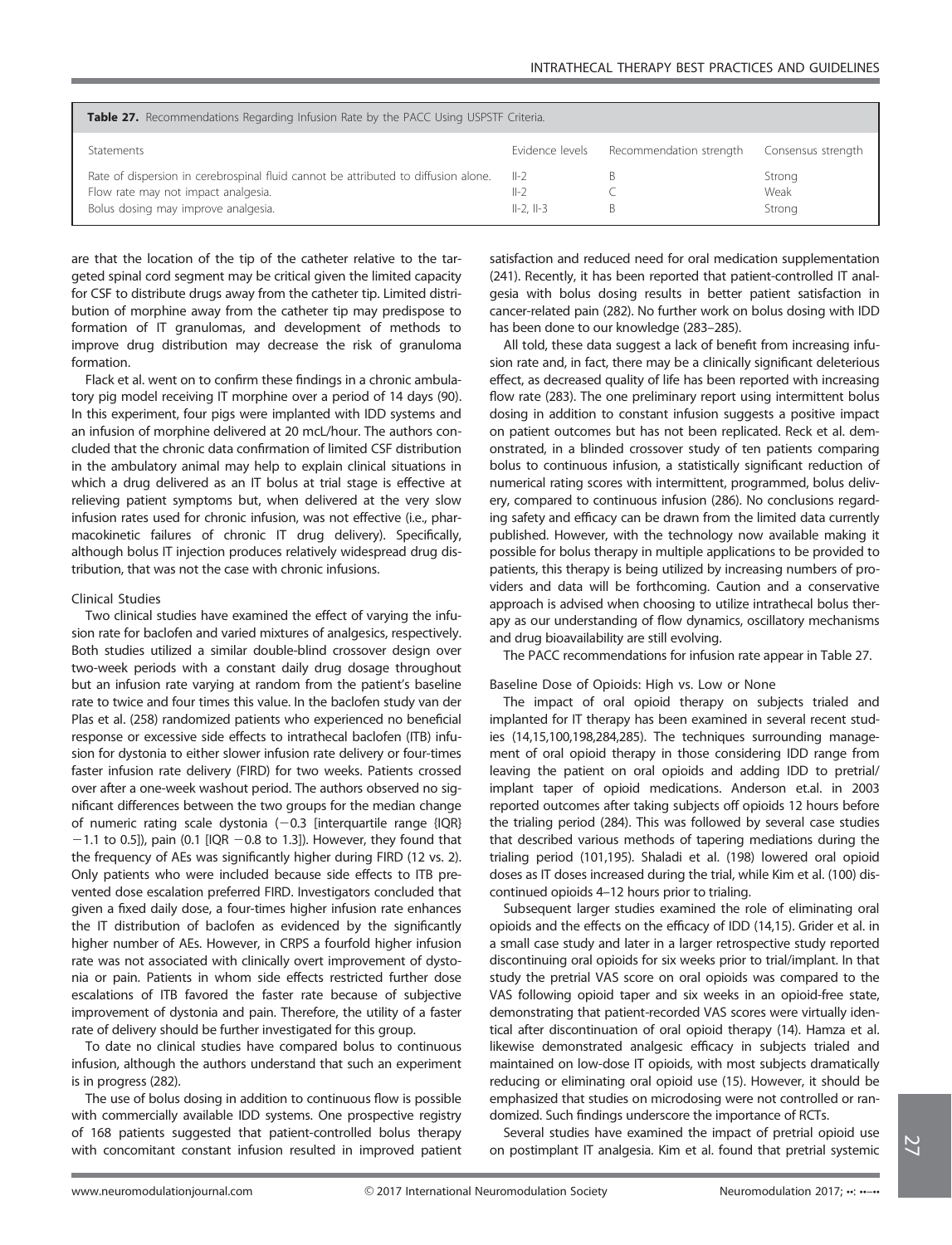**Table 27.** Recommendations Regarding Infusion Rate by the PACC Using USPSTF Criteria.

| Statements | Evidence levels | Recommendation strength | Consensus strength |
|---|---|---|---|
| Rate of dispersion in cerebrospinal fluid cannot be attributed to diffusion alone. | II-2 | B | Strong |
| Flow rate may not impact analgesia. | II-2 | C | Weak |
| Bolus dosing may improve analgesia. | II-2, II-3 | B | Strong |

are that the location of the tip of the catheter relative to the targeted spinal cord segment may be critical given the limited capacity for CSF to distribute drugs away from the catheter tip. Limited distribution of morphine away from the catheter tip may predispose to formation of IT granulomas, and development of methods to improve drug distribution may decrease the risk of granuloma formation.

Flack et al. went on to confirm these findings in a chronic ambulatory pig model receiving IT morphine over a period of 14 days (90). In this experiment, four pigs were implanted with IDD systems and an infusion of morphine delivered at 20 mcL/hour. The authors concluded that the chronic data confirmation of limited CSF distribution in the ambulatory animal may help to explain clinical situations in which a drug delivered as an IT bolus at trial stage is effective at relieving patient symptoms but, when delivered at the very slow infusion rates used for chronic infusion, was not effective (i.e., pharmacokinetic failures of chronic IT drug delivery). Specifically, although bolus IT injection produces relatively widespread drug distribution, that was not the case with chronic infusions.

Clinical Studies

Two clinical studies have examined the effect of varying the infusion rate for baclofen and varied mixtures of analgesics, respectively. Both studies utilized a similar double-blind crossover design over two-week periods with a constant daily drug dosage throughout but an infusion rate varying at random from the patient's baseline rate to twice and four times this value. In the baclofen study van der Plas et al. (258) randomized patients who experienced no beneficial response or excessive side effects to intrathecal baclofen (ITB) infusion for dystonia to either slower infusion rate delivery or four-times faster infusion rate delivery (FIRD) for two weeks. Patients crossed over after a one-week washout period. The authors observed no significant differences between the two groups for the median change of numeric rating scale dystonia (−0.3 [interquartile range {IQR} −1.1 to 0.5]), pain (0.1 [IQR −0.8 to 1.3]). However, they found that the frequency of AEs was significantly higher during FIRD (12 vs. 2). Only patients who were included because side effects to ITB prevented dose escalation preferred FIRD. Investigators concluded that given a fixed daily dose, a four-times higher infusion rate enhances the IT distribution of baclofen as evidenced by the significantly higher number of AEs. However, in CRPS a fourfold higher infusion rate was not associated with clinically overt improvement of dystonia or pain. Patients in whom side effects restricted further dose escalations of ITB favored the faster rate because of subjective improvement of dystonia and pain. Therefore, the utility of a faster rate of delivery should be further investigated for this group.

To date no clinical studies have compared bolus to continuous infusion, although the authors understand that such an experiment is in progress (282).

The use of bolus dosing in addition to continuous flow is possible with commercially available IDD systems. One prospective registry of 168 patients suggested that patient-controlled bolus therapy with concomitant constant infusion resulted in improved patient satisfaction and reduced need for oral medication supplementation (241). Recently, it has been reported that patient-controlled IT analgesia with bolus dosing results in better patient satisfaction in cancer-related pain (282). No further work on bolus dosing with IDD has been done to our knowledge (283–285).

All told, these data suggest a lack of benefit from increasing infusion rate and, in fact, there may be a clinically significant deleterious effect, as decreased quality of life has been reported with increasing flow rate (283). The one preliminary report using intermittent bolus dosing in addition to constant infusion suggests a positive impact on patient outcomes but has not been replicated. Reck et al. demonstrated, in a blinded crossover study of ten patients comparing bolus to continuous infusion, a statistically significant reduction of numerical rating scores with intermittent, programmed, bolus delivery, compared to continuous infusion (286). No conclusions regarding safety and efficacy can be drawn from the limited data currently published. However, with the technology now available making it possible for bolus therapy in multiple applications to be provided to patients, this therapy is being utilized by increasing numbers of providers and data will be forthcoming. Caution and a conservative approach is advised when choosing to utilize intrathecal bolus therapy as our understanding of flow dynamics, oscillatory mechanisms and drug bioavailability are still evolving.

The PACC recommendations for infusion rate appear in Table 27.

Baseline Dose of Opioids: High vs. Low or None

The impact of oral opioid therapy on subjects trialed and implanted for IT therapy has been examined in several recent studies (14,15,100,198,284,285). The techniques surrounding management of oral opioid therapy in those considering IDD range from leaving the patient on oral opioids and adding IDD to pretrial/implant taper of opioid medications. Anderson et.al. in 2003 reported outcomes after taking subjects off opioids 12 hours before the trialing period (284). This was followed by several case studies that described various methods of tapering mediations during the trialing period (101,195). Shaladi et al. (198) lowered oral opioid doses as IT doses increased during the trial, while Kim et al. (100) discontinued opioids 4–12 hours prior to trialing.

Subsequent larger studies examined the role of eliminating oral opioids and the effects on the efficacy of IDD (14,15). Grider et al. in a small case study and later in a larger retrospective study reported discontinuing oral opioids for six weeks prior to trial/implant. In that study the pretrial VAS score on oral opioids was compared to the VAS following opioid taper and six weeks in an opioid-free state, demonstrating that patient-recorded VAS scores were virtually identical after discontinuation of oral opioid therapy (14). Hamza et al. likewise demonstrated analgesic efficacy in subjects trialed and maintained on low-dose IT opioids, with most subjects dramatically reducing or eliminating oral opioid use (15). However, it should be emphasized that studies on microdosing were not controlled or randomized. Such findings underscore the importance of RCTs.

Several studies have examined the impact of pretrial opioid use on postimplant IT analgesia. Kim et al. found that pretrial systemic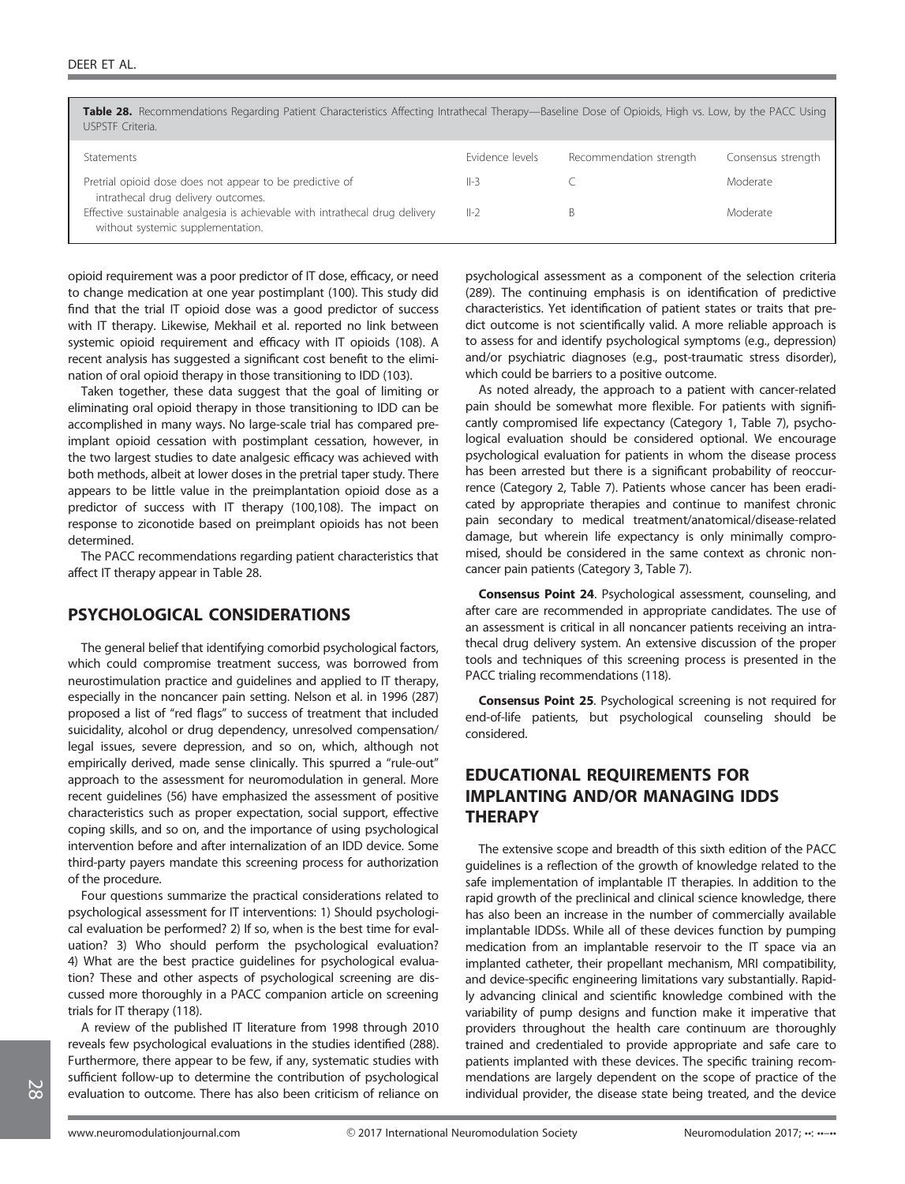**Table 28.** Recommendations Regarding Patient Characteristics Affecting Intrathecal Therapy—Baseline Dose of Opioids, High vs. Low, by the PACC Using USPSTF Criteria.

| Statements | Evidence levels | Recommendation strength | Consensus strength |
|---|---|---|---|
| Pretrial opioid dose does not appear to be predictive of intrathecal drug delivery outcomes. | II-3 | C | Moderate |
| Effective sustainable analgesia is achievable with intrathecal drug delivery without systemic supplementation. | II-2 | B | Moderate |

opioid requirement was a poor predictor of IT dose, efficacy, or need to change medication at one year postimplant (100). This study did find that the trial IT opioid dose was a good predictor of success with IT therapy. Likewise, Mekhail et al. reported no link between systemic opioid requirement and efficacy with IT opioids (108). A recent analysis has suggested a significant cost benefit to the elimination of oral opioid therapy in those transitioning to IDD (103).

Taken together, these data suggest that the goal of limiting or eliminating oral opioid therapy in those transitioning to IDD can be accomplished in many ways. No large-scale trial has compared preimplant opioid cessation with postimplant cessation, however, in the two largest studies to date analgesic efficacy was achieved with both methods, albeit at lower doses in the pretrial taper study. There appears to be little value in the preimplantation opioid dose as a predictor of success with IT therapy (100,108). The impact on response to ziconotide based on preimplant opioids has not been determined.

The PACC recommendations regarding patient characteristics that affect IT therapy appear in Table 28.

## PSYCHOLOGICAL CONSIDERATIONS

The general belief that identifying comorbid psychological factors, which could compromise treatment success, was borrowed from neurostimulation practice and guidelines and applied to IT therapy, especially in the noncancer pain setting. Nelson et al. in 1996 (287) proposed a list of "red flags" to success of treatment that included suicidality, alcohol or drug dependency, unresolved compensation/legal issues, severe depression, and so on, which, although not empirically derived, made sense clinically. This spurred a "rule-out" approach to the assessment for neuromodulation in general. More recent guidelines (56) have emphasized the assessment of positive characteristics such as proper expectation, social support, effective coping skills, and so on, and the importance of using psychological intervention before and after internalization of an IDD device. Some third-party payers mandate this screening process for authorization of the procedure.

Four questions summarize the practical considerations related to psychological assessment for IT interventions: 1) Should psychological evaluation be performed? 2) If so, when is the best time for evaluation? 3) Who should perform the psychological evaluation? 4) What are the best practice guidelines for psychological evaluation? These and other aspects of psychological screening are discussed more thoroughly in a PACC companion article on screening trials for IT therapy (118).

A review of the published IT literature from 1998 through 2010 reveals few psychological evaluations in the studies identified (288). Furthermore, there appear to be few, if any, systematic studies with sufficient follow-up to determine the contribution of psychological evaluation to outcome. There has also been criticism of reliance on psychological assessment as a component of the selection criteria (289). The continuing emphasis is on identification of predictive characteristics. Yet identification of patient states or traits that predict outcome is not scientifically valid. A more reliable approach is to assess for and identify psychological symptoms (e.g., depression) and/or psychiatric diagnoses (e.g., post-traumatic stress disorder), which could be barriers to a positive outcome.

As noted already, the approach to a patient with cancer-related pain should be somewhat more flexible. For patients with significantly compromised life expectancy (Category 1, Table 7), psychological evaluation should be considered optional. We encourage psychological evaluation for patients in whom the disease process has been arrested but there is a significant probability of reoccurrence (Category 2, Table 7). Patients whose cancer has been eradicated by appropriate therapies and continue to manifest chronic pain secondary to medical treatment/anatomical/disease-related damage, but wherein life expectancy is only minimally compromised, should be considered in the same context as chronic noncancer pain patients (Category 3, Table 7).

**Consensus Point 24**. Psychological assessment, counseling, and after care are recommended in appropriate candidates. The use of an assessment is critical in all noncancer patients receiving an intrathecal drug delivery system. An extensive discussion of the proper tools and techniques of this screening process is presented in the PACC trialing recommendations (118).

**Consensus Point 25**. Psychological screening is not required for end-of-life patients, but psychological counseling should be considered.

## EDUCATIONAL REQUIREMENTS FOR IMPLANTING AND/OR MANAGING IDDS THERAPY

The extensive scope and breadth of this sixth edition of the PACC guidelines is a reflection of the growth of knowledge related to the safe implementation of implantable IT therapies. In addition to the rapid growth of the preclinical and clinical science knowledge, there has also been an increase in the number of commercially available implantable IDDSs. While all of these devices function by pumping medication from an implantable reservoir to the IT space via an implanted catheter, their propellant mechanism, MRI compatibility, and device-specific engineering limitations vary substantially. Rapidly advancing clinical and scientific knowledge combined with the variability of pump designs and function make it imperative that providers throughout the health care continuum are thoroughly trained and credentialed to provide appropriate and safe care to patients implanted with these devices. The specific training recommendations are largely dependent on the scope of practice of the individual provider, the disease state being treated, and the device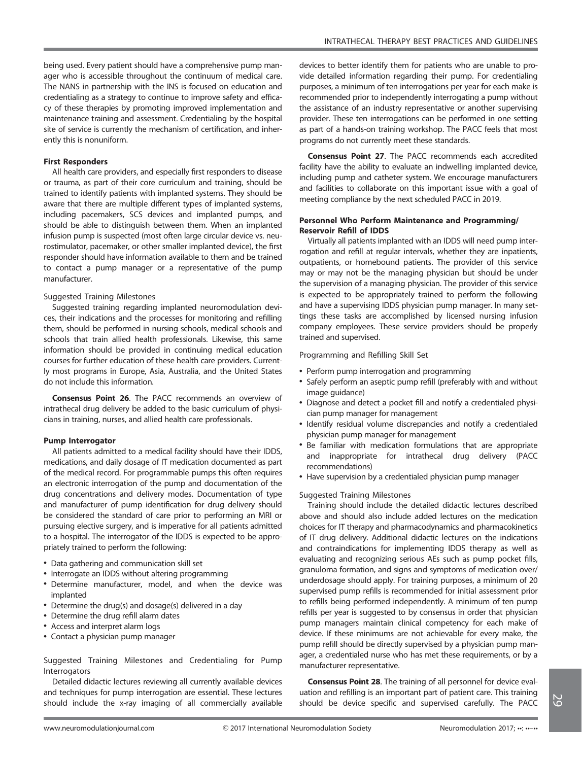being used. Every patient should have a comprehensive pump manager who is accessible throughout the continuum of medical care. The NANS in partnership with the INS is focused on education and credentialing as a strategy to continue to improve safety and efficacy of these therapies by promoting improved implementation and maintenance training and assessment. Credentialing by the hospital site of service is currently the mechanism of certification, and inherently this is nonuniform.

**First Responders**

All health care providers, and especially first responders to disease or trauma, as part of their core curriculum and training, should be trained to identify patients with implanted systems. They should be aware that there are multiple different types of implanted systems, including pacemakers, SCS devices and implanted pumps, and should be able to distinguish between them. When an implanted infusion pump is suspected (most often large circular device vs. neurostimulator, pacemaker, or other smaller implanted device), the first responder should have information available to them and be trained to contact a pump manager or a representative of the pump manufacturer.

Suggested Training Milestones

Suggested training regarding implanted neuromodulation devices, their indications and the processes for monitoring and refilling them, should be performed in nursing schools, medical schools and schools that train allied health professionals. Likewise, this same information should be provided in continuing medical education courses for further education of these health care providers. Currently most programs in Europe, Asia, Australia, and the United States do not include this information.

**Consensus Point 26**. The PACC recommends an overview of intrathecal drug delivery be added to the basic curriculum of physicians in training, nurses, and allied health care professionals.

**Pump Interrogator**

All patients admitted to a medical facility should have their IDDS, medications, and daily dosage of IT medication documented as part of the medical record. For programmable pumps this often requires an electronic interrogation of the pump and documentation of the drug concentrations and delivery modes. Documentation of type and manufacturer of pump identification for drug delivery should be considered the standard of care prior to performing an MRI or pursuing elective surgery, and is imperative for all patients admitted to a hospital. The interrogator of the IDDS is expected to be appropriately trained to perform the following:

- Data gathering and communication skill set
- Interrogate an IDDS without altering programming
- Determine manufacturer, model, and when the device was implanted
- Determine the drug(s) and dosage(s) delivered in a day
- Determine the drug refill alarm dates
- Access and interpret alarm logs
- Contact a physician pump manager

Suggested Training Milestones and Credentialing for Pump Interrogators

Detailed didactic lectures reviewing all currently available devices and techniques for pump interrogation are essential. These lectures should include the x-ray imaging of all commercially available devices to better identify them for patients who are unable to provide detailed information regarding their pump. For credentialing purposes, a minimum of ten interrogations per year for each make is recommended prior to independently interrogating a pump without the assistance of an industry representative or another supervising provider. These ten interrogations can be performed in one setting as part of a hands-on training workshop. The PACC feels that most programs do not currently meet these standards.

**Consensus Point 27**. The PACC recommends each accredited facility have the ability to evaluate an indwelling implanted device, including pump and catheter system. We encourage manufacturers and facilities to collaborate on this important issue with a goal of meeting compliance by the next scheduled PACC in 2019.

**Personnel Who Perform Maintenance and Programming/Reservoir Refill of IDDS**

Virtually all patients implanted with an IDDS will need pump interrogation and refill at regular intervals, whether they are inpatients, outpatients, or homebound patients. The provider of this service may or may not be the managing physician but should be under the supervision of a managing physician. The provider of this service is expected to be appropriately trained to perform the following and have a supervising IDDS physician pump manager. In many settings these tasks are accomplished by licensed nursing infusion company employees. These service providers should be properly trained and supervised.

Programming and Refilling Skill Set

- Perform pump interrogation and programming
- Safely perform an aseptic pump refill (preferably with and without image guidance)
- Diagnose and detect a pocket fill and notify a credentialed physician pump manager for management
- Identify residual volume discrepancies and notify a credentialed physician pump manager for management
- Be familiar with medication formulations that are appropriate and inappropriate for intrathecal drug delivery (PACC recommendations)
- Have supervision by a credentialed physician pump manager

Suggested Training Milestones

Training should include the detailed didactic lectures described above and should also include added lectures on the medication choices for IT therapy and pharmacodynamics and pharmacokinetics of IT drug delivery. Additional didactic lectures on the indications and contraindications for implementing IDDS therapy as well as evaluating and recognizing serious AEs such as pump pocket fills, granuloma formation, and signs and symptoms of medication over/underdosage should apply. For training purposes, a minimum of 20 supervised pump refills is recommended for initial assessment prior to refills being performed independently. A minimum of ten pump refills per year is suggested to by consensus in order that physician pump managers maintain clinical competency for each make of device. If these minimums are not achievable for every make, the pump refill should be directly supervised by a physician pump manager, a credentialed nurse who has met these requirements, or by a manufacturer representative.

**Consensus Point 28**. The training of all personnel for device evaluation and refilling is an important part of patient care. This training should be device specific and supervised carefully. The PACC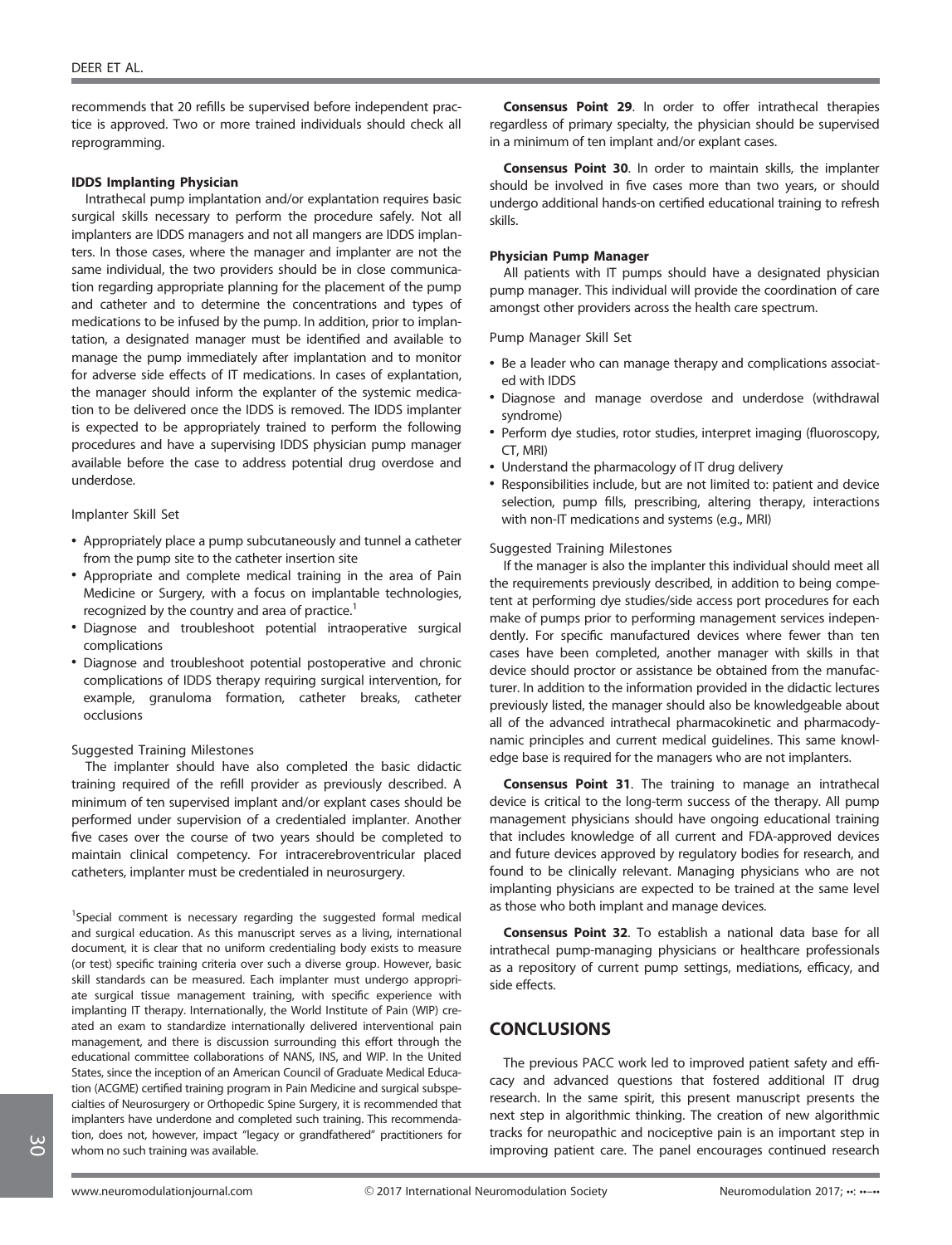recommends that 20 refills be supervised before independent practice is approved. Two or more trained individuals should check all reprogramming.

### IDDS Implanting Physician

Intrathecal pump implantation and/or explantation requires basic surgical skills necessary to perform the procedure safely. Not all implanters are IDDS managers and not all mangers are IDDS implanters. In those cases, where the manager and implanter are not the same individual, the two providers should be in close communication regarding appropriate planning for the placement of the pump and catheter and to determine the concentrations and types of medications to be infused by the pump. In addition, prior to implantation, a designated manager must be identified and available to manage the pump immediately after implantation and to monitor for adverse side effects of IT medications. In cases of explantation, the manager should inform the explanter of the systemic medication to be delivered once the IDDS is removed. The IDDS implanter is expected to be appropriately trained to perform the following procedures and have a supervising IDDS physician pump manager available before the case to address potential drug overdose and underdose.

Implanter Skill Set

- Appropriately place a pump subcutaneously and tunnel a catheter from the pump site to the catheter insertion site
- Appropriate and complete medical training in the area of Pain Medicine or Surgery, with a focus on implantable technologies, recognized by the country and area of practice.[1]
- Diagnose and troubleshoot potential intraoperative surgical complications
- Diagnose and troubleshoot potential postoperative and chronic complications of IDDS therapy requiring surgical intervention, for example, granuloma formation, catheter breaks, catheter occlusions

Suggested Training Milestones

The implanter should have also completed the basic didactic training required of the refill provider as previously described. A minimum of ten supervised implant and/or explant cases should be performed under supervision of a credentialed implanter. Another five cases over the course of two years should be completed to maintain clinical competency. For intracerebroventricular placed catheters, implanter must be credentialed in neurosurgery.

[1]Special comment is necessary regarding the suggested formal medical and surgical education. As this manuscript serves as a living, international document, it is clear that no uniform credentialing body exists to measure (or test) specific training criteria over such a diverse group. However, basic skill standards can be measured. Each implanter must undergo appropriate surgical tissue management training, with specific experience with implanting IT therapy. Internationally, the World Institute of Pain (WIP) created an exam to standardize internationally delivered interventional pain management, and there is discussion surrounding this effort through the educational committee collaborations of NANS, INS, and WIP. In the United States, since the inception of an American Council of Graduate Medical Education (ACGME) certified training program in Pain Medicine and surgical subspecialties of Neurosurgery or Orthopedic Spine Surgery, it is recommended that implanters have underdone and completed such training. This recommendation, does not, however, impact "legacy or grandfathered" practitioners for whom no such training was available.

**Consensus Point 29**. In order to offer intrathecal therapies regardless of primary specialty, the physician should be supervised in a minimum of ten implant and/or explant cases.

**Consensus Point 30**. In order to maintain skills, the implanter should be involved in five cases more than two years, or should undergo additional hands-on certified educational training to refresh skills.

### Physician Pump Manager

All patients with IT pumps should have a designated physician pump manager. This individual will provide the coordination of care amongst other providers across the health care spectrum.

Pump Manager Skill Set

- Be a leader who can manage therapy and complications associated with IDDS
- Diagnose and manage overdose and underdose (withdrawal syndrome)
- Perform dye studies, rotor studies, interpret imaging (fluoroscopy, CT, MRI)
- Understand the pharmacology of IT drug delivery
- Responsibilities include, but are not limited to: patient and device selection, pump fills, prescribing, altering therapy, interactions with non-IT medications and systems (e.g., MRI)

Suggested Training Milestones

If the manager is also the implanter this individual should meet all the requirements previously described, in addition to being competent at performing dye studies/side access port procedures for each make of pumps prior to performing management services independently. For specific manufactured devices where fewer than ten cases have been completed, another manager with skills in that device should proctor or assistance be obtained from the manufacturer. In addition to the information provided in the didactic lectures previously listed, the manager should also be knowledgeable about all of the advanced intrathecal pharmacokinetic and pharmacodynamic principles and current medical guidelines. This same knowledge base is required for the managers who are not implanters.

**Consensus Point 31**. The training to manage an intrathecal device is critical to the long-term success of the therapy. All pump management physicians should have ongoing educational training that includes knowledge of all current and FDA-approved devices and future devices approved by regulatory bodies for research, and found to be clinically relevant. Managing physicians who are not implanting physicians are expected to be trained at the same level as those who both implant and manage devices.

**Consensus Point 32**. To establish a national data base for all intrathecal pump-managing physicians or healthcare professionals as a repository of current pump settings, mediations, efficacy, and side effects.

## CONCLUSIONS

The previous PACC work led to improved patient safety and efficacy and advanced questions that fostered additional IT drug research. In the same spirit, this present manuscript presents the next step in algorithmic thinking. The creation of new algorithmic tracks for neuropathic and nociceptive pain is an important step in improving patient care. The panel encourages continued research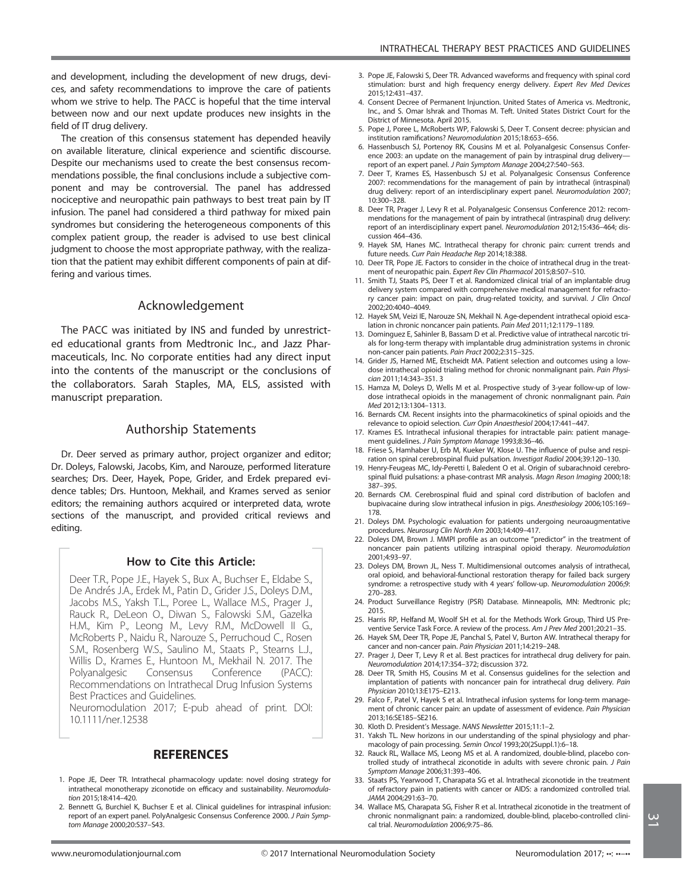and development, including the development of new drugs, devices, and safety recommendations to improve the care of patients whom we strive to help. The PACC is hopeful that the time interval between now and our next update produces new insights in the field of IT drug delivery.

The creation of this consensus statement has depended heavily on available literature, clinical experience and scientific discourse. Despite our mechanisms used to create the best consensus recommendations possible, the final conclusions include a subjective component and may be controversial. The panel has addressed nociceptive and neuropathic pain pathways to best treat pain by IT infusion. The panel had considered a third pathway for mixed pain syndromes but considering the heterogeneous components of this complex patient group, the reader is advised to use best clinical judgment to choose the most appropriate pathway, with the realization that the patient may exhibit different components of pain at differing and various times.

## Acknowledgement

The PACC was initiated by INS and funded by unrestricted educational grants from Medtronic Inc., and Jazz Pharmaceuticals, Inc. No corporate entities had any direct input into the contents of the manuscript or the conclusions of the collaborators. Sarah Staples, MA, ELS, assisted with manuscript preparation.

## Authorship Statements

Dr. Deer served as primary author, project organizer and editor; Dr. Doleys, Falowski, Jacobs, Kim, and Narouze, performed literature searches; Drs. Deer, Hayek, Pope, Grider, and Erdek prepared evidence tables; Drs. Huntoon, Mekhail, and Krames served as senior editors; the remaining authors acquired or interpreted data, wrote sections of the manuscript, and provided critical reviews and editing.

### How to Cite this Article:

Deer T.R., Pope J.E., Hayek S., Bux A., Buchser E., Eldabe S., De Andrés J.A., Erdek M., Patin D., Grider J.S., Doleys D.M., Jacobs M.S., Yaksh T.L., Poree L., Wallace M.S., Prager J., Rauck R., DeLeon O., Diwan S., Falowski S.M., Gazelka H.M., Kim P., Leong M., Levy R.M., McDowell II G., McRoberts P., Naidu R., Narouze S., Perruchoud C., Rosen S.M., Rosenberg W.S., Saulino M., Staats P., Stearns L.J., Willis D., Krames E., Huntoon M., Mekhail N. 2017. The Polyanalgesic Consensus Conference (PACC): Recommendations on Intrathecal Drug Infusion Systems Best Practices and Guidelines.
Neuromodulation 2017; E-pub ahead of print. DOI: 10.1111/ner.12538

## REFERENCES

1. Pope JE, Deer TR. Intrathecal pharmacology update: novel dosing strategy for intrathecal monotherapy ziconotide on efficacy and sustainability. *Neuromodulation* 2015;18:414–420.
2. Bennett G, Burchiel K, Buchser E et al. Clinical guidelines for intraspinal infusion: report of an expert panel. PolyAnalgesic Consensus Conference 2000. *J Pain Symptom Manage* 2000;20:S37–S43.
3. Pope JE, Falowski S, Deer TR. Advanced waveforms and frequency with spinal cord stimulation: burst and high frequency energy delivery. *Expert Rev Med Devices* 2015;12:431–437.
4. Consent Decree of Permanent Injunction. United States of America vs. Medtronic, Inc., and S. Omar Ishrak and Thomas M. Teft. United States District Court for the District of Minnesota. April 2015.
5. Pope J, Poree L, McRoberts WP, Falowski S, Deer T. Consent decree: physician and institution ramifications? *Neuromodulation* 2015;18:653–656.
6. Hassenbusch SJ, Portenoy RK, Cousins M et al. Polyanalgesic Consensus Conference 2003: an update on the management of pain by intraspinal drug delivery—report of an expert panel. *J Pain Symptom Manage* 2004;27:540–563.
7. Deer T, Krames ES, Hassenbusch SJ et al. Polyanalgesic Consensus Conference 2007: recommendations for the management of pain by intrathecal (intraspinal) drug delivery: report of an interdisciplinary expert panel. *Neuromodulation* 2007; 10:300–328.
8. Deer TR, Prager J, Levy R et al. Polyanalgesic Consensus Conference 2012: recommendations for the management of pain by intrathecal (intraspinal) drug delivery: report of an interdisciplinary expert panel. *Neuromodulation* 2012;15:436–464; discussion 464–436.
9. Hayek SM, Hanes MC. Intrathecal therapy for chronic pain: current trends and future needs. *Curr Pain Headache Rep* 2014;18:388.
10. Deer TR, Pope JE. Factors to consider in the choice of intrathecal drug in the treatment of neuropathic pain. *Expert Rev Clin Pharmacol* 2015;8:507–510.
11. Smith TJ, Staats PS, Deer T et al. Randomized clinical trial of an implantable drug delivery system compared with comprehensive medical management for refractory cancer pain: impact on pain, drug-related toxicity, and survival. *J Clin Oncol* 2002;20:4040–4049.
12. Hayek SM, Veizi IE, Narouze SN, Mekhail N. Age-dependent intrathecal opioid escalation in chronic noncancer pain patients. *Pain Med* 2011;12:1179–1189.
13. Dominguez E, Sahinler B, Bassam D et al. Predictive value of intrathecal narcotic trials for long-term therapy with implantable drug administration systems in chronic non-cancer pain patients. *Pain Pract* 2002;2:315–325.
14. Grider JS, Harned ME, Etscheidt MA. Patient selection and outcomes using a low-dose intrathecal opioid trialing method for chronic nonmalignant pain. *Pain Physician* 2011;14:343–351. 3
15. Hamza M, Doleys D, Wells M et al. Prospective study of 3-year follow-up of low-dose intrathecal opioids in the management of chronic nonmalignant pain. *Pain Med* 2012;13:1304–1313.
16. Bernards CM. Recent insights into the pharmacokinetics of spinal opioids and the relevance to opioid selection. *Curr Opin Anaesthesiol* 2004;17:441–447.
17. Krames ES. Intrathecal infusional therapies for intractable pain: patient management guidelines. *J Pain Symptom Manage* 1993;8:36–46.
18. Friese S, Hamhaber U, Erb M, Kueker W, Klose U. The influence of pulse and respiration on spinal cerebrospinal fluid pulsation. *Investigat Radiol* 2004;39:120–130.
19. Henry-Feugeas MC, Idy-Peretti I, Baledent O et al. Origin of subarachnoid cerebrospinal fluid pulsations: a phase-contrast MR analysis. *Magn Reson Imaging* 2000;18: 387–395.
20. Bernards CM. Cerebrospinal fluid and spinal cord distribution of baclofen and bupivacaine during slow intrathecal infusion in pigs. *Anesthesiology* 2006;105:169–178.
21. Doleys DM. Psychologic evaluation for patients undergoing neuroaugmentative procedures. *Neurosurg Clin North Am* 2003;14:409–417.
22. Doleys DM, Brown J. MMPI profile as an outcome "predictor" in the treatment of noncancer pain patients utilizing intraspinal opioid therapy. *Neuromodulation* 2001;4:93–97.
23. Doleys DM, Brown JL, Ness T. Multidimensional outcomes analysis of intrathecal, oral opioid, and behavioral-functional restoration therapy for failed back surgery syndrome: a retrospective study with 4 years' follow-up. *Neuromodulation* 2006;9: 270–283.
24. Product Surveillance Registry (PSR) Database. Minneapolis, MN: Medtronic plc; 2015.
25. Harris RP, Helfand M, Woolf SH et al. for the Methods Work Group, Third US Preventive Service Task Force. A review of the process. *Am J Prev Med* 2001;20:21–35.
26. Hayek SM, Deer TR, Pope JE, Panchal S, Patel V, Burton AW. Intrathecal therapy for cancer and non-cancer pain. *Pain Physician* 2011;14:219–248.
27. Prager J, Deer T, Levy R et al. Best practices for intrathecal drug delivery for pain. *Neuromodulation* 2014;17:354–372; discussion 372.
28. Deer TR, Smith HS, Cousins M et al. Consensus guidelines for the selection and implantation of patients with noncancer pain for intrathecal drug delivery. *Pain Physician* 2010;13:E175–E213.
29. Falco F, Patel V, Hayek S et al. Intrathecal infusion systems for long-term management of chronic cancer pain: an update of assessment of evidence. *Pain Physician* 2013;16:SE185–SE216.
30. Kloth D. President's Message. *NANS Newsletter* 2015;11:1–2.
31. Yaksh TL. New horizons in our understanding of the spinal physiology and pharmacology of pain processing. *Semin Oncol* 1993;20(2Suppl.1):6–18.
32. Rauck RL, Wallace MS, Leong MS et al. A randomized, double-blind, placebo controlled study of intrathecal ziconotide in adults with severe chronic pain. *J Pain Symptom Manage* 2006;31:393–406.
33. Staats PS, Yearwood T, Charapata SG et al. Intrathecal ziconotide in the treatment of refractory pain in patients with cancer or AIDS: a randomized controlled trial. *JAMA* 2004;291:63–70.
34. Wallace MS, Charapata SG, Fisher R et al. Intrathecal ziconotide in the treatment of chronic nonmalignant pain: a randomized, double-blind, placebo-controlled clinical trial. *Neuromodulation* 2006;9:75–86.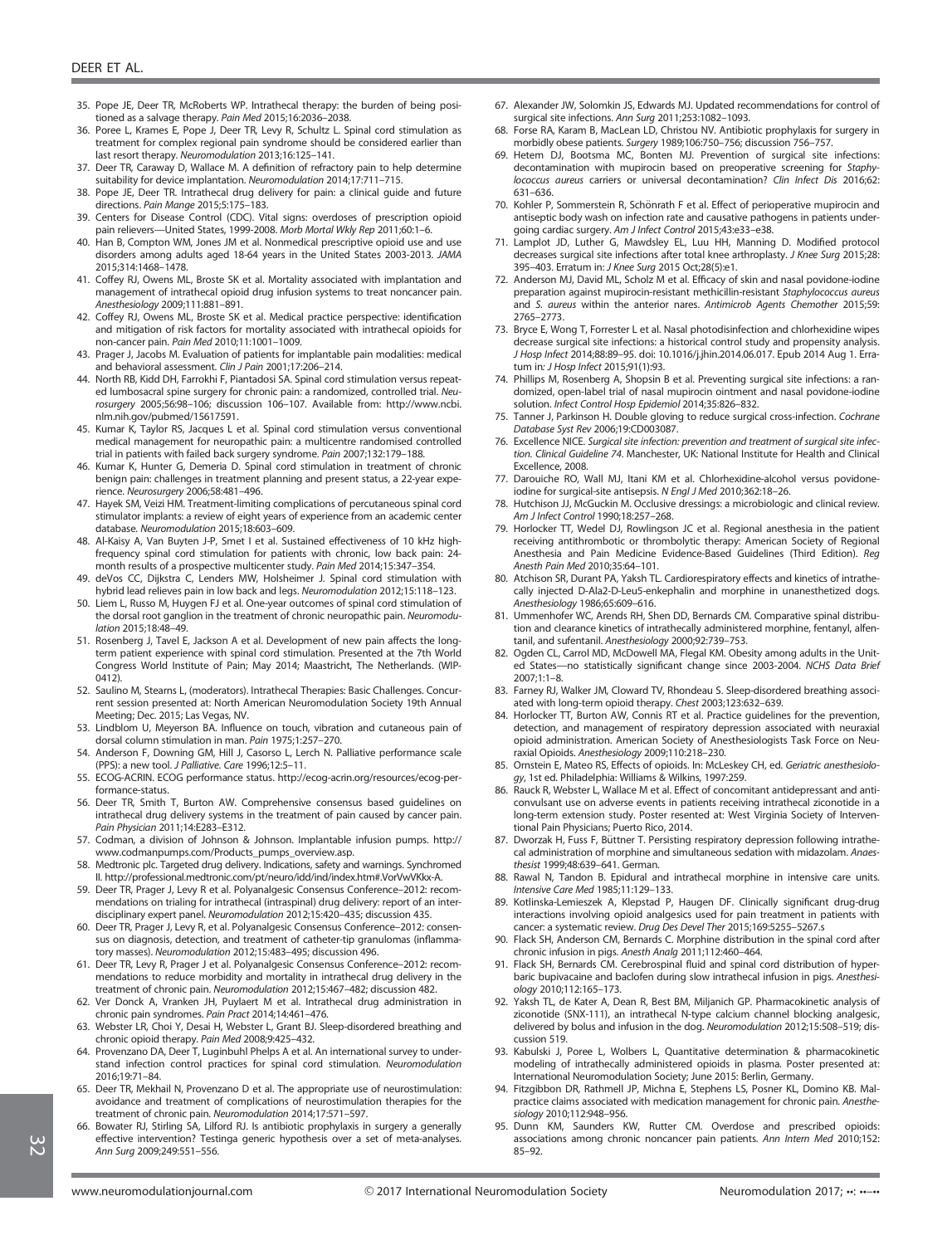35. Pope JE, Deer TR, McRoberts WP. Intrathecal therapy: the burden of being positioned as a salvage therapy. *Pain Med* 2015;16:2036–2038.
36. Poree L, Krames E, Pope J, Deer TR, Levy R, Schultz L. Spinal cord stimulation as treatment for complex regional pain syndrome should be considered earlier than last resort therapy. *Neuromodulation* 2013;16:125–141.
37. Deer TR, Caraway D, Wallace M. A definition of refractory pain to help determine suitability for device implantation. *Neuromodulation* 2014;17:711–715.
38. Pope JE, Deer TR. Intrathecal drug delivery for pain: a clinical guide and future directions. *Pain Mange* 2015;5:175–183.
39. Centers for Disease Control (CDC). Vital signs: overdoses of prescription opioid pain relievers—United States, 1999-2008. *Morb Mortal Wkly Rep* 2011;60:1–6.
40. Han B, Compton WM, Jones JM et al. Nonmedical prescriptive opioid use and use disorders among adults aged 18-64 years in the United States 2003-2013. *JAMA* 2015;314:1468–1478.
41. Coffey RJ, Owens ML, Broste SK et al. Mortality associated with implantation and management of intrathecal opioid drug infusion systems to treat noncancer pain. *Anesthesiology* 2009;111:881–891.
42. Coffey RJ, Owens ML, Broste SK et al. Medical practice perspective: identification and mitigation of risk factors for mortality associated with intrathecal opioids for non-cancer pain. *Pain Med* 2010;11:1001–1009.
43. Prager J, Jacobs M. Evaluation of patients for implantable pain modalities: medical and behavioral assessment. *Clin J Pain* 2001;17:206–214.
44. North RB, Kidd DH, Farrokhi F, Piantadosi SA. Spinal cord stimulation versus repeated lumbosacral spine surgery for chronic pain: a randomized, controlled trial. *Neurosurgery* 2005;56:98–106; discussion 106–107. Available from: http://www.ncbi.nlm.nih.gov/pubmed/15617591.
45. Kumar K, Taylor RS, Jacques L et al. Spinal cord stimulation versus conventional medical management for neuropathic pain: a multicentre randomised controlled trial in patients with failed back surgery syndrome. *Pain* 2007;132:179–188.
46. Kumar K, Hunter G, Demeria D. Spinal cord stimulation in treatment of chronic benign pain: challenges in treatment planning and present status, a 22-year experience. *Neurosurgery* 2006;58:481–496.
47. Hayek SM, Veizi HM. Treatment-limiting complications of percutaneous spinal cord stimulator implants: a review of eight years of experience from an academic center database. *Neuromodulation* 2015;18:603–609.
48. Al-Kaisy A, Van Buyten J-P, Smet I et al. Sustained effectiveness of 10 kHz high-frequency spinal cord stimulation for patients with chronic, low back pain: 24-month results of a prospective multicenter study. *Pain Med* 2014;15:347–354.
49. deVos CC, Dijkstra C, Lenders MW, Holsheimer J. Spinal cord stimulation with hybrid lead relieves pain in low back and legs. *Neuromodulation* 2012;15:118–123.
50. Liem L, Russo M, Huygen FJ et al. One-year outcomes of spinal cord stimulation of the dorsal root ganglion in the treatment of chronic neuropathic pain. *Neuromodulation* 2015;18:48–49.
51. Rosenberg J, Tavel E, Jackson A et al. Development of new pain affects the long-term patient experience with spinal cord stimulation. Presented at the 7th World Congress World Institute of Pain; May 2014; Maastricht, The Netherlands. (WIP-0412).
52. Saulino M, Stearns L, (moderators). Intrathecal Therapies: Basic Challenges. Concurrent session presented at: North American Neuromodulation Society 19th Annual Meeting; Dec. 2015; Las Vegas, NV.
53. Lindblom U, Meyerson BA. Influence on touch, vibration and cutaneous pain of dorsal column stimulation in man. *Pain* 1975;1:257–270.
54. Anderson F, Downing GM, Hill J, Casorso L, Lerch N. Palliative performance scale (PPS): a new tool. *J Palliative. Care* 1996;12:5–11.
55. ECOG-ACRIN. ECOG performance status. http://ecog-acrin.org/resources/ecog-performance-status.
56. Deer TR, Smith T, Burton AW. Comprehensive consensus based guidelines on intrathecal drug delivery systems in the treatment of pain caused by cancer pain. *Pain Physician* 2011;14:E283–E312.
57. Codman, a division of Johnson & Johnson. Implantable infusion pumps. http://www.codmanpumps.com/Products_pumps_overview.asp.
58. Medtronic plc. Targeted drug delivery. Indications, safety and warnings. Synchromed II. http://professional.medtronic.com/pt/neuro/idd/ind/index.htm#.VorVwVKkx-A.
59. Deer TR, Prager J, Levy R et al. Polyanalgesic Consensus Conference–2012: recommendations on trialing for intrathecal (intraspinal) drug delivery: report of an interdisciplinary expert panel. *Neuromodulation* 2012;15:420–435; discussion 435.
60. Deer TR, Prager J, Levy R et al. Polyanalgesic Consensus Conference–2012: consensus on diagnosis, detection, and treatment of catheter-tip granulomas (inflammatory masses). *Neuromodulation* 2012;15:483–495; discussion 496.
61. Deer TR, Levy R, Prager J et al. Polyanalgesic Consensus Conference–2012: recommendations to reduce morbidity and mortality in intrathecal drug delivery in the treatment of chronic pain. *Neuromodulation* 2012;15:467–482; discussion 482.
62. Ver Donck A, Vranken JH, Puylaert M et al. Intrathecal drug administration in chronic pain syndromes. *Pain Pract* 2014;14:461–476.
63. Webster LR, Choi Y, Desai H, Webster L, Grant BJ. Sleep-disordered breathing and chronic opioid therapy. *Pain Med* 2008;9:425–432.
64. Provenzano DA, Deer T, Luginbuhl Phelps A et al. An international survey to understand infection control practices for spinal cord stimulation. *Neuromodulation* 2016;19:71–84.
65. Deer TR, Mekhail N, Provenzano D et al. The appropriate use of neurostimulation: avoidance and treatment of complications of neurostimulation therapies for the treatment of chronic pain. *Neuromodulation* 2014;17:571–597.
66. Bowater RJ, Stirling SA, Lilford RJ. Is antibiotic prophylaxis in surgery a generally effective intervention? Testinga generic hypothesis over a set of meta-analyses. *Ann Surg* 2009;249:551–556.
67. Alexander JW, Solomkin JS, Edwards MJ. Updated recommendations for control of surgical site infections. *Ann Surg* 2011;253:1082–1093.
68. Forse RA, Karam B, MacLean LD, Christou NV. Antibiotic prophylaxis for surgery in morbidly obese patients. *Surgery* 1989;106:750–756; discussion 756–757.
69. Hetem DJ, Bootsma MC, Bonten MJ. Prevention of surgical site infections: decontamination with mupirocin based on preoperative screening for *Staphylococcus aureus* carriers or universal decontamination? *Clin Infect Dis* 2016;62:631–636.
70. Kohler P, Sommerstein R, Schönrath F et al. Effect of perioperative mupirocin and antiseptic body wash on infection rate and causative pathogens in patients undergoing cardiac surgery. *Am J Infect Control* 2015;43:e33–e38.
71. Lamplot JD, Luther G, Mawdsley EL, Luu HH, Manning D. Modified protocol decreases surgical site infections after total knee arthroplasty. *J Knee Surg* 2015;28:395–403. Erratum in: *J Knee Surg* 2015 Oct;28(5):e1.
72. Anderson MJ, David ML, Scholz M et al. Efficacy of skin and nasal povidone-iodine preparation against mupirocin-resistant methicillin-resistant *Staphylococcus aureus* and *S. aureus* within the anterior nares. *Antimicrob Agents Chemother* 2015;59:2765–2773.
73. Bryce E, Wong T, Forrester L et al. Nasal photodisinfection and chlorhexidine wipes decrease surgical site infections: a historical control study and propensity analysis. *J Hosp Infect* 2014;88:89–95. doi: 10.1016/j.jhin.2014.06.017. Epub 2014 Aug 1. Erratum in: *J Hosp Infect* 2015;91(1):93.
74. Phillips M, Rosenberg A, Shopsin B et al. Preventing surgical site infections: a randomized, open-label trial of nasal mupirocin ointment and nasal povidone-iodine solution. *Infect Control Hosp Epidemiol* 2014;35:826–832.
75. Tanner J, Parkinson H. Double gloving to reduce surgical cross-infection. *Cochrane Database Syst Rev* 2006;19:CD003087.
76. Excellence NICE. *Surgical site infection: prevention and treatment of surgical site infection. Clinical Guideline 74*. Manchester, UK: National Institute for Health and Clinical Excellence, 2008.
77. Darouiche RO, Wall MJ, Itani KM et al. Chlorhexidine-alcohol versus povidone-iodine for surgical-site antisepsis. *N Engl J Med* 2010;362:18–26.
78. Hutchison JJ, McGuckin M. Occlusive dressings: a microbiologic and clinical review. *Am J Infect Control* 1990;18:257–268.
79. Horlocker TT, Wedel DJ, Rowlingson JC et al. Regional anesthesia in the patient receiving antithrombotic or thrombolytic therapy: American Society of Regional Anesthesia and Pain Medicine Evidence-Based Guidelines (Third Edition). *Reg Anesth Pain Med* 2010;35:64–101.
80. Atchison SR, Durant PA, Yaksh TL. Cardiorespiratory effects and kinetics of intrathecally injected D-Ala2-D-Leu5-enkephalin and morphine in unanesthetized dogs. *Anesthesiology* 1986;65:609–616.
81. Ummenhofer WC, Arends RH, Shen DD, Bernards CM. Comparative spinal distribution and clearance kinetics of intrathecally administered morphine, fentanyl, alfentanil, and sufentanil. *Anesthesiology* 2000;92:739–753.
82. Ogden CL, Carrol MD, McDowell MA, Flegal KM. Obesity among adults in the United States—no statistically significant change since 2003-2004. *NCHS Data Brief* 2007;1:1–8.
83. Farney RJ, Walker JM, Cloward TV, Rhondeau S. Sleep-disordered breathing associated with long-term opioid therapy. *Chest* 2003;123:632–639.
84. Horlocker TT, Burton AW, Connis RT et al. Practice guidelines for the prevention, detection, and management of respiratory depression associated with neuraxial opioid administration. American Society of Anesthesiologists Task Force on Neuraxial Opioids. *Anesthesiology* 2009;110:218–230.
85. Ornstein E, Mateo RS, Effects of opioids. In: McLeskey CH, ed. *Geriatric anesthesiology*, 1st ed. Philadelphia: Williams & Wilkins, 1997:259.
86. Rauck R, Webster L, Wallace M et al. Effect of concomitant antidepressant and anticonvulsant use on adverse events in patients receiving intrathecal ziconotide in a long-term extension study. Poster resented at: West Virginia Society of Interventional Pain Physicians; Puerto Rico, 2014.
87. Dworzak H, Fuss F, Büttner T. Persisting respiratory depression following intrathecal administration of morphine and simultaneous sedation with midazolam. *Anaesthesist* 1999;48:639–641. German.
88. Rawal N, Tandon B. Epidural and intrathecal morphine in intensive care units. *Intensive Care Med* 1985;11:129–133.
89. Kotlinska-Lemieszek A, Klepstad P, Haugen DF. Clinically significant drug-drug interactions involving opioid analgesics used for pain treatment in patients with cancer: a systematic review. *Drug Des Devel Ther* 2015;169:5255–5267.s
90. Flack SH, Anderson CM, Bernards C. Morphine distribution in the spinal cord after chronic infusion in pigs. *Anesth Analg* 2011;112:460–464.
91. Flack SH, Bernards CM. Cerebrospinal fluid and spinal cord distribution of hyperbaric bupivacaine and baclofen during slow intrathecal infusion in pigs. *Anesthesiology* 2010;112:165–173.
92. Yaksh TL, de Kater A, Dean R, Best BM, Miljanich GP. Pharmacokinetic analysis of ziconotide (SNX-111), an intrathecal N-type calcium channel blocking analgesic, delivered by bolus and infusion in the dog. *Neuromodulation* 2012;15:508–519; discussion 519.
93. Kabulski J, Poree L, Wolbers L, Quantitative determination & pharmacokinetic modeling of intrathecally administered opioids in plasma. Poster presented at: International Neuromodulation Society; June 2015: Berlin, Germany.
94. Fitzgibbon DR, Rathmell JP, Michna E, Stephens LS, Posner KL, Domino KB. Malpractice claims associated with medication management for chronic pain. *Anesthesiology* 2010;112:948–956.
95. Dunn KM, Saunders KW, Rutter CM. Overdose and prescribed opioids: associations among chronic noncancer pain patients. *Ann Intern Med* 2010;152:85–92.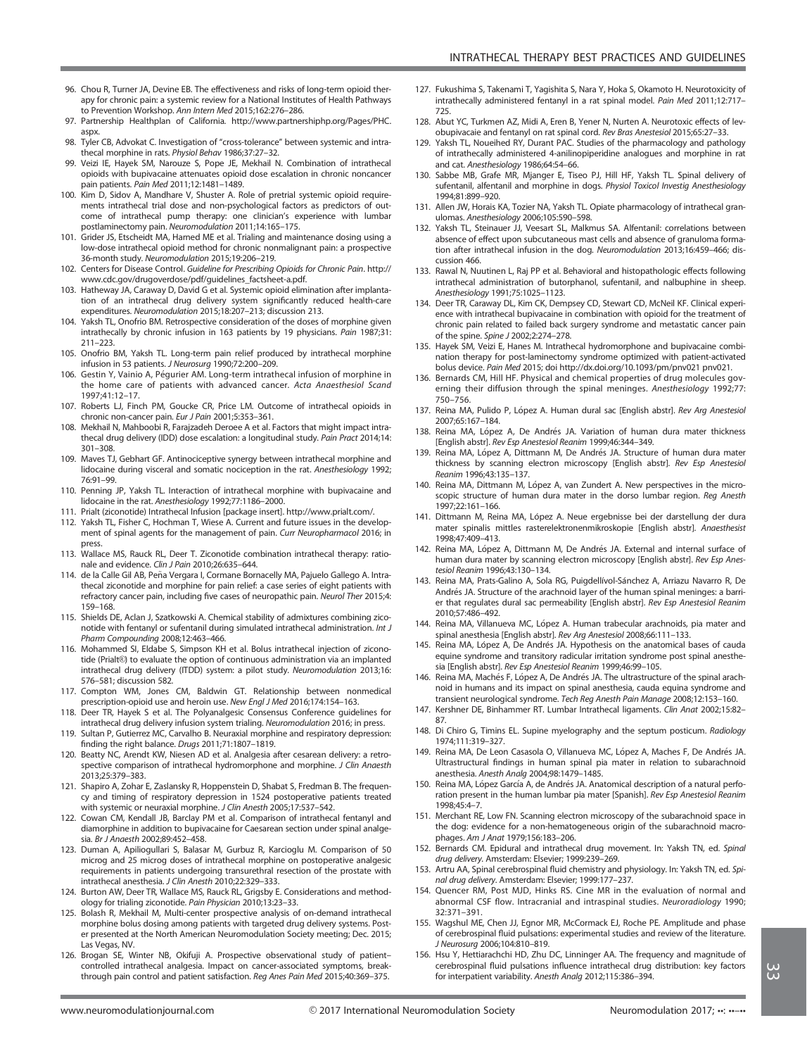96. Chou R, Turner JA, Devine EB. The effectiveness and risks of long-term opioid therapy for chronic pain: a systemic review for a National Institutes of Health Pathways to Prevention Workshop. *Ann Intern Med* 2015;162:276–286.
97. Partnership Healthplan of California. http://www.partnershiphp.org/Pages/PHC.aspx.
98. Tyler CB, Advokat C. Investigation of "cross-tolerance" between systemic and intrathecal morphine in rats. *Physiol Behav* 1986;37:27–32.
99. Veizi IE, Hayek SM, Narouze S, Pope JE, Mekhail N. Combination of intrathecal opioids with bupivacaine attenuates opioid dose escalation in chronic noncancer pain patients. *Pain Med* 2011;12:1481–1489.
100. Kim D, Sidov A, Mandhare V, Shuster A. Role of pretrial systemic opioid requirements intrathecal trial dose and non-psychological factors as predictors of outcome of intrathecal pump therapy: one clinician's experience with lumbar postlaminectomy pain. *Neuromodulation* 2011;14:165–175.
101. Grider JS, Etscheidt MA, Harned ME et al. Trialing and maintenance dosing using a low-dose intrathecal opioid method for chronic nonmalignant pain: a prospective 36-month study. *Neuromodulation* 2015;19:206–219.
102. Centers for Disease Control. *Guideline for Prescribing Opioids for Chronic Pain*. http://www.cdc.gov/drugoverdose/pdf/guidelines_factsheet-a.pdf.
103. Hatheway JA, Caraway D, David G et al. Systemic opioid elimination after implantation of an intrathecal drug delivery system significantly reduced health-care expenditures. *Neuromodulation* 2015;18:207–213; discussion 213.
104. Yaksh TL, Onofrio BM. Retrospective consideration of the doses of morphine given intrathecally by chronic infusion in 163 patients by 19 physicians. *Pain* 1987;31: 211–223.
105. Onofrio BM, Yaksh TL. Long-term pain relief produced by intrathecal morphine infusion in 53 patients. *J Neurosurg* 1990;72:200–209.
106. Gestin Y, Vainio A, Pégurier AM. Long-term intrathecal infusion of morphine in the home care of patients with advanced cancer. *Acta Anaesthesiol Scand* 1997;41:12–17.
107. Roberts LJ, Finch PM, Goucke CR, Price LM. Outcome of intrathecal opioids in chronic non-cancer pain. *Eur J Pain* 2001;5:353–361.
108. Mekhail N, Mahboobi R, Farajzadeh Deroee A et al. Factors that might impact intrathecal drug delivery (IDD) dose escalation: a longitudinal study. *Pain Pract* 2014;14: 301–308.
109. Maves TJ, Gebhart GF. Antinociceptive synergy between intrathecal morphine and lidocaine during visceral and somatic nociception in the rat. *Anesthesiology* 1992; 76:91–99.
110. Penning JP, Yaksh TL. Interaction of intrathecal morphine with bupivacaine and lidocaine in the rat. *Anesthesiology* 1992;77:1186–2000.
111. Prialt (ziconotide) Intrathecal Infusion [package insert]. http://www.prialt.com/.
112. Yaksh TL, Fisher C, Hochman T, Wiese A. Current and future issues in the development of spinal agents for the management of pain. *Curr Neuropharmacol* 2016; in press.
113. Wallace MS, Rauck RL, Deer T. Ziconotide combination intrathecal therapy: rationale and evidence. *Clin J Pain* 2010;26:635–644.
114. de la Calle Gil AB, Peña Vergara I, Cormane Bornacelly MA, Pajuelo Gallego A. Intrathecal ziconotide and morphine for pain relief: a case series of eight patients with refractory cancer pain, including five cases of neuropathic pain. *Neurol Ther* 2015;4: 159–168.
115. Shields DE, Aclan J, Szatkowski A. Chemical stability of admixtures combining ziconotide with fentanyl or sufentanil during simulated intrathecal administration. *Int J Pharm Compounding* 2008;12:463–466.
116. Mohammed SI, Eldabe S, Simpson KH et al. Bolus intrathecal injection of ziconotide (Prialt®) to evaluate the option of continuous administration via an implanted intrathecal drug delivery (ITDD) system: a pilot study. *Neuromodulation* 2013;16: 576–581; discussion 582.
117. Compton WM, Jones CM, Baldwin GT. Relationship between nonmedical prescription-opioid use and heroin use. *New Engl J Med* 2016;174:154–163.
118. Deer TR, Hayek S et al. The Polyanalgesic Consensus Conference guidelines for intrathecal drug delivery infusion system trialing. *Neuromodulation* 2016; in press.
119. Sultan P, Gutierrez MC, Carvalho B. Neuraxial morphine and respiratory depression: finding the right balance. *Drugs* 2011;71:1807–1819.
120. Beatty NC, Arendt KW, Niesen AD et al. Analgesia after cesarean delivery: a retrospective comparison of intrathecal hydromorphone and morphine. *J Clin Anaesth* 2013;25:379–383.
121. Shapiro A, Zohar E, Zaslansky R, Hoppenstein D, Shabat S, Fredman B. The frequency and timing of respiratory depression in 1524 postoperative patients treated with systemic or neuraxial morphine. *J Clin Anesth* 2005;17:537–542.
122. Cowan CM, Kendall JB, Barclay PM et al. Comparison of intrathecal fentanyl and diamorphine in addition to bupivacaine for Caesarean section under spinal analgesia. *Br J Anaesth* 2002;89:452–458.
123. Duman A, Apiliogullari S, Balasar M, Gurbuz R, Karcioglu M. Comparison of 50 microg and 25 microg doses of intrathecal morphine on postoperative analgesic requirements in patients undergoing transurethral resection of the prostate with intrathecal anesthesia. *J Clin Anesth* 2010;22:329–333.
124. Burton AW, Deer TR, Wallace MS, Rauck RL, Grigsby E. Considerations and methodology for trialing ziconotide. *Pain Physician* 2010;13:23–33.
125. Bolash R, Mekhail M, Multi-center prospective analysis of on-demand intrathecal morphine bolus dosing among patients with targeted drug delivery systems. Poster presented at the North American Neuromodulation Society meeting; Dec. 2015; Las Vegas, NV.
126. Brogan SE, Winter NB, Okifuji A. Prospective observational study of patient–controlled intrathecal analgesia. Impact on cancer-associated symptoms, breakthrough pain control and patient satisfaction. *Reg Anes Pain Med* 2015;40:369–375.
127. Fukushima S, Takenami T, Yagishita S, Nara Y, Hoka S, Okamoto H. Neurotoxicity of intrathecally administered fentanyl in a rat spinal model. *Pain Med* 2011;12:717–725.
128. Abut YC, Turkmen AZ, Midi A, Eren B, Yener N, Nurten A. Neurotoxic effects of levobupivacaine and fentanyl on rat spinal cord. *Rev Bras Anestesiol* 2015;65:27–33.
129. Yaksh TL, Noueihed RY, Durant PAC. Studies of the pharmacology and pathology of intrathecally administered 4-anilinopiperidine analogues and morphine in rat and cat. *Anesthesiology* 1986;64:54–66.
130. Sabbe MB, Grafe MR, Mjanger E, Tiseo PJ, Hill HF, Yaksh TL. Spinal delivery of sufentanil, alfentanil and morphine in dogs. *Physiol Toxicol Investig Anesthesiology* 1994;81:899–920.
131. Allen JW, Horais KA, Tozier NA, Yaksh TL. Opiate pharmacology of intrathecal granulomas. *Anesthesiology* 2006;105:590–598.
132. Yaksh TL, Steinauer JJ, Veesart SL, Malkmus SA. Alfentanil: correlations between absence of effect upon subcutaneous mast cells and absence of granuloma formation after intrathecal infusion in the dog. *Neuromodulation* 2013;16:459–466; discussion 466.
133. Rawal N, Nuutinen L, Raj PP et al. Behavioral and histopathologic effects following intrathecal administration of butorphanol, sufentanil, and nalbuphine in sheep. *Anesthesiology* 1991;75:1025–1123.
134. Deer TR, Caraway DL, Kim CK, Dempsey CD, Stewart CD, McNeil KF. Clinical experience with intrathecal bupivacaine in combination with opioid for the treatment of chronic pain related to failed back surgery syndrome and metastatic cancer pain of the spine. *Spine J* 2002;2:274–278.
135. Hayek SM, Veizi E, Hanes M. Intrathecal hydromorphone and bupivacaine combination therapy for post-laminectomy syndrome optimized with patient-activated bolus device. *Pain Med* 2015; doi http://dx.doi.org/10.1093/pm/pnv021 pnv021.
136. Bernards CM, Hill HF. Physical and chemical properties of drug molecules governing their diffusion through the spinal meninges. *Anesthesiology* 1992;77: 750–756.
137. Reina MA, Pulido P, López A. Human dural sac [English abstr]. *Rev Arg Anestesiol* 2007;65:167–184.
138. Reina MA, López A, De Andrés JA. Variation of human dura mater thickness [English abstr]. *Rev Esp Anestesiol Reanim* 1999;46:344–349.
139. Reina MA, López A, Dittmann M, De Andrés JA. Structure of human dura mater thickness by scanning electron microscopy [English abstr]. *Rev Esp Anestesiol Reanim* 1996;43:135–137.
140. Reina MA, Dittmann M, López A, van Zundert A. New perspectives in the microscopic structure of human dura mater in the dorso lumbar region. *Reg Anesth* 1997;22:161–166.
141. Dittmann M, Reina MA, López A. Neue ergebnisse bei der darstellung der dura mater spinalis mittles rasterelektronenmikroskopie [English abstr]. *Anaesthesist* 1998;47:409–413.
142. Reina MA, López A, Dittmann M, De Andrés JA. External and internal surface of human dura mater by scanning electron microscopy [English abstr]. *Rev Esp Anestesiol Reanim* 1996;43:130–134.
143. Reina MA, Prats-Galino A, Sola RG, Puigdellívol-Sánchez A, Arriazu Navarro R, De Andrés JA. Structure of the arachnoid layer of the human spinal meninges: a barrier that regulates dural sac permeability [English abstr]. *Rev Esp Anestesiol Reanim* 2010;57:486–492.
144. Reina MA, Villanueva MC, López A. Human trabecular arachnoids, pia mater and spinal anesthesia [English abstr]. *Rev Arg Anestesiol* 2008;66:111–133.
145. Reina MA, López A, De Andrés JA. Hypothesis on the anatomical bases of cauda equine syndrome and transitory radicular irritation syndrome post spinal anesthesia [English abstr]. *Rev Esp Anestesiol Reanim* 1999;46:99–105.
146. Reina MA, Machés F, López A, De Andrés JA. The ultrastructure of the spinal arachnoid in humans and its impact on spinal anesthesia, cauda equina syndrome and transient neurological syndrome. *Tech Reg Anesth Pain Manage* 2008;12:153–160.
147. Kershner DE, Binhammer RT. Lumbar Intrathecal ligaments. *Clin Anat* 2002;15:82–87.
148. Di Chiro G, Timins EL. Supine myelography and the septum posticum. *Radiology* 1974;111:319–327.
149. Reina MA, De Leon Casasola O, Villanueva MC, López A, Maches F, De Andrés JA. Ultrastructural findings in human spinal pia mater in relation to subarachnoid anesthesia. *Anesth Analg* 2004;98:1479–1485.
150. Reina MA, López García A, de Andrés JA. Anatomical description of a natural perforation present in the human lumbar pia mater [Spanish]. *Rev Esp Anestesiol Reanim* 1998;45:4–7.
151. Merchant RE, Low FN. Scanning electron microscopy of the subarachnoid space in the dog: evidence for a non-hematogeneous origin of the subarachnoid macrophages. *Am J Anat* 1979;156:183–206.
152. Bernards CM. Epidural and intrathecal drug movement. In: Yaksh TN, ed. *Spinal drug delivery*. Amsterdam: Elsevier; 1999:239–269.
153. Artru AA, Spinal cerebrospinal fluid chemistry and physiology. In: Yaksh TN, ed. *Spinal drug delivery*. Amsterdam: Elsevier; 1999:177–237.
154. Quencer RM, Post MJD, Hinks RS. Cine MR in the evaluation of normal and abnormal CSF flow. Intracranial and intraspinal studies. *Neuroradiology* 1990; 32:371–391.
155. Wagshul ME, Chen JJ, Egnor MR, McCormack EJ, Roche PE. Amplitude and phase of cerebrospinal fluid pulsations: experimental studies and review of the literature. *J Neurosurg* 2006;104:810–819.
156. Hsu Y, Hettiarachchi HD, Zhu DC, Linninger AA. The frequency and magnitude of cerebrospinal fluid pulsations influence intrathecal drug distribution: key factors for interpatient variability. *Anesth Analg* 2012;115:386–394.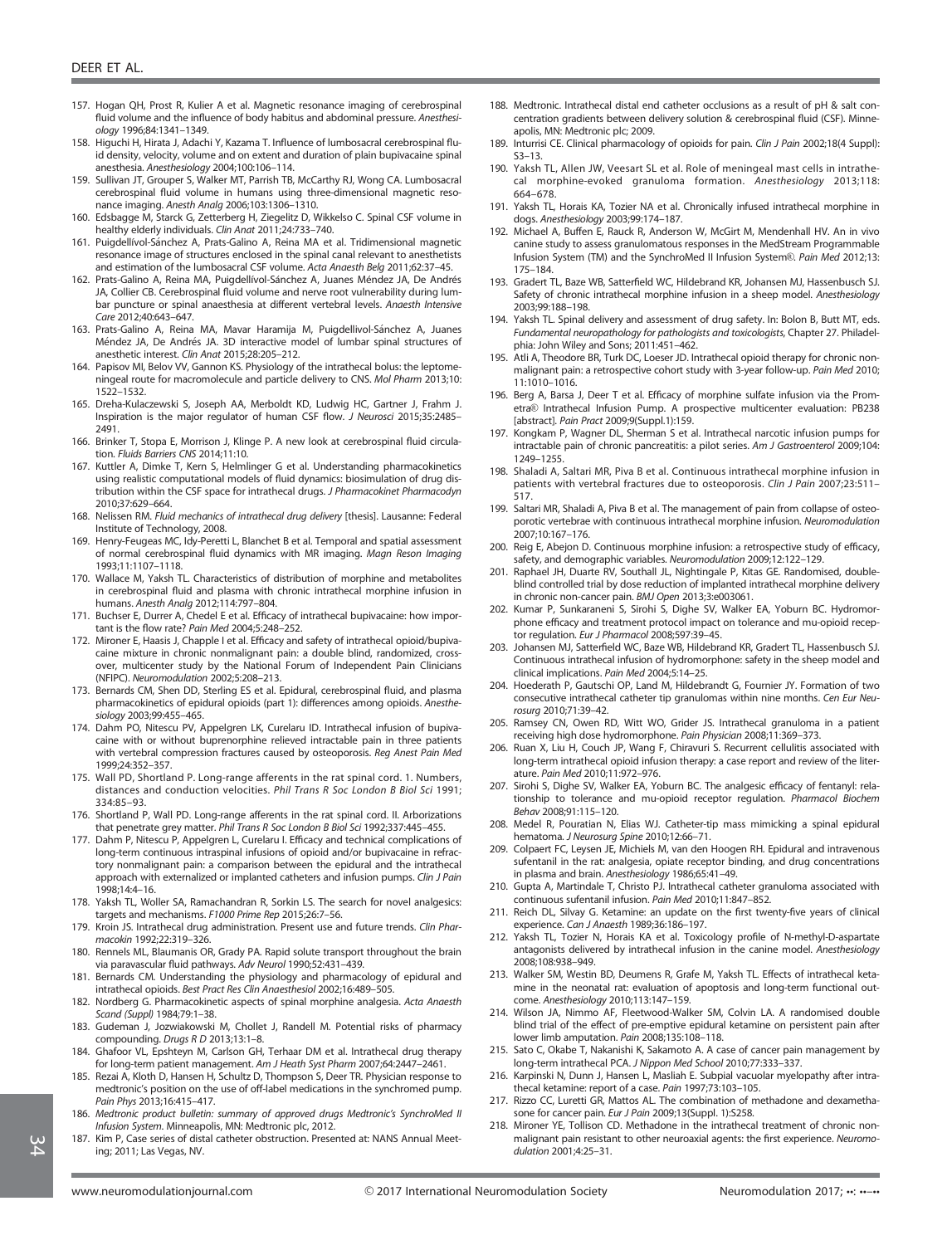157. Hogan QH, Prost R, Kulier A et al. Magnetic resonance imaging of cerebrospinal fluid volume and the influence of body habitus and abdominal pressure. *Anesthesiology* 1996;84:1341–1349.
158. Higuchi H, Hirata J, Adachi Y, Kazama T. Influence of lumbosacral cerebrospinal fluid density, velocity, volume and on extent and duration of plain bupivacaine spinal anesthesia. *Anesthesiology* 2004;100:106–114.
159. Sullivan JT, Grouper S, Walker MT, Parrish TB, McCarthy RJ, Wong CA. Lumbosacral cerebrospinal fluid volume in humans using three-dimensional magnetic resonance imaging. *Anesth Analg* 2006;103:1306–1310.
160. Edsbagge M, Starck G, Zetterberg H, Ziegelitz D, Wikkelso C. Spinal CSF volume in healthy elderly individuals. *Clin Anat* 2011;24:733–740.
161. Puigdellívol-Sánchez A, Prats-Galino A, Reina MA et al. Tridimensional magnetic resonance image of structures enclosed in the spinal canal relevant to anesthetists and estimation of the lumbosacral CSF volume. *Acta Anaesth Belg* 2011;62:37–45.
162. Prats-Galino A, Reina MA, Puigdellívol-Sánchez A, Juanes Méndez JA, De Andrés JA, Collier CB. Cerebrospinal fluid volume and nerve root vulnerability during lumbar puncture or spinal anaesthesia at different vertebral levels. *Anaesth Intensive Care* 2012;40:643–647.
163. Prats-Galino A, Reina MA, Mavar Haramija M, Puigdellivol-Sánchez A, Juanes Méndez JA, De Andrés JA. 3D interactive model of lumbar spinal structures of anesthetic interest. *Clin Anat* 2015;28:205–212.
164. Papisov MI, Belov VV, Gannon KS. Physiology of the intrathecal bolus: the leptomeningeal route for macromolecule and particle delivery to CNS. *Mol Pharm* 2013;10: 1522–1532.
165. Dreha-Kulaczewski S, Joseph AA, Merboldt KD, Ludwig HC, Gartner J, Frahm J. Inspiration is the major regulator of human CSF flow. *J Neurosci* 2015;35:2485–2491.
166. Brinker T, Stopa E, Morrison J, Klinge P. A new look at cerebrospinal fluid circulation. *Fluids Barriers CNS* 2014;11:10.
167. Kuttler A, Dimke T, Kern S, Helmlinger G et al. Understanding pharmacokinetics using realistic computational models of fluid dynamics: biosimulation of drug distribution within the CSF space for intrathecal drugs. *J Pharmacokinet Pharmacodyn* 2010;37:629–664.
168. Nelissen RM. *Fluid mechanics of intrathecal drug delivery* [thesis]. Lausanne: Federal Institute of Technology, 2008.
169. Henry-Feugeas MC, Idy-Peretti L, Blanchet B et al. Temporal and spatial assessment of normal cerebrospinal fluid dynamics with MR imaging. *Magn Reson Imaging* 1993;11:1107–1118.
170. Wallace M, Yaksh TL. Characteristics of distribution of morphine and metabolites in cerebrospinal fluid and plasma with chronic intrathecal morphine infusion in humans. *Anesth Analg* 2012;114:797–804.
171. Buchser E, Durrer A, Chedel E et al. Efficacy of intrathecal bupivacaine: how important is the flow rate? *Pain Med* 2004;5:248–252.
172. Mironer E, Haasis J, Chapple I et al. Efficacy and safety of intrathecal opioid/bupivacaine mixture in chronic nonmalignant pain: a double blind, randomized, crossover, multicenter study by the National Forum of Independent Pain Clinicians (NFIPC). *Neuromodulation* 2002;5:208–213.
173. Bernards CM, Shen DD, Sterling ES et al. Epidural, cerebrospinal fluid, and plasma pharmacokinetics of epidural opioids (part 1): differences among opioids. *Anesthesiology* 2003;99:455–465.
174. Dahm PO, Nitescu PV, Appelgren LK, Curelaru ID. Intrathecal infusion of bupivacaine with or without buprenorphine relieved intractable pain in three patients with vertebral compression fractures caused by osteoporosis. *Reg Anest Pain Med* 1999;24:352–357.
175. Wall PD, Shortland P. Long-range afferents in the rat spinal cord. 1. Numbers, distances and conduction velocities. *Phil Trans R Soc London B Biol Sci* 1991; 334:85–93.
176. Shortland P, Wall PD. Long-range afferents in the rat spinal cord. II. Arborizations that penetrate grey matter. *Phil Trans R Soc London B Biol Sci* 1992;337:445–455.
177. Dahm P, Nitescu P, Appelgren L, Curelaru I. Efficacy and technical complications of long-term continuous intraspinal infusions of opioid and/or bupivacaine in refractory nonmalignant pain: a comparison between the epidural and the intrathecal approach with externalized or implanted catheters and infusion pumps. *Clin J Pain* 1998;14:4–16.
178. Yaksh TL, Woller SA, Ramachandran R, Sorkin LS. The search for novel analgesics: targets and mechanisms. *F1000 Prime Rep* 2015;26:7–56.
179. Kroin JS. Intrathecal drug administration. Present use and future trends. *Clin Pharmacokin* 1992;22:319–326.
180. Rennels ML, Blaumanis OR, Grady PA. Rapid solute transport throughout the brain via paravascular fluid pathways. *Adv Neurol* 1990;52:431–439.
181. Bernards CM. Understanding the physiology and pharmacology of epidural and intrathecal opioids. *Best Pract Res Clin Anaesthesiol* 2002;16:489–505.
182. Nordberg G. Pharmacokinetic aspects of spinal morphine analgesia. *Acta Anaesth Scand (Suppl)* 1984;79:1–38.
183. Gudeman J, Jozwiakowski M, Chollet J, Randell M. Potential risks of pharmacy compounding. *Drugs R D* 2013;13:1–8.
184. Ghafoor VL, Epshteyn M, Carlson GH, Terhaar DM et al. Intrathecal drug therapy for long-term patient management. *Am J Heath Syst Pharm* 2007;64:2447–2461.
185. Rezai A, Kloth D, Hansen H, Schultz D, Thompson S, Deer TR. Physician response to medtronic's position on the use of off-label medications in the synchromed pump. *Pain Phys* 2013;16:415–417.
186. *Medtronic product bulletin: summary of approved drugs Medtronic's SynchroMed II Infusion System*. Minneapolis, MN: Medtronic plc, 2012.
187. Kim P, Case series of distal catheter obstruction. Presented at: NANS Annual Meeting; 2011; Las Vegas, NV.
188. Medtronic. Intrathecal distal end catheter occlusions as a result of pH & salt concentration gradients between delivery solution & cerebrospinal fluid (CSF). Minneapolis, MN: Medtronic plc; 2009.
189. Inturrisi CE. Clinical pharmacology of opioids for pain. *Clin J Pain* 2002;18(4 Suppl): S3–13.
190. Yaksh TL, Allen JW, Veesart SL et al. Role of meningeal mast cells in intrathecal morphine-evoked granuloma formation. *Anesthesiology* 2013;118: 664–678.
191. Yaksh TL, Horais KA, Tozier NA et al. Chronically infused intrathecal morphine in dogs. *Anesthesiology* 2003;99:174–187.
192. Michael A, Buffen E, Rauck R, Anderson W, McGirt M, Mendenhall HV. An in vivo canine study to assess granulomatous responses in the MedStream Programmable Infusion System (TM) and the SynchroMed II Infusion System®. *Pain Med* 2012;13: 175–184.
193. Gradert TL, Baze WB, Satterfield WC, Hildebrand KR, Johansen MJ, Hassenbusch SJ. Safety of chronic intrathecal morphine infusion in a sheep model. *Anesthesiology* 2003;99:188–198.
194. Yaksh TL. Spinal delivery and assessment of drug safety. In: Bolon B, Butt MT, eds. *Fundamental neuropathology for pathologists and toxicologists*, Chapter 27. Philadelphia: John Wiley and Sons; 2011:451–462.
195. Atli A, Theodore BR, Turk DC, Loeser JD. Intrathecal opioid therapy for chronic nonmalignant pain: a retrospective cohort study with 3-year follow-up. *Pain Med* 2010; 11:1010–1016.
196. Berg A, Barsa J, Deer T et al. Efficacy of morphine sulfate infusion via the Prometra® Intrathecal Infusion Pump. A prospective multicenter evaluation: PB238 [abstract]. *Pain Pract* 2009;9(Suppl.1):159.
197. Kongkam P, Wagner DL, Sherman S et al. Intrathecal narcotic infusion pumps for intractable pain of chronic pancreatitis: a pilot series. *Am J Gastroenterol* 2009;104: 1249–1255.
198. Shaladi A, Saltari MR, Piva B et al. Continuous intrathecal morphine infusion in patients with vertebral fractures due to osteoporosis. *Clin J Pain* 2007;23:511–517.
199. Saltari MR, Shaladi A, Piva B et al. The management of pain from collapse of osteoporotic vertebrae with continuous intrathecal morphine infusion. *Neuromodulation* 2007;10:167–176.
200. Reig E, Abejon D. Continuous morphine infusion: a retrospective study of efficacy, safety, and demographic variables. *Neuromodulation* 2009;12:122–129.
201. Raphael JH, Duarte RV, Southall JL, Nightingale P, Kitas GE. Randomised, double-blind controlled trial by dose reduction of implanted intrathecal morphine delivery in chronic non-cancer pain. *BMJ Open* 2013;3:e003061.
202. Kumar P, Sunkaraneni S, Sirohi S, Dighe SV, Walker EA, Yoburn BC. Hydromorphone efficacy and treatment protocol impact on tolerance and mu-opioid receptor regulation. *Eur J Pharmacol* 2008;597:39–45.
203. Johansen MJ, Satterfield WC, Baze WB, Hildebrand KR, Gradert TL, Hassenbusch SJ. Continuous intrathecal infusion of hydromorphone: safety in the sheep model and clinical implications. *Pain Med* 2004;5:14–25.
204. Hoederath P, Gautschi OP, Land M, Hildebrandt G, Fournier JY. Formation of two consecutive intrathecal catheter tip granulomas within nine months. *Cen Eur Neurosurg* 2010;71:39–42.
205. Ramsey CN, Owen RD, Witt WO, Grider JS. Intrathecal granuloma in a patient receiving high dose hydromorphone. *Pain Physician* 2008;11:369–373.
206. Ruan X, Liu H, Couch JP, Wang F, Chiravuri S. Recurrent cellulitis associated with long-term intrathecal opioid infusion therapy: a case report and review of the literature. *Pain Med* 2010;11:972–976.
207. Sirohi S, Dighe SV, Walker EA, Yoburn BC. The analgesic efficacy of fentanyl: relationship to tolerance and mu-opioid receptor regulation. *Pharmacol Biochem Behav* 2008;91:115–120.
208. Medel R, Pouratian N, Elias WJ. Catheter-tip mass mimicking a spinal epidural hematoma. *J Neurosurg Spine* 2010;12:66–71.
209. Colpaert FC, Leysen JE, Michiels M, van den Hoogen RH. Epidural and intravenous sufentanil in the rat: analgesia, opiate receptor binding, and drug concentrations in plasma and brain. *Anesthesiology* 1986;65:41–49.
210. Gupta A, Martindale T, Christo PJ. Intrathecal catheter granuloma associated with continuous sufentanil infusion. *Pain Med* 2010;11:847–852.
211. Reich DL, Silvay G. Ketamine: an update on the first twenty-five years of clinical experience. *Can J Anaesth* 1989;36:186–197.
212. Yaksh TL, Tozier N, Horais KA et al. Toxicology profile of N-methyl-D-aspartate antagonists delivered by intrathecal infusion in the canine model. *Anesthesiology* 2008;108:938–949.
213. Walker SM, Westin BD, Deumens R, Grafe M, Yaksh TL. Effects of intrathecal ketamine in the neonatal rat: evaluation of apoptosis and long-term functional outcome. *Anesthesiology* 2010;113:147–159.
214. Wilson JA, Nimmo AF, Fleetwood-Walker SM, Colvin LA. A randomised double blind trial of the effect of pre-emptive epidural ketamine on persistent pain after lower limb amputation. *Pain* 2008;135:108–118.
215. Sato C, Okabe T, Nakanishi K, Sakamoto A. A case of cancer pain management by long-term intrathecal PCA. *J Nippon Med School* 2010;77:333–337.
216. Karpinski N, Dunn J, Hansen L, Masliah E. Subpial vacuolar myelopathy after intrathecal ketamine: report of a case. *Pain* 1997;73:103–105.
217. Rizzo CC, Luretti GR, Mattos AL. The combination of methadone and dexamethasone for cancer pain. *Eur J Pain* 2009;13(Suppl. 1):S258.
218. Mironer YE, Tollison CD. Methadone in the intrathecal treatment of chronic nonmalignant pain resistant to other neuroaxial agents: the first experience. *Neuromodulation* 2001;4:25–31.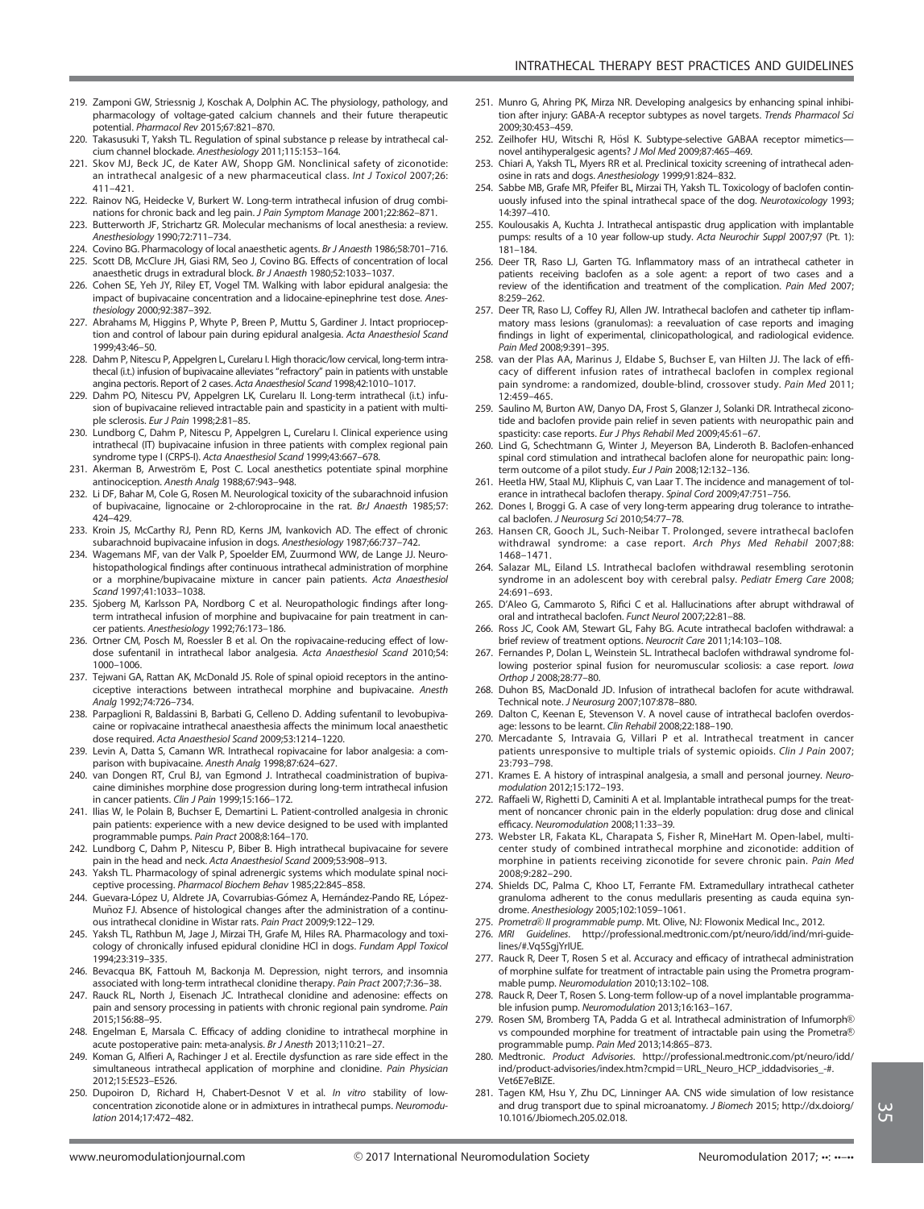219. Zamponi GW, Striessnig J, Koschak A, Dolphin AC. The physiology, pathology, and pharmacology of voltage-gated calcium channels and their future therapeutic potential. *Pharmacol Rev* 2015;67:821–870.
220. Takasusuki T, Yaksh TL. Regulation of spinal substance p release by intrathecal calcium channel blockade. *Anesthesiology* 2011;115:153–164.
221. Skov MJ, Beck JC, de Kater AW, Shopp GM. Nonclinical safety of ziconotide: an intrathecal analgesic of a new pharmaceutical class. *Int J Toxicol* 2007;26: 411–421.
222. Rainov NG, Heidecke V, Burkert W. Long-term intrathecal infusion of drug combinations for chronic back and leg pain. *J Pain Symptom Manage* 2001;22:862–871.
223. Butterworth JF, Strichartz GR. Molecular mechanisms of local anesthesia: a review. *Anesthesiology* 1990;72:711–734.
224. Covino BG. Pharmacology of local anaesthetic agents. *Br J Anaesth* 1986;58:701–716.
225. Scott DB, McClure JH, Giasi RM, Seo J, Covino BG. Effects of concentration of local anaesthetic drugs in extradural block. *Br J Anaesth* 1980;52:1033–1037.
226. Cohen SE, Yeh JY, Riley ET, Vogel TM. Walking with labor epidural analgesia: the impact of bupivacaine concentration and a lidocaine-epinephrine test dose. *Anesthesiology* 2000;92:387–392.
227. Abrahams M, Higgins P, Whyte P, Breen P, Muttu S, Gardiner J. Intact proprioception and control of labour pain during epidural analgesia. *Acta Anaesthesiol Scand* 1999;43:46–50.
228. Dahm P, Nitescu P, Appelgren L, Curelaru I. High thoracic/low cervical, long-term intrathecal (i.t.) infusion of bupivacaine alleviates "refractory" pain in patients with unstable angina pectoris. Report of 2 cases. *Acta Anaesthesiol Scand* 1998;42:1010–1017.
229. Dahm PO, Nitescu PV, Appelgren LK, Curelaru II. Long-term intrathecal (i.t.) infusion of bupivacaine relieved intractable pain and spasticity in a patient with multiple sclerosis. *Eur J Pain* 1998;2:81–85.
230. Lundborg C, Dahm P, Nitescu P, Appelgren L, Curelaru I. Clinical experience using intrathecal (IT) bupivacaine infusion in three patients with complex regional pain syndrome type I (CRPS-I). *Acta Anaesthesiol Scand* 1999;43:667–678.
231. Akerman B, Arweström E, Post C. Local anesthetics potentiate spinal morphine antinociception. *Anesth Analg* 1988;67:943–948.
232. Li DF, Bahar M, Cole G, Rosen M. Neurological toxicity of the subarachnoid infusion of bupivacaine, lignocaine or 2-chloroprocaine in the rat. *BrJ Anaesth* 1985;57: 424–429.
233. Kroin JS, McCarthy RJ, Penn RD, Kerns JM, Ivankovich AD. The effect of chronic subarachnoid bupivacaine infusion in dogs. *Anesthesiology* 1987;66:737–742.
234. Wagemans MF, van der Valk P, Spoelder EM, Zuurmond WW, de Lange JJ. Neurohistopathological findings after continuous intrathecal administration of morphine or a morphine/bupivacaine mixture in cancer pain patients. *Acta Anaesthesiol Scand* 1997;41:1033–1038.
235. Sjoberg M, Karlsson PA, Nordborg C et al. Neuropathologic findings after long-term intrathecal infusion of morphine and bupivacaine for pain treatment in cancer patients. *Anesthesiology* 1992;76:173–186.
236. Ortner CM, Posch M, Roessler B et al. On the ropivacaine-reducing effect of low-dose sufentanil in intrathecal labor analgesia. *Acta Anaesthesiol Scand* 2010;54: 1000–1006.
237. Tejwani GA, Rattan AK, McDonald JS. Role of spinal opioid receptors in the antinociceptive interactions between intrathecal morphine and bupivacaine. *Anesth Analg* 1992;74:726–734.
238. Parpaglioni R, Baldassini B, Barbati G, Celleno D. Adding sufentanil to levobupivacaine or ropivacaine intrathecal anaesthesia affects the minimum local anaesthetic dose required. *Acta Anaesthesiol Scand* 2009;53:1214–1220.
239. Levin A, Datta S, Camann WR. Intrathecal ropivacaine for labor analgesia: a comparison with bupivacaine. *Anesth Analg* 1998;87:624–627.
240. van Dongen RT, Crul BJ, van Egmond J. Intrathecal coadministration of bupivacaine diminishes morphine dose progression during long-term intrathecal infusion in cancer patients. *Clin J Pain* 1999;15:166–172.
241. Ilias W, le Polain B, Buchser E, Demartini L. Patient-controlled analgesia in chronic pain patients: experience with a new device designed to be used with implanted programmable pumps. *Pain Pract* 2008;8:164–170.
242. Lundborg C, Dahm P, Nitescu P, Biber B. High intrathecal bupivacaine for severe pain in the head and neck. *Acta Anaesthesiol Scand* 2009;53:908–913.
243. Yaksh TL. Pharmacology of spinal adrenergic systems which modulate spinal nociceptive processing. *Pharmacol Biochem Behav* 1985;22:845–858.
244. Guevara-López U, Aldrete JA, Covarrubias-Gómez A, Hernández-Pando RE, López-Muñoz FJ. Absence of histological changes after the administration of a continuous intrathecal clonidine in Wistar rats. *Pain Pract* 2009;9:122–129.
245. Yaksh TL, Rathbun M, Jage J, Mirzai TH, Grafe M, Hiles RA. Pharmacology and toxicology of chronically infused epidural clonidine HCl in dogs. *Fundam Appl Toxicol* 1994;23:319–335.
246. Bevacqua BK, Fattouh M, Backonja M. Depression, night terrors, and insomnia associated with long-term intrathecal clonidine therapy. *Pain Pract* 2007;7:36–38.
247. Rauck RL, North J, Eisenach JC. Intrathecal clonidine and adenosine: effects on pain and sensory processing in patients with chronic regional pain syndrome. *Pain* 2015;156:88–95.
248. Engelman E, Marsala C. Efficacy of adding clonidine to intrathecal morphine in acute postoperative pain: meta-analysis. *Br J Anesth* 2013;110:21–27.
249. Koman G, Alfieri A, Rachinger J et al. Erectile dysfunction as rare side effect in the simultaneous intrathecal application of morphine and clonidine. *Pain Physician* 2012;15:E523–E526.
250. Dupoiron D, Richard H, Chabert-Desnot V et al. *In vitro* stability of low-concentration ziconotide alone or in admixtures in intrathecal pumps. *Neuromodulation* 2014;17:472–482.
251. Munro G, Ahring PK, Mirza NR. Developing analgesics by enhancing spinal inhibition after injury: GABA-A receptor subtypes as novel targets. *Trends Pharmacol Sci* 2009;30:453–459.
252. Zeilhofer HU, Witschi R, Hösl K. Subtype-selective GABAA receptor mimetics—novel antihyperalgesic agents? *J Mol Med* 2009;87:465–469.
253. Chiari A, Yaksh TL, Myers RR et al. Preclinical toxicity screening of intrathecal adenosine in rats and dogs. *Anesthesiology* 1999;91:824–832.
254. Sabbe MB, Grafe MR, Pfeifer BL, Mirzai TH, Yaksh TL. Toxicology of baclofen continuously infused into the spinal intrathecal space of the dog. *Neurotoxicology* 1993; 14:397–410.
255. Koulousakis A, Kuchta J. Intrathecal antispastic drug application with implantable pumps: results of a 10 year follow-up study. *Acta Neurochir Suppl* 2007;97 (Pt. 1): 181–184.
256. Deer TR, Raso LJ, Garten TG. Inflammatory mass of an intrathecal catheter in patients receiving baclofen as a sole agent: a report of two cases and a review of the identification and treatment of the complication. *Pain Med* 2007; 8:259–262.
257. Deer TR, Raso LJ, Coffey RJ, Allen JW. Intrathecal baclofen and catheter tip inflammatory mass lesions (granulomas): a reevaluation of case reports and imaging findings in light of experimental, clinicopathological, and radiological evidence. *Pain Med* 2008;9:391–395.
258. van der Plas AA, Marinus J, Eldabe S, Buchser E, van Hilten JJ. The lack of efficacy of different infusion rates of intrathecal baclofen in complex regional pain syndrome: a randomized, double-blind, crossover study. *Pain Med* 2011; 12:459–465.
259. Saulino M, Burton AW, Danyo DA, Frost S, Glanzer J, Solanki DR. Intrathecal ziconotide and baclofen provide pain relief in seven patients with neuropathic pain and spasticity: case reports. *Eur J Phys Rehabil Med* 2009;45:61–67.
260. Lind G, Schechtmann G, Winter J, Meyerson BA, Linderoth B. Baclofen-enhanced spinal cord stimulation and intrathecal baclofen alone for neuropathic pain: long-term outcome of a pilot study. *Eur J Pain* 2008;12:132–136.
261. Heetla HW, Staal MJ, Kliphuis C, van Laar T. The incidence and management of tolerance in intrathecal baclofen therapy. *Spinal Cord* 2009;47:751–756.
262. Dones I, Broggi G. A case of very long-term appearing drug tolerance to intrathecal baclofen. *J Neurosurg Sci* 2010;54:77–78.
263. Hansen CR, Gooch JL, Such-Neibar T. Prolonged, severe intrathecal baclofen withdrawal syndrome: a case report. *Arch Phys Med Rehabil* 2007;88: 1468–1471.
264. Salazar ML, Eiland LS. Intrathecal baclofen withdrawal resembling serotonin syndrome in an adolescent boy with cerebral palsy. *Pediatr Emerg Care* 2008; 24:691–693.
265. D'Aleo G, Cammaroto S, Rifici C et al. Hallucinations after abrupt withdrawal of oral and intrathecal baclofen. *Funct Neurol* 2007;22:81–88.
266. Ross JC, Cook AM, Stewart GL, Fahy BG. Acute intrathecal baclofen withdrawal: a brief review of treatment options. *Neurocrit Care* 2011;14:103–108.
267. Fernandes P, Dolan L, Weinstein SL. Intrathecal baclofen withdrawal syndrome following posterior spinal fusion for neuromuscular scoliosis: a case report. *Iowa Orthop J* 2008;28:77–80.
268. Duhon BS, MacDonald JD. Infusion of intrathecal baclofen for acute withdrawal. Technical note. *J Neurosurg* 2007;107:878–880.
269. Dalton C, Keenan E, Stevenson V. A novel cause of intrathecal baclofen overdosage: lessons to be learnt. *Clin Rehabil* 2008;22:188–190.
270. Mercadante S, Intravaia G, Villari P et al. Intrathecal treatment in cancer patients unresponsive to multiple trials of systemic opioids. *Clin J Pain* 2007; 23:793–798.
271. Krames E. A history of intraspinal analgesia, a small and personal journey. *Neuromodulation* 2012;15:172–193.
272. Raffaeli W, Righetti D, Caminiti A et al. Implantable intrathecal pumps for the treatment of noncancer chronic pain in the elderly population: drug dose and clinical efficacy. *Neuromodulation* 2008;11:33–39.
273. Webster LR, Fakata KL, Charapata S, Fisher R, MineHart M. Open-label, multicenter study of combined intrathecal morphine and ziconotide: addition of morphine in patients receiving ziconotide for severe chronic pain. *Pain Med* 2008;9:282–290.
274. Shields DC, Palma C, Khoo LT, Ferrante FM. Extramedullary intrathecal catheter granuloma adherent to the conus medullaris presenting as cauda equina syndrome. *Anesthesiology* 2005;102:1059–1061.
275. *Prometra® II programmable pump*. Mt. Olive, NJ: Flowonix Medical Inc., 2012.
276. *MRI Guidelines*. http://professional.medtronic.com/pt/neuro/idd/ind/mri-guidelines/#.Vq5SgjYrIUE.
277. Rauck R, Deer T, Rosen S et al. Accuracy and efficacy of intrathecal administration of morphine sulfate for treatment of intractable pain using the Prometra programmable pump. *Neuromodulation* 2010;13:102–108.
278. Rauck R, Deer T, Rosen S. Long-term follow-up of a novel implantable programmable infusion pump. *Neuromodulation* 2013;16:163–167.
279. Rosen SM, Bromberg TA, Padda G et al. Intrathecal administration of Infumorph® vs compounded morphine for treatment of intractable pain using the Prometra® programmable pump. *Pain Med* 2013;14:865–873.
280. Medtronic. *Product Advisories*. http://professional.medtronic.com/pt/neuro/idd/ind/product-advisories/index.htm?cmpid=URL_Neuro_HCP_iddadvisories_-#.Vet6E7eBlZE.
281. Tagen KM, Hsu Y, Zhu DC, Linninger AA. CNS wide simulation of low resistance and drug transport due to spinal microanatomy. *J Biomech* 2015; http://dx.doiorg/10.1016/Jbiomech.205.02.018.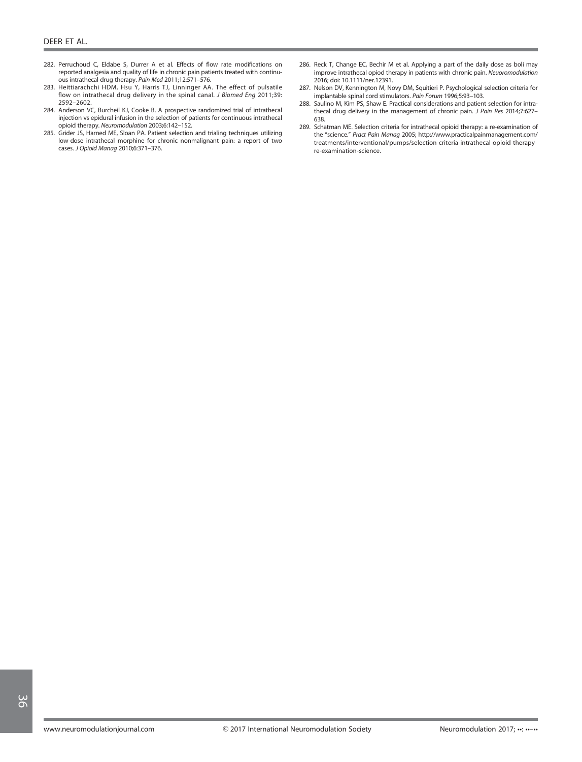282. Perruchoud C, Eldabe S, Durrer A et al. Effects of flow rate modifications on reported analgesia and quality of life in chronic pain patients treated with continuous intrathecal drug therapy. *Pain Med* 2011;12:571–576.
283. Heittiarachchi HDM, Hsu Y, Harris TJ, Linninger AA. The effect of pulsatile flow on intrathecal drug delivery in the spinal canal. *J Biomed Eng* 2011;39: 2592–2602.
284. Anderson VC, Burcheil KJ, Cooke B. A prospective randomized trial of intrathecal injection vs epidural infusion in the selection of patients for continuous intrathecal opioid therapy. *Neuromodulation* 2003;6:142–152.
285. Grider JS, Harned ME, Sloan PA. Patient selection and trialing techniques utilizing low-dose intrathecal morphine for chronic nonmalignant pain: a report of two cases. *J Opioid Manag* 2010;6:371–376.
286. Reck T, Change EC, Bechir M et al. Applying a part of the daily dose as boli may improve intrathecal opiod therapy in patients with chronic pain. *Neuoromodulation* 2016; doi: 10.1111/ner.12391.
287. Nelson DV, Kennington M, Novy DM, Squitieri P. Psychological selection criteria for implantable spinal cord stimulators. *Pain Forum* 1996;5:93–103.
288. Saulino M, Kim PS, Shaw E. Practical considerations and patient selection for intrathecal drug delivery in the management of chronic pain. *J Pain Res* 2014;7:627–638.
289. Schatman ME. Selection criteria for intrathecal opioid therapy: a re-examination of the "science." *Pract Pain Manag* 2005; http://www.practicalpainmanagement.com/treatments/interventional/pumps/selection-criteria-intrathecal-opioid-therapy-re-examination-science.